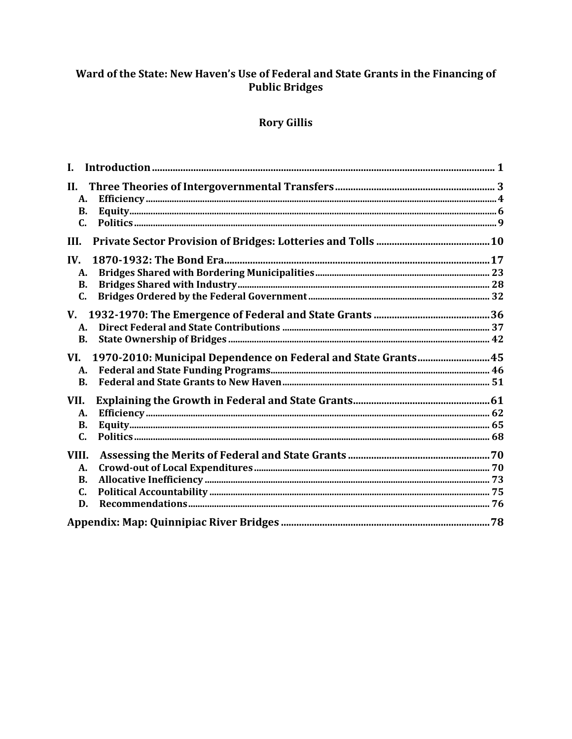# Ward of the State: New Haven's Use of Federal and State Grants in the Financing of Public Bridges

**Rory Gillis**

**I. Introduction** .......... 1

**II. Three Theories of Intergovernmental Transfers** .......... 3
- **A. Efficiency** .......... 4
- **B. Equity** .......... 6
- **C. Politics** .......... 9

**III. Private Sector Provision of Bridges: Lotteries and Tolls** .......... 10

**IV. 1870-1932: The Bond Era** .......... 17
- **A. Bridges Shared with Bordering Municipalities** .......... 23
- **B. Bridges Shared with Industry** .......... 28
- **C. Bridges Ordered by the Federal Government** .......... 32

**V. 1932-1970: The Emergence of Federal and State Grants** .......... 36
- **A. Direct Federal and State Contributions** .......... 37
- **B. State Ownership of Bridges** .......... 42

**VI. 1970-2010: Municipal Dependence on Federal and State Grants** .......... 45
- **A. Federal and State Funding Programs** .......... 46
- **B. Federal and State Grants to New Haven** .......... 51

**VII. Explaining the Growth in Federal and State Grants** .......... 61
- **A. Efficiency** .......... 62
- **B. Equity** .......... 65
- **C. Politics** .......... 68

**VIII. Assessing the Merits of Federal and State Grants** .......... 70
- **A. Crowd-out of Local Expenditures** .......... 70
- **B. Allocative Inefficiency** .......... 73
- **C. Political Accountability** .......... 75
- **D. Recommendations** .......... 76

**Appendix: Map: Quinnipiac River Bridges** .......... 78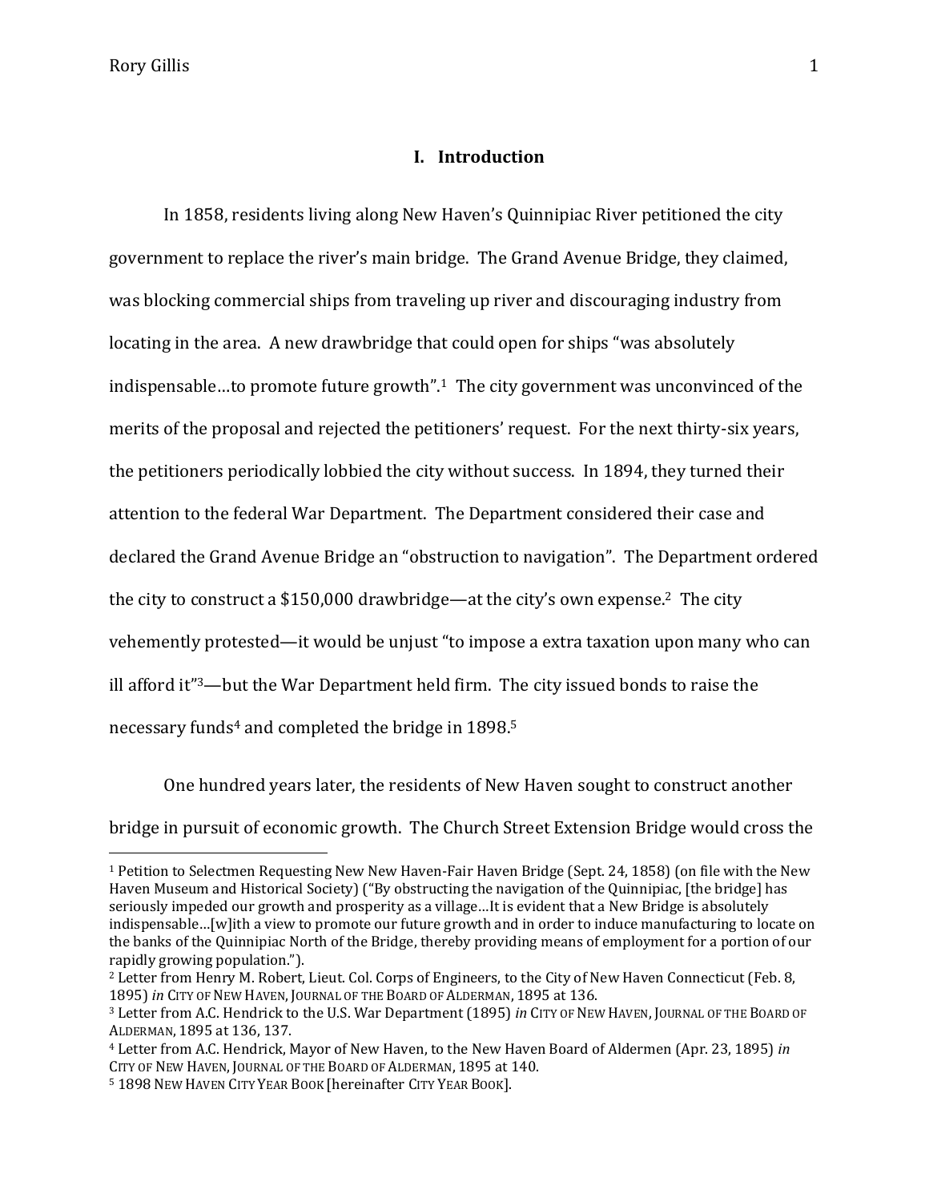## I. Introduction

In 1858, residents living along New Haven's Quinnipiac River petitioned the city government to replace the river's main bridge. The Grand Avenue Bridge, they claimed, was blocking commercial ships from traveling up river and discouraging industry from locating in the area. A new drawbridge that could open for ships "was absolutely indispensable…to promote future growth".[1] The city government was unconvinced of the merits of the proposal and rejected the petitioners' request. For the next thirty-six years, the petitioners periodically lobbied the city without success. In 1894, they turned their attention to the federal War Department. The Department considered their case and declared the Grand Avenue Bridge an "obstruction to navigation". The Department ordered the city to construct a $150,000 drawbridge—at the city's own expense.[2] The city vehemently protested—it would be unjust "to impose a extra taxation upon many who can ill afford it"[3]—but the War Department held firm. The city issued bonds to raise the necessary funds[4] and completed the bridge in 1898.[5]

One hundred years later, the residents of New Haven sought to construct another bridge in pursuit of economic growth. The Church Street Extension Bridge would cross the

---

[1] Petition to Selectmen Requesting New New Haven-Fair Haven Bridge (Sept. 24, 1858) (on file with the New Haven Museum and Historical Society) ("By obstructing the navigation of the Quinnipiac, [the bridge] has seriously impeded our growth and prosperity as a village…It is evident that a New Bridge is absolutely indispensable…[w]ith a view to promote our future growth and in order to induce manufacturing to locate on the banks of the Quinnipiac North of the Bridge, thereby providing means of employment for a portion of our rapidly growing population.").

[2] Letter from Henry M. Robert, Lieut. Col. Corps of Engineers, to the City of New Haven Connecticut (Feb. 8, 1895) *in* City of New Haven, Journal of the Board of Alderman, 1895 at 136.

[3] Letter from A.C. Hendrick to the U.S. War Department (1895) *in* City of New Haven, Journal of the Board of Alderman, 1895 at 136, 137.

[4] Letter from A.C. Hendrick, Mayor of New Haven, to the New Haven Board of Aldermen (Apr. 23, 1895) *in* City of New Haven, Journal of the Board of Alderman, 1895 at 140.

[5] 1898 New Haven City Year Book [hereinafter City Year Book].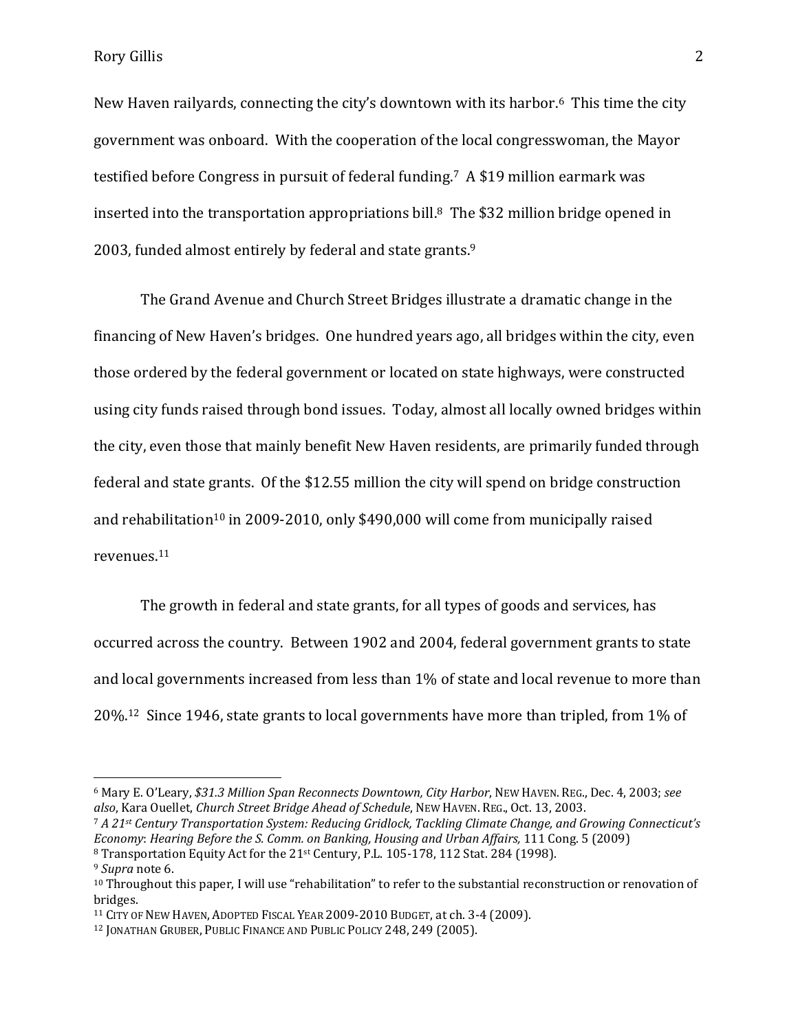New Haven railyards, connecting the city's downtown with its harbor.[6] This time the city government was onboard. With the cooperation of the local congresswoman, the Mayor testified before Congress in pursuit of federal funding.[7] A $19 million earmark was inserted into the transportation appropriations bill.[8] The $32 million bridge opened in 2003, funded almost entirely by federal and state grants.[9]

The Grand Avenue and Church Street Bridges illustrate a dramatic change in the financing of New Haven's bridges. One hundred years ago, all bridges within the city, even those ordered by the federal government or located on state highways, were constructed using city funds raised through bond issues. Today, almost all locally owned bridges within the city, even those that mainly benefit New Haven residents, are primarily funded through federal and state grants. Of the $12.55 million the city will spend on bridge construction and rehabilitation[10] in 2009-2010, only $490,000 will come from municipally raised revenues.[11]

The growth in federal and state grants, for all types of goods and services, has occurred across the country. Between 1902 and 2004, federal government grants to state and local governments increased from less than 1% of state and local revenue to more than 20%.[12] Since 1946, state grants to local governments have more than tripled, from 1% of

---

[6] Mary E. O'Leary, *$31.3 Million Span Reconnects Downtown, City Harbor*, NEW HAVEN. REG., Dec. 4, 2003; *see also*, Kara Ouellet, *Church Street Bridge Ahead of Schedule*, NEW HAVEN. REG., Oct. 13, 2003.

[7] *A 21st Century Transportation System: Reducing Gridlock, Tackling Climate Change, and Growing Connecticut's Economy*: *Hearing Before the S. Comm. on Banking, Housing and Urban Affairs,* 111 Cong. 5 (2009)

[8] Transportation Equity Act for the 21st Century, P.L. 105-178, 112 Stat. 284 (1998).

[9] *Supra* note 6.

[10] Throughout this paper, I will use "rehabilitation" to refer to the substantial reconstruction or renovation of bridges.

[11] CITY OF NEW HAVEN, ADOPTED FISCAL YEAR 2009-2010 BUDGET, at ch. 3-4 (2009).

[12] JONATHAN GRUBER, PUBLIC FINANCE AND PUBLIC POLICY 248, 249 (2005).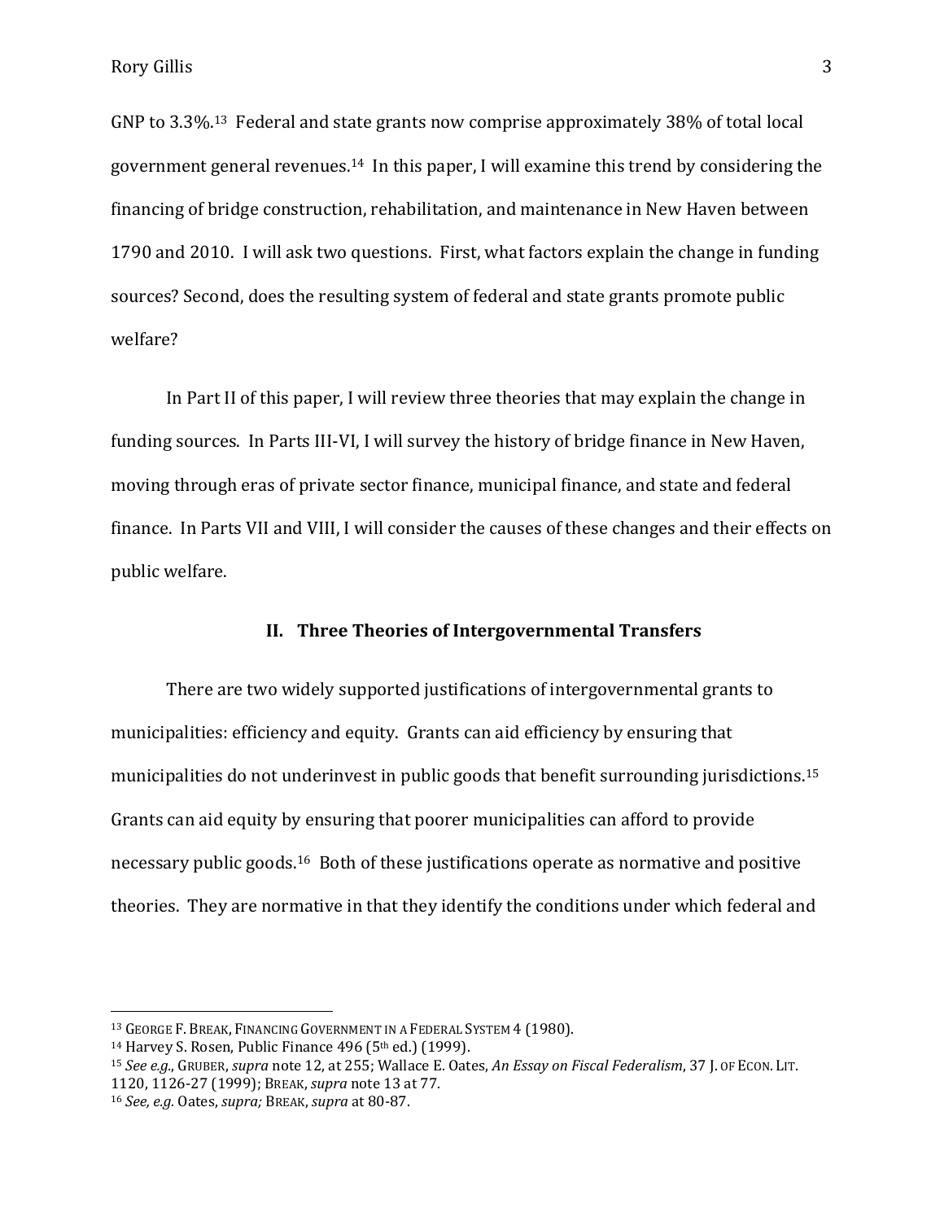GNP to 3.3%.[13] Federal and state grants now comprise approximately 38% of total local government general revenues.[14] In this paper, I will examine this trend by considering the financing of bridge construction, rehabilitation, and maintenance in New Haven between 1790 and 2010. I will ask two questions. First, what factors explain the change in funding sources? Second, does the resulting system of federal and state grants promote public welfare?

In Part II of this paper, I will review three theories that may explain the change in funding sources. In Parts III-VI, I will survey the history of bridge finance in New Haven, moving through eras of private sector finance, municipal finance, and state and federal finance. In Parts VII and VIII, I will consider the causes of these changes and their effects on public welfare.

## II. Three Theories of Intergovernmental Transfers

There are two widely supported justifications of intergovernmental grants to municipalities: efficiency and equity. Grants can aid efficiency by ensuring that municipalities do not underinvest in public goods that benefit surrounding jurisdictions.[15] Grants can aid equity by ensuring that poorer municipalities can afford to provide necessary public goods.[16] Both of these justifications operate as normative and positive theories. They are normative in that they identify the conditions under which federal and

---

[13] GEORGE F. BREAK, FINANCING GOVERNMENT IN A FEDERAL SYSTEM 4 (1980).

[14] Harvey S. Rosen, Public Finance 496 (5th ed.) (1999).

[15] *See e.g.*, GRUBER, *supra* note 12, at 255; Wallace E. Oates, *An Essay on Fiscal Federalism*, 37 J. OF ECON. LIT. 1120, 1126-27 (1999); BREAK, *supra* note 13 at 77.

[16] *See, e.g.* Oates, *supra;* BREAK, *supra* at 80-87.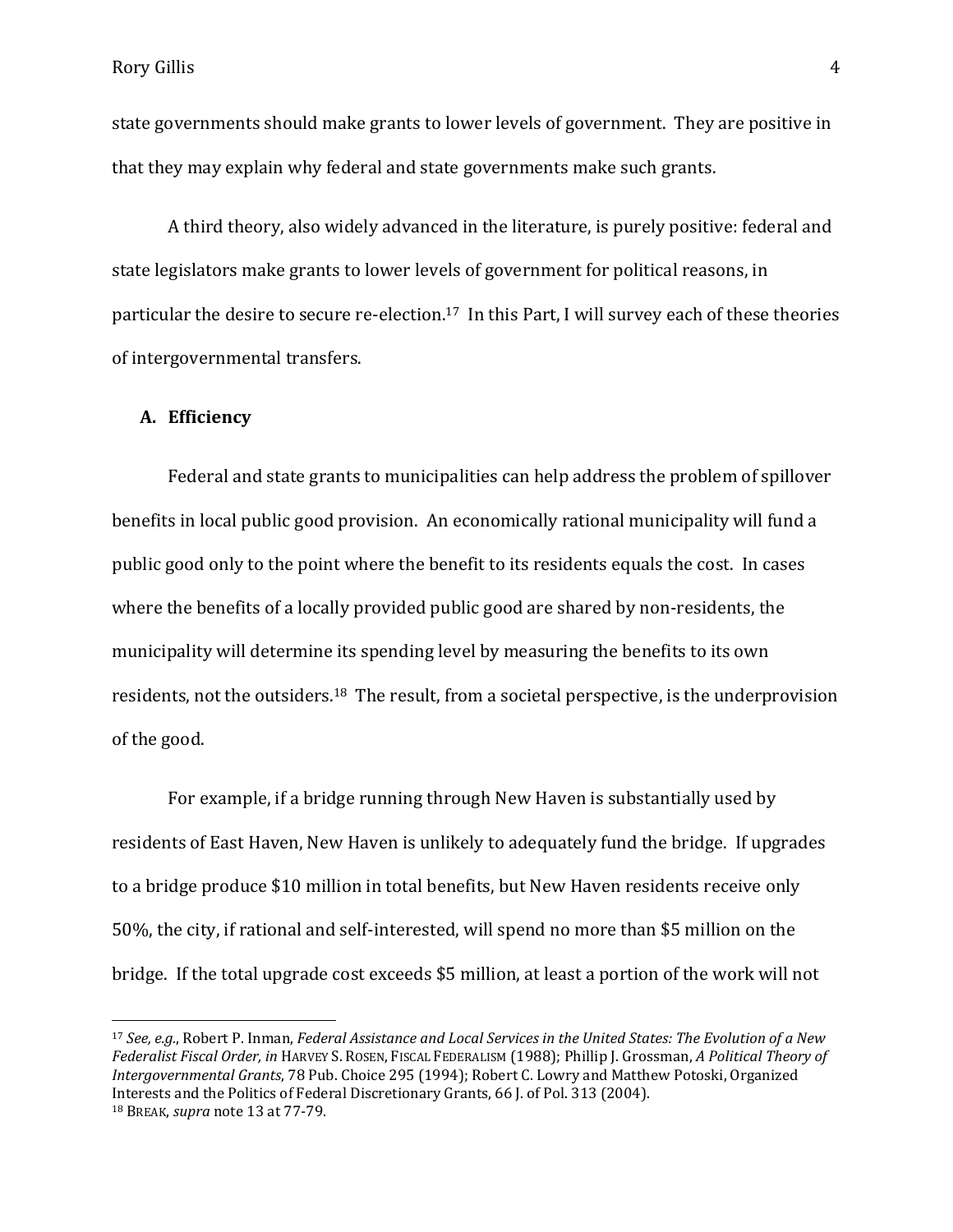state governments should make grants to lower levels of government. They are positive in that they may explain why federal and state governments make such grants.

A third theory, also widely advanced in the literature, is purely positive: federal and state legislators make grants to lower levels of government for political reasons, in particular the desire to secure re-election.[17] In this Part, I will survey each of these theories of intergovernmental transfers.

### A. Efficiency

Federal and state grants to municipalities can help address the problem of spillover benefits in local public good provision. An economically rational municipality will fund a public good only to the point where the benefit to its residents equals the cost. In cases where the benefits of a locally provided public good are shared by non-residents, the municipality will determine its spending level by measuring the benefits to its own residents, not the outsiders.[18] The result, from a societal perspective, is the underprovision of the good.

For example, if a bridge running through New Haven is substantially used by residents of East Haven, New Haven is unlikely to adequately fund the bridge. If upgrades to a bridge produce $10 million in total benefits, but New Haven residents receive only 50%, the city, if rational and self-interested, will spend no more than $5 million on the bridge. If the total upgrade cost exceeds $5 million, at least a portion of the work will not

---

[17] *See, e.g.*, Robert P. Inman, *Federal Assistance and Local Services in the United States: The Evolution of a New Federalist Fiscal Order, in* HARVEY S. ROSEN, FISCAL FEDERALISM (1988); Phillip J. Grossman, *A Political Theory of Intergovernmental Grants*, 78 Pub. Choice 295 (1994); Robert C. Lowry and Matthew Potoski, Organized Interests and the Politics of Federal Discretionary Grants, 66 J. of Pol. 313 (2004).

[18] BREAK, *supra* note 13 at 77-79.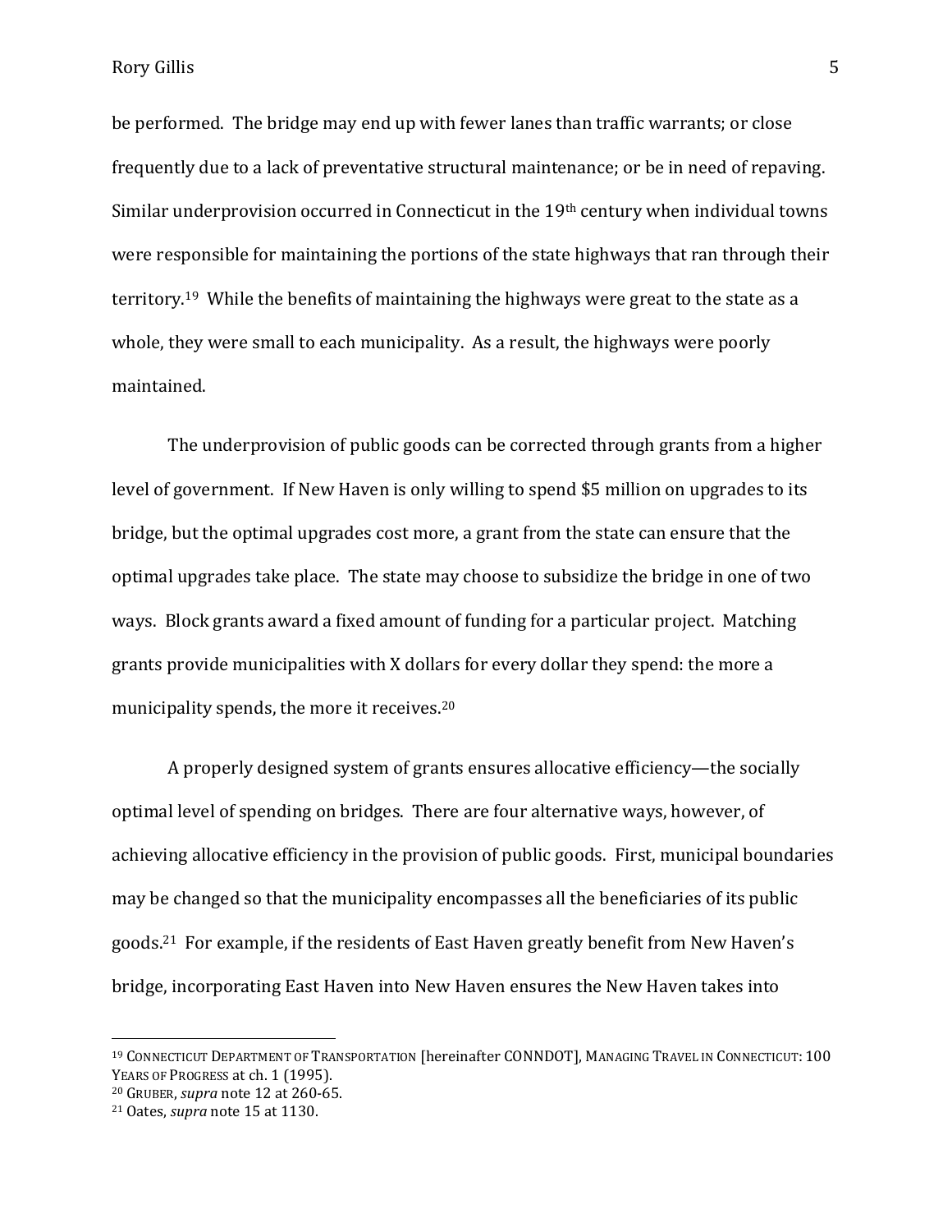be performed. The bridge may end up with fewer lanes than traffic warrants; or close frequently due to a lack of preventative structural maintenance; or be in need of repaving. Similar underprovision occurred in Connecticut in the 19th century when individual towns were responsible for maintaining the portions of the state highways that ran through their territory.[19] While the benefits of maintaining the highways were great to the state as a whole, they were small to each municipality. As a result, the highways were poorly maintained.

The underprovision of public goods can be corrected through grants from a higher level of government. If New Haven is only willing to spend $5 million on upgrades to its bridge, but the optimal upgrades cost more, a grant from the state can ensure that the optimal upgrades take place. The state may choose to subsidize the bridge in one of two ways. Block grants award a fixed amount of funding for a particular project. Matching grants provide municipalities with X dollars for every dollar they spend: the more a municipality spends, the more it receives.[20]

A properly designed system of grants ensures allocative efficiency—the socially optimal level of spending on bridges. There are four alternative ways, however, of achieving allocative efficiency in the provision of public goods. First, municipal boundaries may be changed so that the municipality encompasses all the beneficiaries of its public goods.[21] For example, if the residents of East Haven greatly benefit from New Haven's bridge, incorporating East Haven into New Haven ensures the New Haven takes into

---

[19] CONNECTICUT DEPARTMENT OF TRANSPORTATION [hereinafter CONNDOT], MANAGING TRAVEL IN CONNECTICUT: 100 YEARS OF PROGRESS at ch. 1 (1995).

[20] GRUBER, *supra* note 12 at 260-65.

[21] Oates, *supra* note 15 at 1130.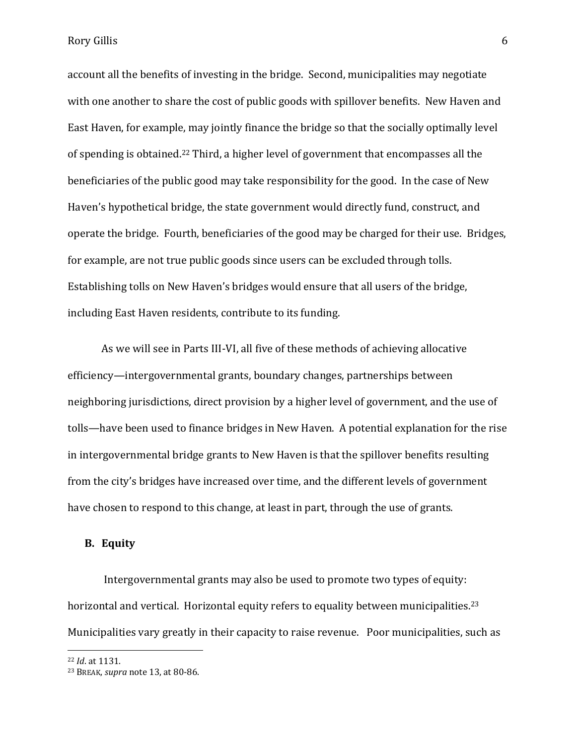account all the benefits of investing in the bridge. Second, municipalities may negotiate with one another to share the cost of public goods with spillover benefits. New Haven and East Haven, for example, may jointly finance the bridge so that the socially optimally level of spending is obtained.[22] Third, a higher level of government that encompasses all the beneficiaries of the public good may take responsibility for the good. In the case of New Haven's hypothetical bridge, the state government would directly fund, construct, and operate the bridge. Fourth, beneficiaries of the good may be charged for their use. Bridges, for example, are not true public goods since users can be excluded through tolls. Establishing tolls on New Haven's bridges would ensure that all users of the bridge, including East Haven residents, contribute to its funding.

As we will see in Parts III-VI, all five of these methods of achieving allocative efficiency—intergovernmental grants, boundary changes, partnerships between neighboring jurisdictions, direct provision by a higher level of government, and the use of tolls—have been used to finance bridges in New Haven. A potential explanation for the rise in intergovernmental bridge grants to New Haven is that the spillover benefits resulting from the city's bridges have increased over time, and the different levels of government have chosen to respond to this change, at least in part, through the use of grants.

## B. Equity

Intergovernmental grants may also be used to promote two types of equity: horizontal and vertical. Horizontal equity refers to equality between municipalities.[23] Municipalities vary greatly in their capacity to raise revenue. Poor municipalities, such as

---

[22] *Id*. at 1131.

[23] BREAK, *supra* note 13, at 80-86.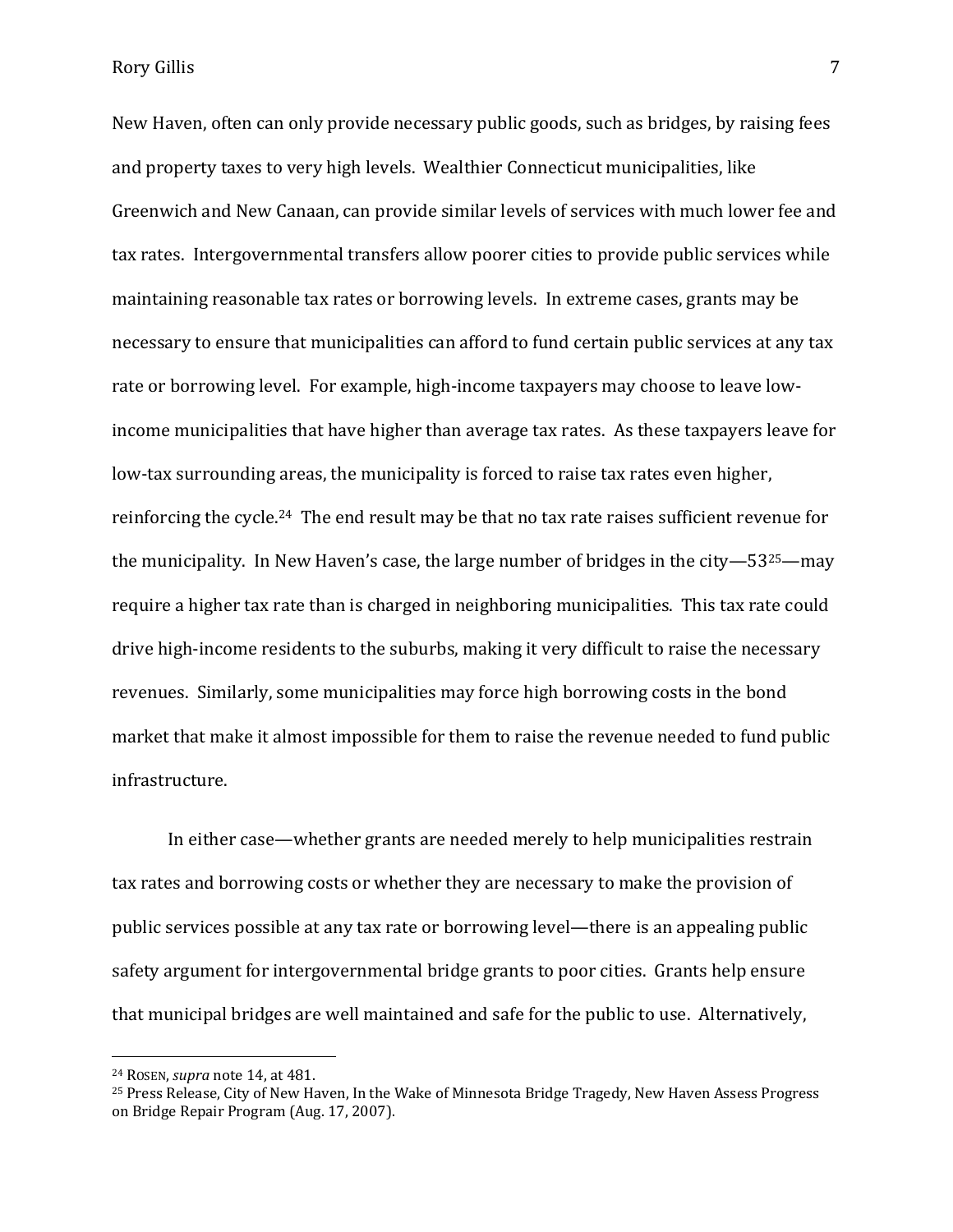New Haven, often can only provide necessary public goods, such as bridges, by raising fees and property taxes to very high levels. Wealthier Connecticut municipalities, like Greenwich and New Canaan, can provide similar levels of services with much lower fee and tax rates. Intergovernmental transfers allow poorer cities to provide public services while maintaining reasonable tax rates or borrowing levels. In extreme cases, grants may be necessary to ensure that municipalities can afford to fund certain public services at any tax rate or borrowing level. For example, high-income taxpayers may choose to leave low-income municipalities that have higher than average tax rates. As these taxpayers leave for low-tax surrounding areas, the municipality is forced to raise tax rates even higher, reinforcing the cycle.[24] The end result may be that no tax rate raises sufficient revenue for the municipality. In New Haven's case, the large number of bridges in the city—53[25]—may require a higher tax rate than is charged in neighboring municipalities. This tax rate could drive high-income residents to the suburbs, making it very difficult to raise the necessary revenues. Similarly, some municipalities may force high borrowing costs in the bond market that make it almost impossible for them to raise the revenue needed to fund public infrastructure.

In either case—whether grants are needed merely to help municipalities restrain tax rates and borrowing costs or whether they are necessary to make the provision of public services possible at any tax rate or borrowing level—there is an appealing public safety argument for intergovernmental bridge grants to poor cities. Grants help ensure that municipal bridges are well maintained and safe for the public to use. Alternatively,

---

[24] ROSEN, *supra* note 14, at 481.

[25] Press Release, City of New Haven, In the Wake of Minnesota Bridge Tragedy, New Haven Assess Progress on Bridge Repair Program (Aug. 17, 2007).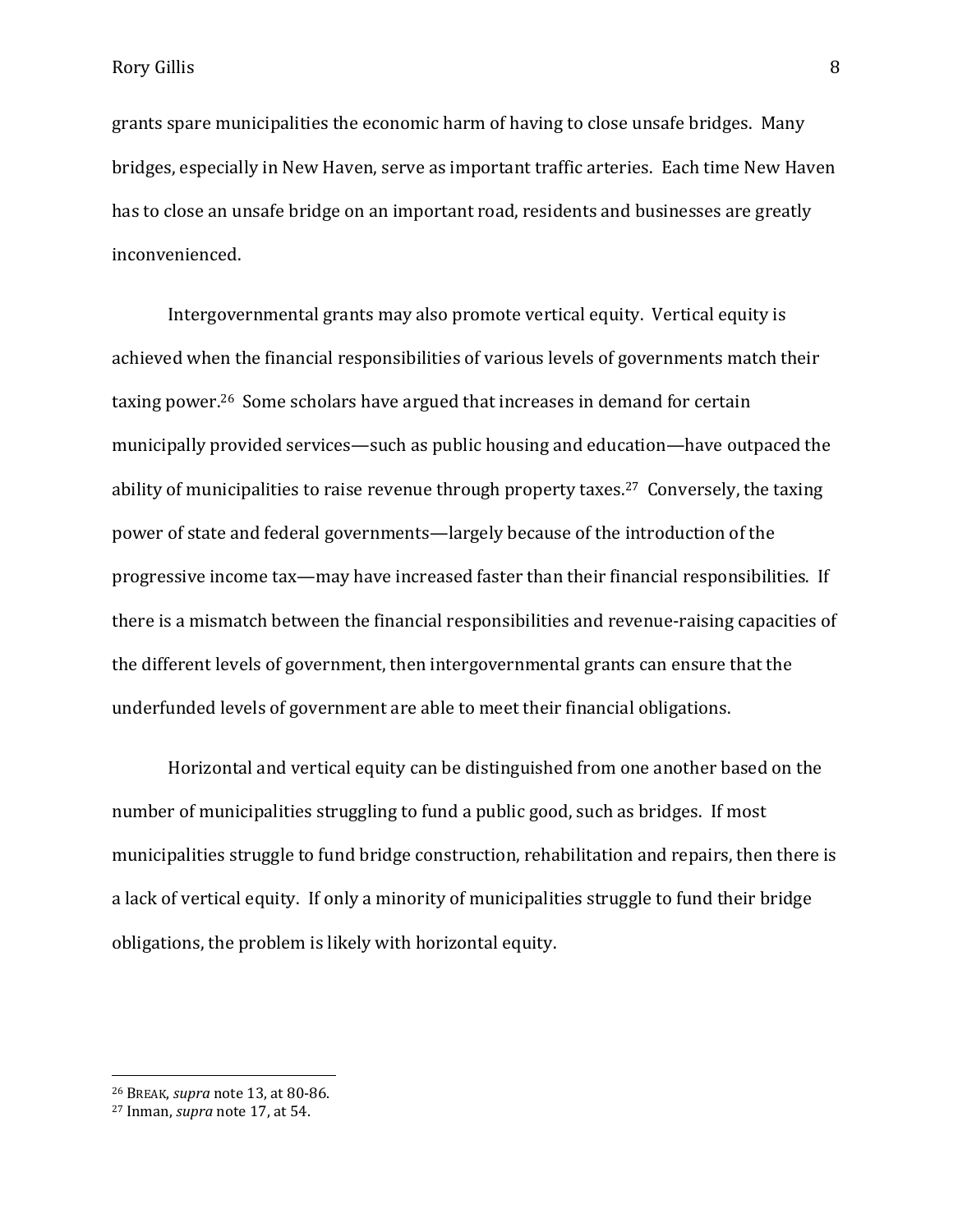grants spare municipalities the economic harm of having to close unsafe bridges. Many bridges, especially in New Haven, serve as important traffic arteries. Each time New Haven has to close an unsafe bridge on an important road, residents and businesses are greatly inconvenienced.

Intergovernmental grants may also promote vertical equity. Vertical equity is achieved when the financial responsibilities of various levels of governments match their taxing power.[26] Some scholars have argued that increases in demand for certain municipally provided services—such as public housing and education—have outpaced the ability of municipalities to raise revenue through property taxes.[27] Conversely, the taxing power of state and federal governments—largely because of the introduction of the progressive income tax—may have increased faster than their financial responsibilities. If there is a mismatch between the financial responsibilities and revenue-raising capacities of the different levels of government, then intergovernmental grants can ensure that the underfunded levels of government are able to meet their financial obligations.

Horizontal and vertical equity can be distinguished from one another based on the number of municipalities struggling to fund a public good, such as bridges. If most municipalities struggle to fund bridge construction, rehabilitation and repairs, then there is a lack of vertical equity. If only a minority of municipalities struggle to fund their bridge obligations, the problem is likely with horizontal equity.

---

[26] BREAK, *supra* note 13, at 80-86.
[27] Inman, *supra* note 17, at 54.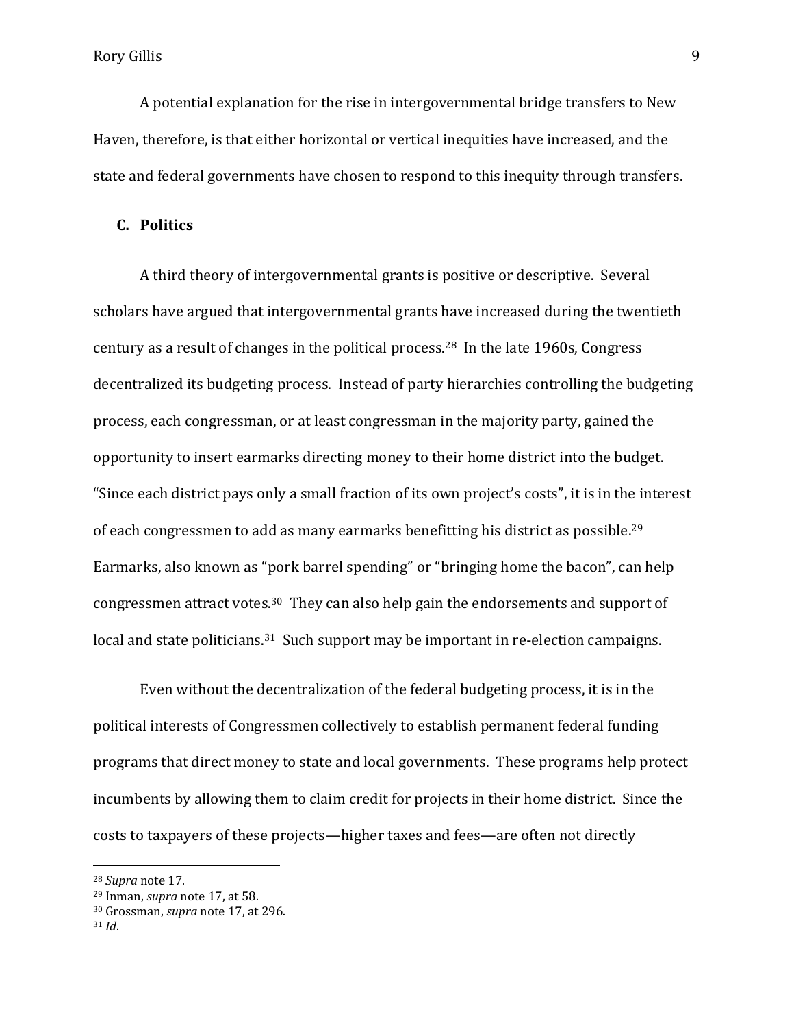A potential explanation for the rise in intergovernmental bridge transfers to New Haven, therefore, is that either horizontal or vertical inequities have increased, and the state and federal governments have chosen to respond to this inequity through transfers.

### C. Politics

A third theory of intergovernmental grants is positive or descriptive. Several scholars have argued that intergovernmental grants have increased during the twentieth century as a result of changes in the political process.[28] In the late 1960s, Congress decentralized its budgeting process. Instead of party hierarchies controlling the budgeting process, each congressman, or at least congressman in the majority party, gained the opportunity to insert earmarks directing money to their home district into the budget. "Since each district pays only a small fraction of its own project's costs", it is in the interest of each congressmen to add as many earmarks benefitting his district as possible.[29] Earmarks, also known as "pork barrel spending" or "bringing home the bacon", can help congressmen attract votes.[30] They can also help gain the endorsements and support of local and state politicians.[31] Such support may be important in re-election campaigns.

Even without the decentralization of the federal budgeting process, it is in the political interests of Congressmen collectively to establish permanent federal funding programs that direct money to state and local governments. These programs help protect incumbents by allowing them to claim credit for projects in their home district. Since the costs to taxpayers of these projects—higher taxes and fees—are often not directly

---

[28] *Supra* note 17.

[29] Inman, *supra* note 17, at 58.

[30] Grossman, *supra* note 17, at 296.

[31] *Id*.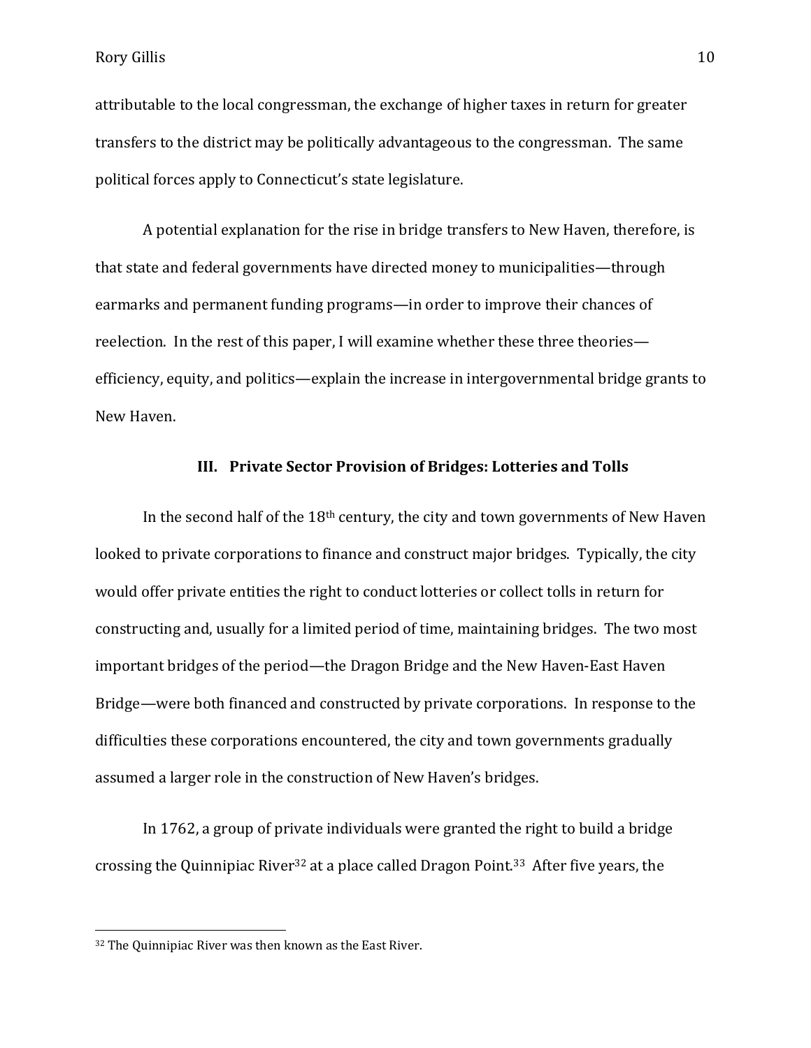attributable to the local congressman, the exchange of higher taxes in return for greater transfers to the district may be politically advantageous to the congressman. The same political forces apply to Connecticut's state legislature.

A potential explanation for the rise in bridge transfers to New Haven, therefore, is that state and federal governments have directed money to municipalities—through earmarks and permanent funding programs—in order to improve their chances of reelection. In the rest of this paper, I will examine whether these three theories—efficiency, equity, and politics—explain the increase in intergovernmental bridge grants to New Haven.

## III. Private Sector Provision of Bridges: Lotteries and Tolls

In the second half of the 18th century, the city and town governments of New Haven looked to private corporations to finance and construct major bridges. Typically, the city would offer private entities the right to conduct lotteries or collect tolls in return for constructing and, usually for a limited period of time, maintaining bridges. The two most important bridges of the period—the Dragon Bridge and the New Haven-East Haven Bridge—were both financed and constructed by private corporations. In response to the difficulties these corporations encountered, the city and town governments gradually assumed a larger role in the construction of New Haven's bridges.

In 1762, a group of private individuals were granted the right to build a bridge crossing the Quinnipiac River[32] at a place called Dragon Point.[33] After five years, the

[32] The Quinnipiac River was then known as the East River.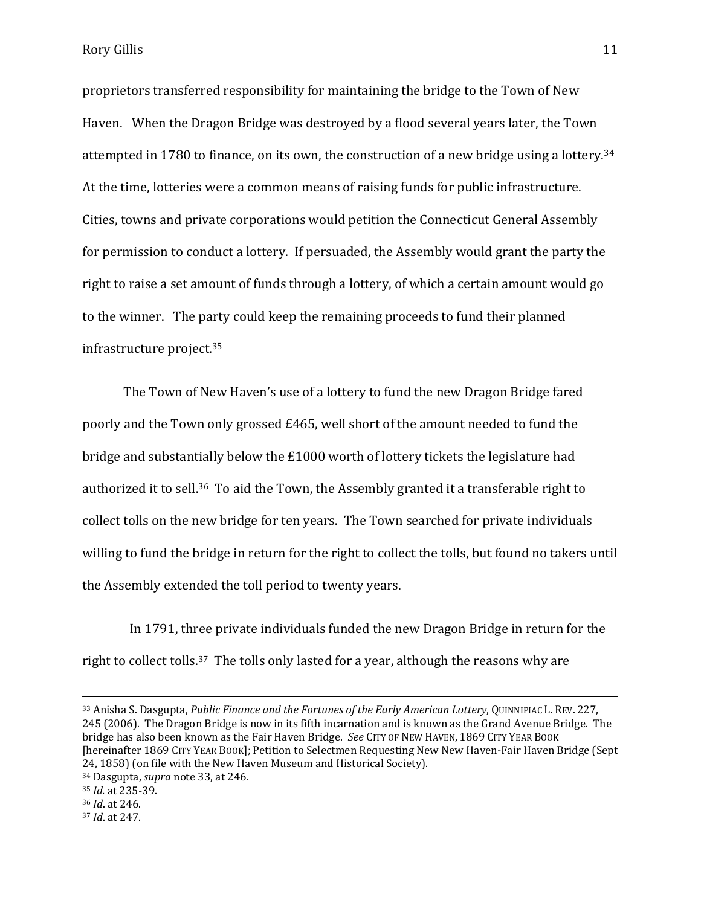proprietors transferred responsibility for maintaining the bridge to the Town of New Haven. When the Dragon Bridge was destroyed by a flood several years later, the Town attempted in 1780 to finance, on its own, the construction of a new bridge using a lottery.[34] At the time, lotteries were a common means of raising funds for public infrastructure. Cities, towns and private corporations would petition the Connecticut General Assembly for permission to conduct a lottery. If persuaded, the Assembly would grant the party the right to raise a set amount of funds through a lottery, of which a certain amount would go to the winner. The party could keep the remaining proceeds to fund their planned infrastructure project.[35]

The Town of New Haven's use of a lottery to fund the new Dragon Bridge fared poorly and the Town only grossed £465, well short of the amount needed to fund the bridge and substantially below the £1000 worth of lottery tickets the legislature had authorized it to sell.[36] To aid the Town, the Assembly granted it a transferable right to collect tolls on the new bridge for ten years. The Town searched for private individuals willing to fund the bridge in return for the right to collect the tolls, but found no takers until the Assembly extended the toll period to twenty years.

In 1791, three private individuals funded the new Dragon Bridge in return for the right to collect tolls.[37] The tolls only lasted for a year, although the reasons why are

---

[33] Anisha S. Dasgupta, *Public Finance and the Fortunes of the Early American Lottery*, QUINNIPIAC L. REV. 227, 245 (2006). The Dragon Bridge is now in its fifth incarnation and is known as the Grand Avenue Bridge. The bridge has also been known as the Fair Haven Bridge. *See* CITY OF NEW HAVEN, 1869 CITY YEAR BOOK [hereinafter 1869 CITY YEAR BOOK]; Petition to Selectmen Requesting New New Haven-Fair Haven Bridge (Sept 24, 1858) (on file with the New Haven Museum and Historical Society).

[34] Dasgupta, *supra* note 33, at 246.

[35] *Id.* at 235-39.

[36] *Id*. at 246.

[37] *Id*. at 247.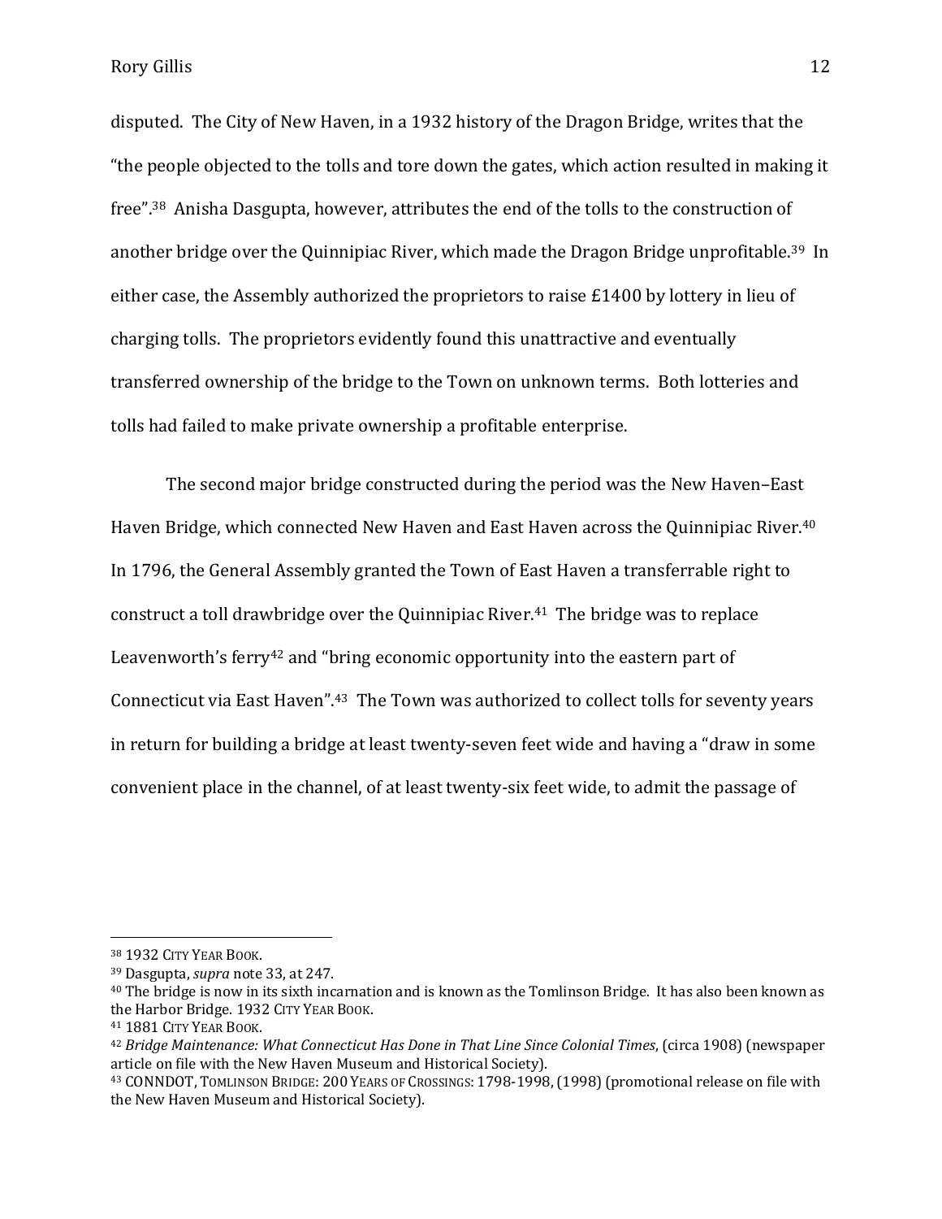disputed. The City of New Haven, in a 1932 history of the Dragon Bridge, writes that the "the people objected to the tolls and tore down the gates, which action resulted in making it free".[38] Anisha Dasgupta, however, attributes the end of the tolls to the construction of another bridge over the Quinnipiac River, which made the Dragon Bridge unprofitable.[39] In either case, the Assembly authorized the proprietors to raise £1400 by lottery in lieu of charging tolls. The proprietors evidently found this unattractive and eventually transferred ownership of the bridge to the Town on unknown terms. Both lotteries and tolls had failed to make private ownership a profitable enterprise.

The second major bridge constructed during the period was the New Haven–East Haven Bridge, which connected New Haven and East Haven across the Quinnipiac River.[40] In 1796, the General Assembly granted the Town of East Haven a transferrable right to construct a toll drawbridge over the Quinnipiac River.[41] The bridge was to replace Leavenworth's ferry[42] and "bring economic opportunity into the eastern part of Connecticut via East Haven".[43] The Town was authorized to collect tolls for seventy years in return for building a bridge at least twenty-seven feet wide and having a "draw in some convenient place in the channel, of at least twenty-six feet wide, to admit the passage of

---

[38] 1932 CITY YEAR BOOK.

[39] Dasgupta, *supra* note 33, at 247.

[40] The bridge is now in its sixth incarnation and is known as the Tomlinson Bridge. It has also been known as the Harbor Bridge. 1932 CITY YEAR BOOK.

[41] 1881 CITY YEAR BOOK.

[42] *Bridge Maintenance: What Connecticut Has Done in That Line Since Colonial Times*, (circa 1908) (newspaper article on file with the New Haven Museum and Historical Society).

[43] CONNDOT, TOMLINSON BRIDGE: 200 YEARS OF CROSSINGS: 1798-1998, (1998) (promotional release on file with the New Haven Museum and Historical Society).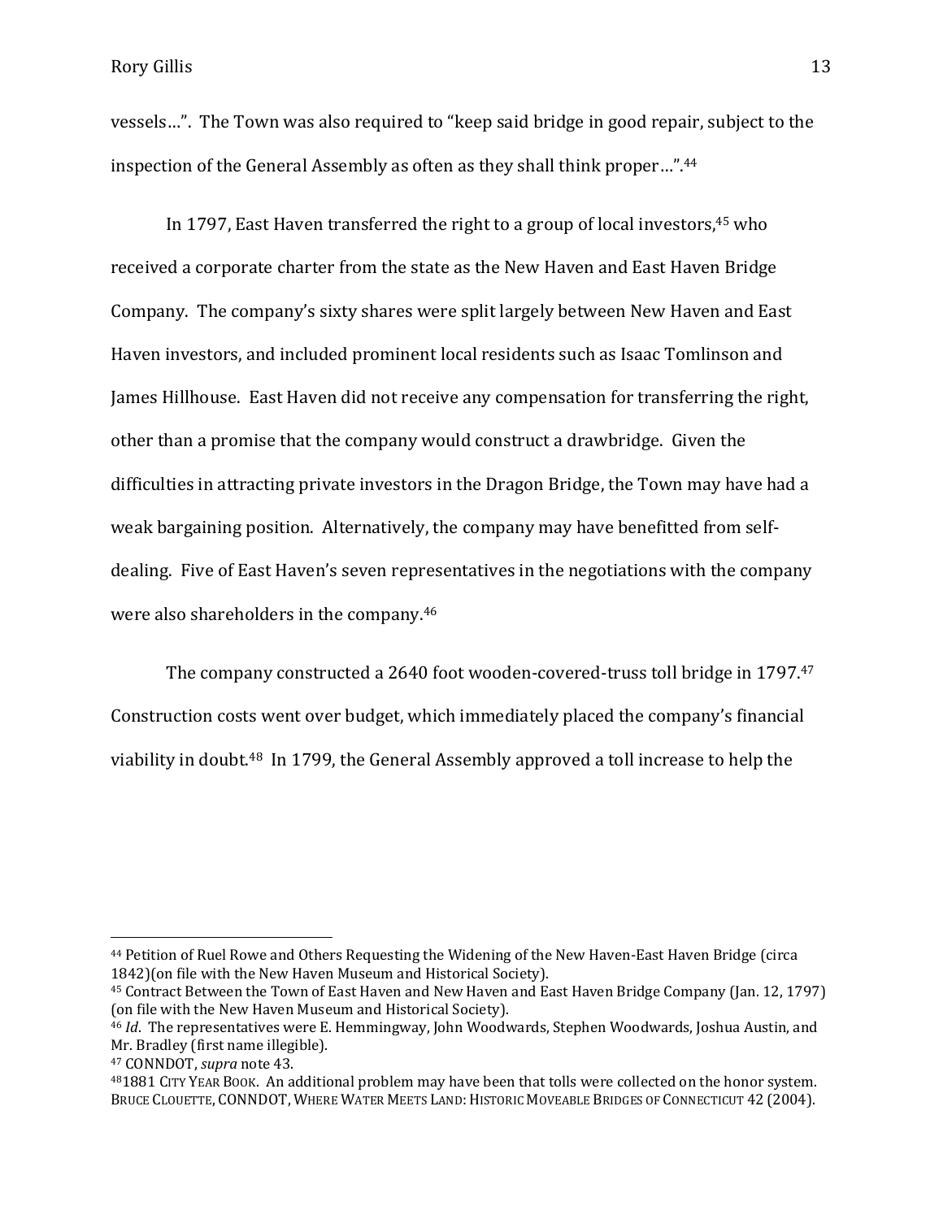vessels…". The Town was also required to "keep said bridge in good repair, subject to the inspection of the General Assembly as often as they shall think proper…".[44]

In 1797, East Haven transferred the right to a group of local investors,[45] who received a corporate charter from the state as the New Haven and East Haven Bridge Company. The company's sixty shares were split largely between New Haven and East Haven investors, and included prominent local residents such as Isaac Tomlinson and James Hillhouse. East Haven did not receive any compensation for transferring the right, other than a promise that the company would construct a drawbridge. Given the difficulties in attracting private investors in the Dragon Bridge, the Town may have had a weak bargaining position. Alternatively, the company may have benefitted from self-dealing. Five of East Haven's seven representatives in the negotiations with the company were also shareholders in the company.[46]

The company constructed a 2640 foot wooden-covered-truss toll bridge in 1797.[47] Construction costs went over budget, which immediately placed the company's financial viability in doubt.[48] In 1799, the General Assembly approved a toll increase to help the

---

[44] Petition of Ruel Rowe and Others Requesting the Widening of the New Haven-East Haven Bridge (circa 1842)(on file with the New Haven Museum and Historical Society).

[45] Contract Between the Town of East Haven and New Haven and East Haven Bridge Company (Jan. 12, 1797) (on file with the New Haven Museum and Historical Society).

[46] *Id*. The representatives were E. Hemmingway, John Woodwards, Stephen Woodwards, Joshua Austin, and Mr. Bradley (first name illegible).

[47] CONNDOT, *supra* note 43.

[48] 1881 CITY YEAR BOOK. An additional problem may have been that tolls were collected on the honor system. BRUCE CLOUETTE, CONNDOT, WHERE WATER MEETS LAND: HISTORIC MOVEABLE BRIDGES OF CONNECTICUT 42 (2004).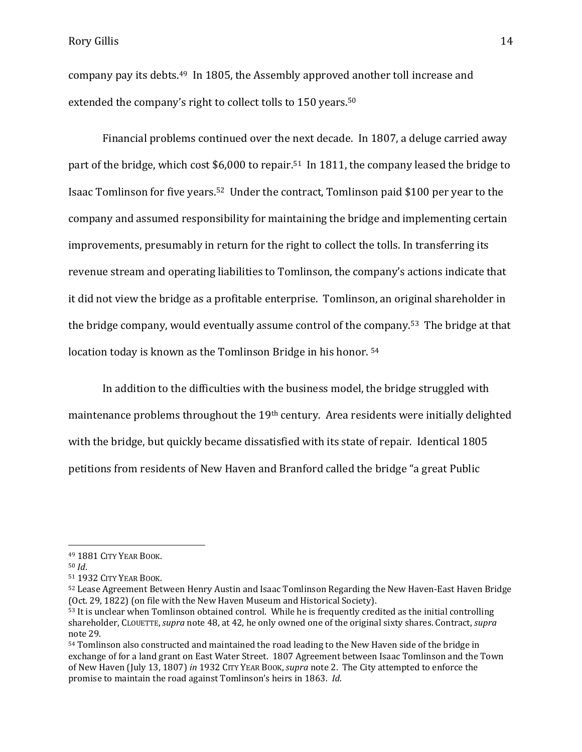company pay its debts.[49] In 1805, the Assembly approved another toll increase and extended the company's right to collect tolls to 150 years.[50]

Financial problems continued over the next decade. In 1807, a deluge carried away part of the bridge, which cost $6,000 to repair.[51] In 1811, the company leased the bridge to Isaac Tomlinson for five years.[52] Under the contract, Tomlinson paid $100 per year to the company and assumed responsibility for maintaining the bridge and implementing certain improvements, presumably in return for the right to collect the tolls. In transferring its revenue stream and operating liabilities to Tomlinson, the company's actions indicate that it did not view the bridge as a profitable enterprise. Tomlinson, an original shareholder in the bridge company, would eventually assume control of the company.[53] The bridge at that location today is known as the Tomlinson Bridge in his honor. [54]

In addition to the difficulties with the business model, the bridge struggled with maintenance problems throughout the 19th century. Area residents were initially delighted with the bridge, but quickly became dissatisfied with its state of repair. Identical 1805 petitions from residents of New Haven and Branford called the bridge "a great Public

---

[49] 1881 CITY YEAR BOOK.

[50] *Id*.

[51] 1932 CITY YEAR BOOK.

[52] Lease Agreement Between Henry Austin and Isaac Tomlinson Regarding the New Haven-East Haven Bridge (Oct. 29, 1822) (on file with the New Haven Museum and Historical Society).

[53] It is unclear when Tomlinson obtained control. While he is frequently credited as the initial controlling shareholder, CLOUETTE, *supra* note 48, at 42, he only owned one of the original sixty shares. Contract, *supra* note 29.

[54] Tomlinson also constructed and maintained the road leading to the New Haven side of the bridge in exchange of for a land grant on East Water Street. 1807 Agreement between Isaac Tomlinson and the Town of New Haven (July 13, 1807) *in* 1932 CITY YEAR BOOK, *supra* note 2. The City attempted to enforce the promise to maintain the road against Tomlinson's heirs in 1863. *Id*.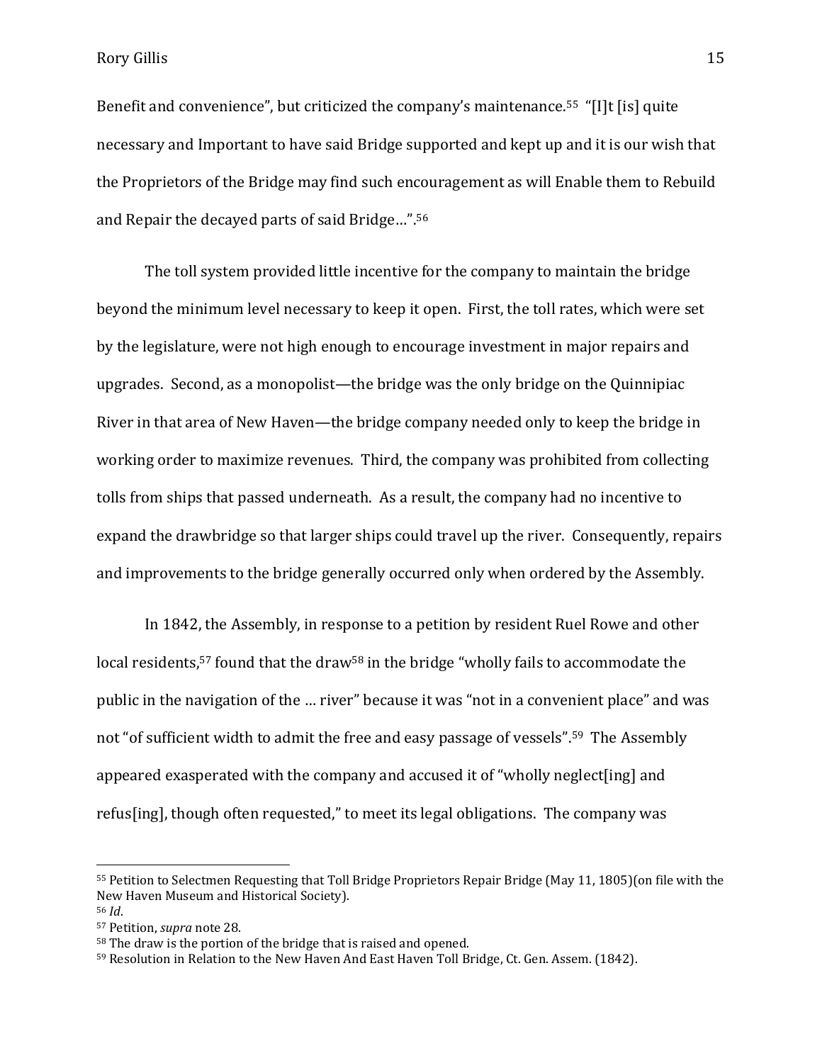Benefit and convenience", but criticized the company's maintenance.[55] "[I]t [is] quite necessary and Important to have said Bridge supported and kept up and it is our wish that the Proprietors of the Bridge may find such encouragement as will Enable them to Rebuild and Repair the decayed parts of said Bridge…".[56]

The toll system provided little incentive for the company to maintain the bridge beyond the minimum level necessary to keep it open. First, the toll rates, which were set by the legislature, were not high enough to encourage investment in major repairs and upgrades. Second, as a monopolist—the bridge was the only bridge on the Quinnipiac River in that area of New Haven—the bridge company needed only to keep the bridge in working order to maximize revenues. Third, the company was prohibited from collecting tolls from ships that passed underneath. As a result, the company had no incentive to expand the drawbridge so that larger ships could travel up the river. Consequently, repairs and improvements to the bridge generally occurred only when ordered by the Assembly.

In 1842, the Assembly, in response to a petition by resident Ruel Rowe and other local residents,[57] found that the draw[58] in the bridge "wholly fails to accommodate the public in the navigation of the … river" because it was "not in a convenient place" and was not "of sufficient width to admit the free and easy passage of vessels".[59] The Assembly appeared exasperated with the company and accused it of "wholly neglect[ing] and refus[ing], though often requested," to meet its legal obligations. The company was

---

[55] Petition to Selectmen Requesting that Toll Bridge Proprietors Repair Bridge (May 11, 1805)(on file with the New Haven Museum and Historical Society).

[56] *Id*.

[57] Petition, *supra* note 28.

[58] The draw is the portion of the bridge that is raised and opened.

[59] Resolution in Relation to the New Haven And East Haven Toll Bridge, Ct. Gen. Assem. (1842).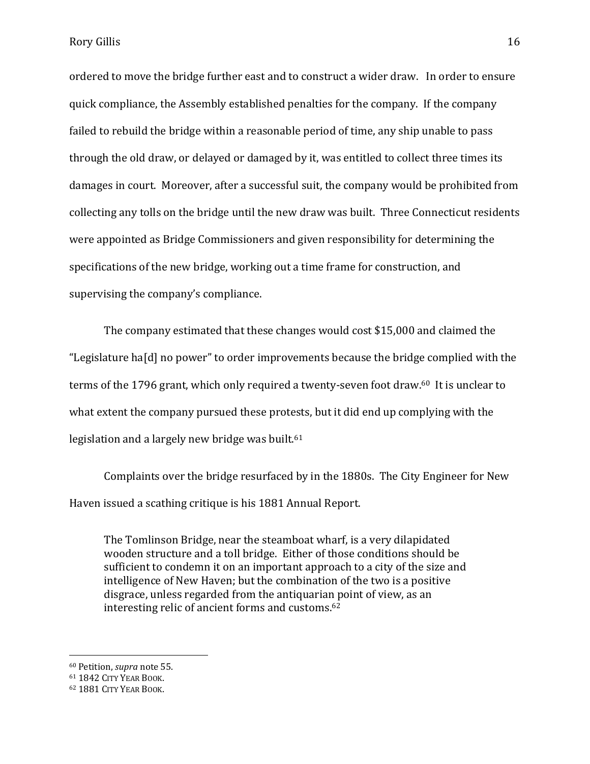ordered to move the bridge further east and to construct a wider draw. In order to ensure quick compliance, the Assembly established penalties for the company. If the company failed to rebuild the bridge within a reasonable period of time, any ship unable to pass through the old draw, or delayed or damaged by it, was entitled to collect three times its damages in court. Moreover, after a successful suit, the company would be prohibited from collecting any tolls on the bridge until the new draw was built. Three Connecticut residents were appointed as Bridge Commissioners and given responsibility for determining the specifications of the new bridge, working out a time frame for construction, and supervising the company's compliance.

The company estimated that these changes would cost $15,000 and claimed the "Legislature ha[d] no power" to order improvements because the bridge complied with the terms of the 1796 grant, which only required a twenty-seven foot draw.[60] It is unclear to what extent the company pursued these protests, but it did end up complying with the legislation and a largely new bridge was built.[61]

Complaints over the bridge resurfaced by in the 1880s. The City Engineer for New Haven issued a scathing critique is his 1881 Annual Report.

> The Tomlinson Bridge, near the steamboat wharf, is a very dilapidated wooden structure and a toll bridge. Either of those conditions should be sufficient to condemn it on an important approach to a city of the size and intelligence of New Haven; but the combination of the two is a positive disgrace, unless regarded from the antiquarian point of view, as an interesting relic of ancient forms and customs.[62]

---

[60] Petition, *supra* note 55.
[61] 1842 City Year Book.
[62] 1881 City Year Book.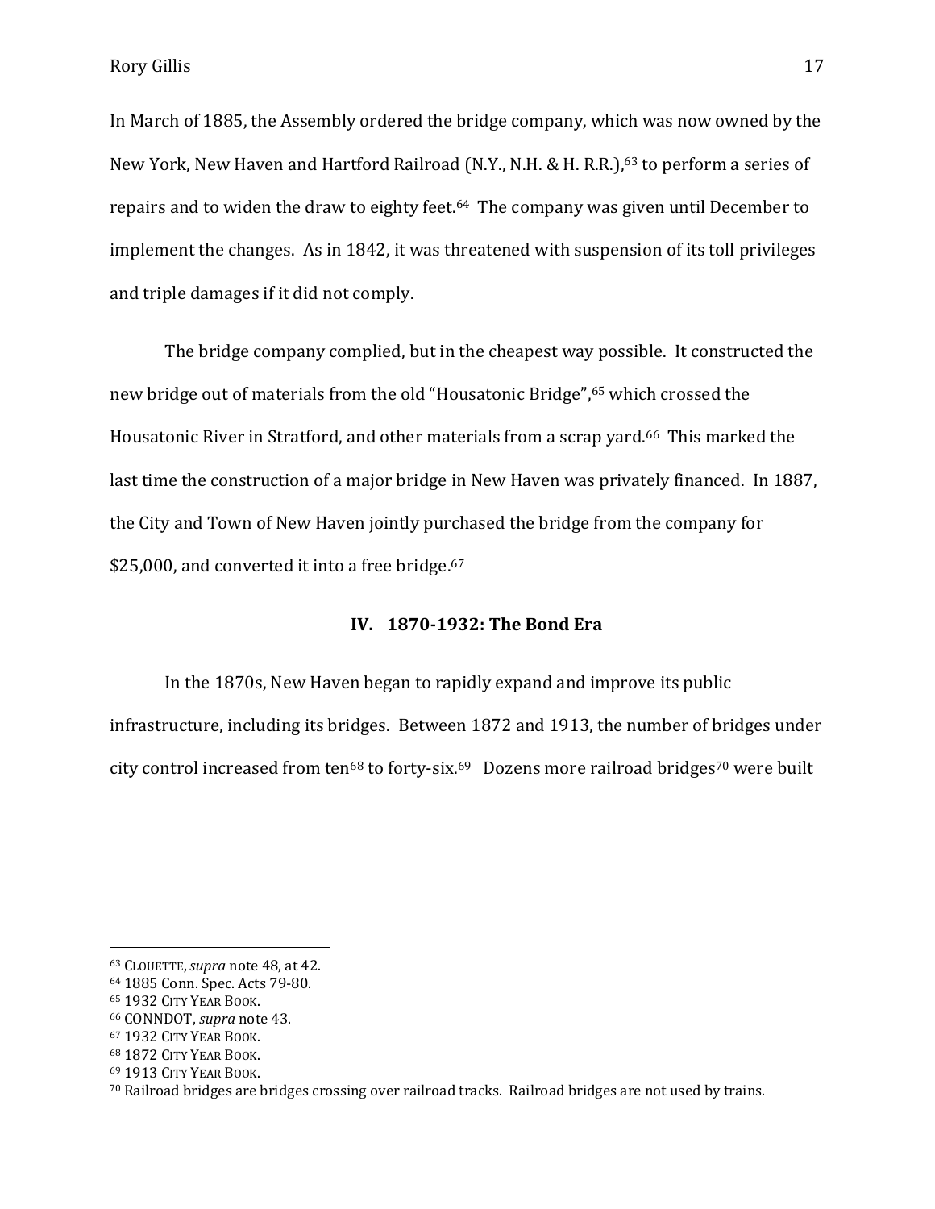In March of 1885, the Assembly ordered the bridge company, which was now owned by the New York, New Haven and Hartford Railroad (N.Y., N.H. & H. R.R.),[63] to perform a series of repairs and to widen the draw to eighty feet.[64] The company was given until December to implement the changes. As in 1842, it was threatened with suspension of its toll privileges and triple damages if it did not comply.

The bridge company complied, but in the cheapest way possible. It constructed the new bridge out of materials from the old "Housatonic Bridge",[65] which crossed the Housatonic River in Stratford, and other materials from a scrap yard.[66] This marked the last time the construction of a major bridge in New Haven was privately financed. In 1887, the City and Town of New Haven jointly purchased the bridge from the company for $25,000, and converted it into a free bridge.[67]

## IV. 1870-1932: The Bond Era

In the 1870s, New Haven began to rapidly expand and improve its public infrastructure, including its bridges. Between 1872 and 1913, the number of bridges under city control increased from ten[68] to forty-six.[69] Dozens more railroad bridges[70] were built

---

[63] CLOUETTE, *supra* note 48, at 42.
[64] 1885 Conn. Spec. Acts 79-80.
[65] 1932 CITY YEAR BOOK.
[66] CONNDOT, *supra* note 43.
[67] 1932 CITY YEAR BOOK.
[68] 1872 CITY YEAR BOOK.
[69] 1913 CITY YEAR BOOK.
[70] Railroad bridges are bridges crossing over railroad tracks. Railroad bridges are not used by trains.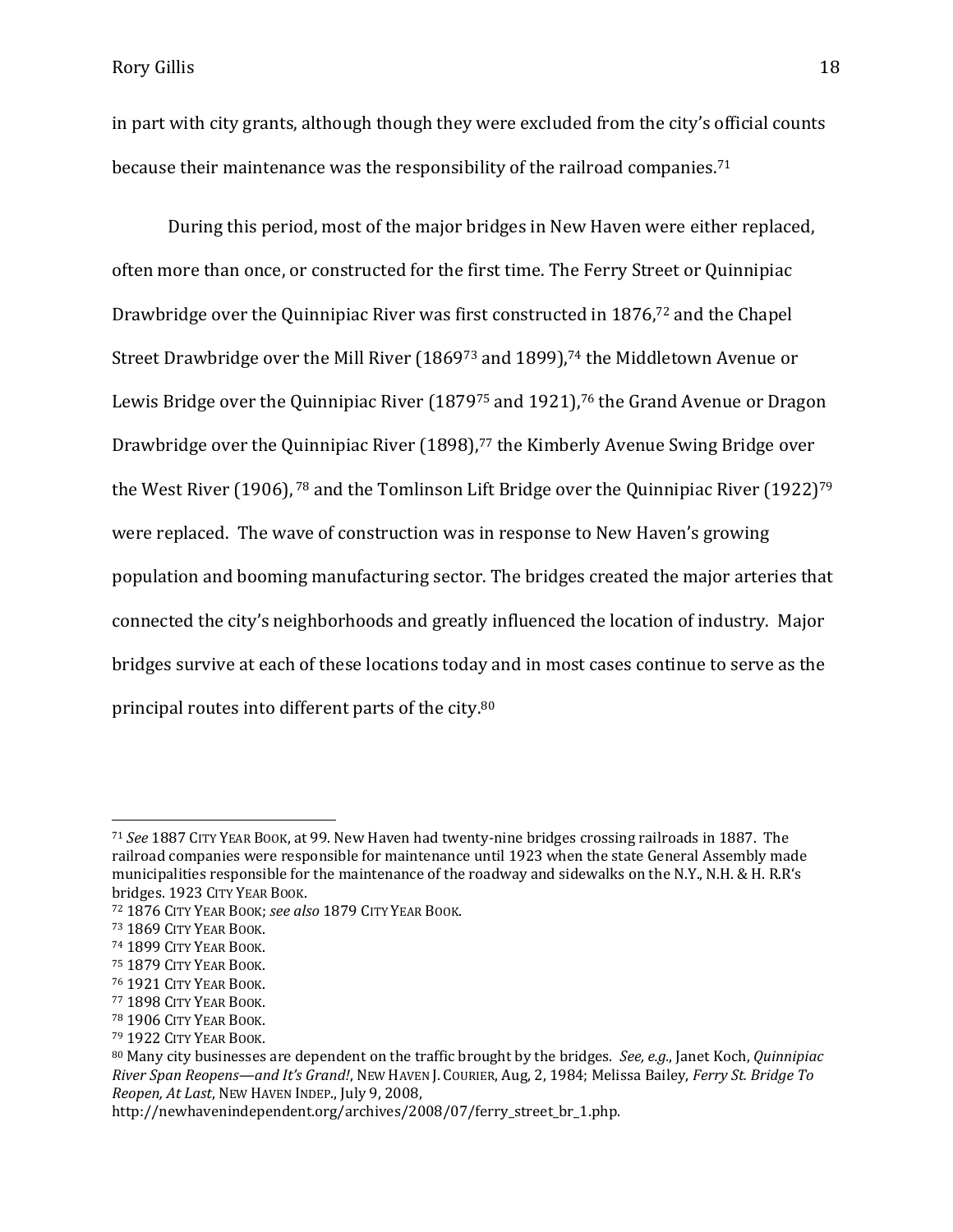in part with city grants, although though they were excluded from the city's official counts because their maintenance was the responsibility of the railroad companies.[71]

During this period, most of the major bridges in New Haven were either replaced, often more than once, or constructed for the first time. The Ferry Street or Quinnipiac Drawbridge over the Quinnipiac River was first constructed in 1876,[72] and the Chapel Street Drawbridge over the Mill River (1869[73] and 1899),[74] the Middletown Avenue or Lewis Bridge over the Quinnipiac River (1879[75] and 1921),[76] the Grand Avenue or Dragon Drawbridge over the Quinnipiac River (1898),[77] the Kimberly Avenue Swing Bridge over the West River (1906), [78] and the Tomlinson Lift Bridge over the Quinnipiac River (1922)[79] were replaced. The wave of construction was in response to New Haven's growing population and booming manufacturing sector. The bridges created the major arteries that connected the city's neighborhoods and greatly influenced the location of industry. Major bridges survive at each of these locations today and in most cases continue to serve as the principal routes into different parts of the city.[80]

---

[71] *See* 1887 CITY YEAR BOOK, at 99. New Haven had twenty-nine bridges crossing railroads in 1887. The railroad companies were responsible for maintenance until 1923 when the state General Assembly made municipalities responsible for the maintenance of the roadway and sidewalks on the N.Y., N.H. & H. R.R's bridges. 1923 CITY YEAR BOOK.

[72] 1876 CITY YEAR BOOK; *see also* 1879 CITY YEAR BOOK.

[73] 1869 CITY YEAR BOOK.

[74] 1899 CITY YEAR BOOK.

[75] 1879 CITY YEAR BOOK.

[76] 1921 CITY YEAR BOOK.

[77] 1898 CITY YEAR BOOK.

[78] 1906 CITY YEAR BOOK.

[79] 1922 CITY YEAR BOOK.

[80] Many city businesses are dependent on the traffic brought by the bridges. *See, e.g.*, Janet Koch, *Quinnipiac River Span Reopens—and It's Grand!*, NEW HAVEN J. COURIER, Aug, 2, 1984; Melissa Bailey, *Ferry St. Bridge To Reopen, At Last*, NEW HAVEN INDEP., July 9, 2008, http://newhavenindependent.org/archives/2008/07/ferry_street_br_1.php.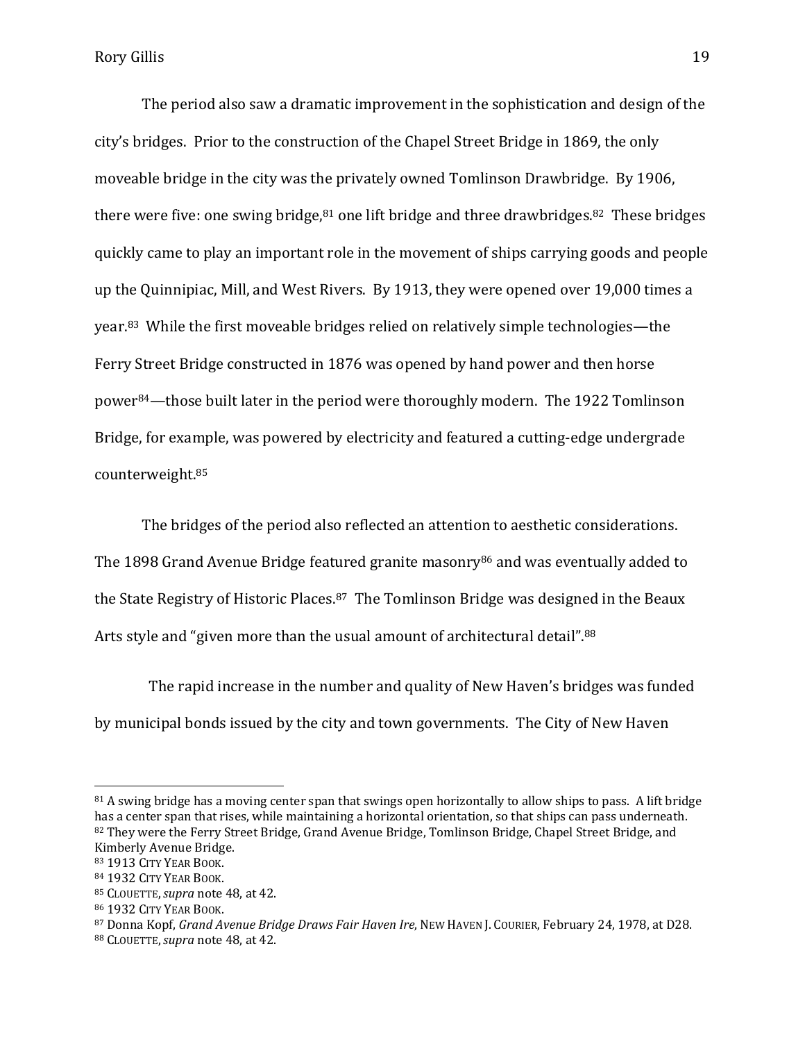The period also saw a dramatic improvement in the sophistication and design of the city's bridges. Prior to the construction of the Chapel Street Bridge in 1869, the only moveable bridge in the city was the privately owned Tomlinson Drawbridge. By 1906, there were five: one swing bridge,[81] one lift bridge and three drawbridges.[82] These bridges quickly came to play an important role in the movement of ships carrying goods and people up the Quinnipiac, Mill, and West Rivers. By 1913, they were opened over 19,000 times a year.[83] While the first moveable bridges relied on relatively simple technologies—the Ferry Street Bridge constructed in 1876 was opened by hand power and then horse power[84]—those built later in the period were thoroughly modern. The 1922 Tomlinson Bridge, for example, was powered by electricity and featured a cutting-edge undergrade counterweight.[85]

The bridges of the period also reflected an attention to aesthetic considerations. The 1898 Grand Avenue Bridge featured granite masonry[86] and was eventually added to the State Registry of Historic Places.[87] The Tomlinson Bridge was designed in the Beaux Arts style and "given more than the usual amount of architectural detail".[88]

The rapid increase in the number and quality of New Haven's bridges was funded by municipal bonds issued by the city and town governments. The City of New Haven

---

[81] A swing bridge has a moving center span that swings open horizontally to allow ships to pass. A lift bridge has a center span that rises, while maintaining a horizontal orientation, so that ships can pass underneath.
[82] They were the Ferry Street Bridge, Grand Avenue Bridge, Tomlinson Bridge, Chapel Street Bridge, and Kimberly Avenue Bridge.
[83] 1913 CITY YEAR BOOK.
[84] 1932 CITY YEAR BOOK.
[85] CLOUETTE, *supra* note 48, at 42.
[86] 1932 CITY YEAR BOOK.
[87] Donna Kopf, *Grand Avenue Bridge Draws Fair Haven Ire*, NEW HAVEN J. COURIER, February 24, 1978, at D28.
[88] CLOUETTE, *supra* note 48, at 42.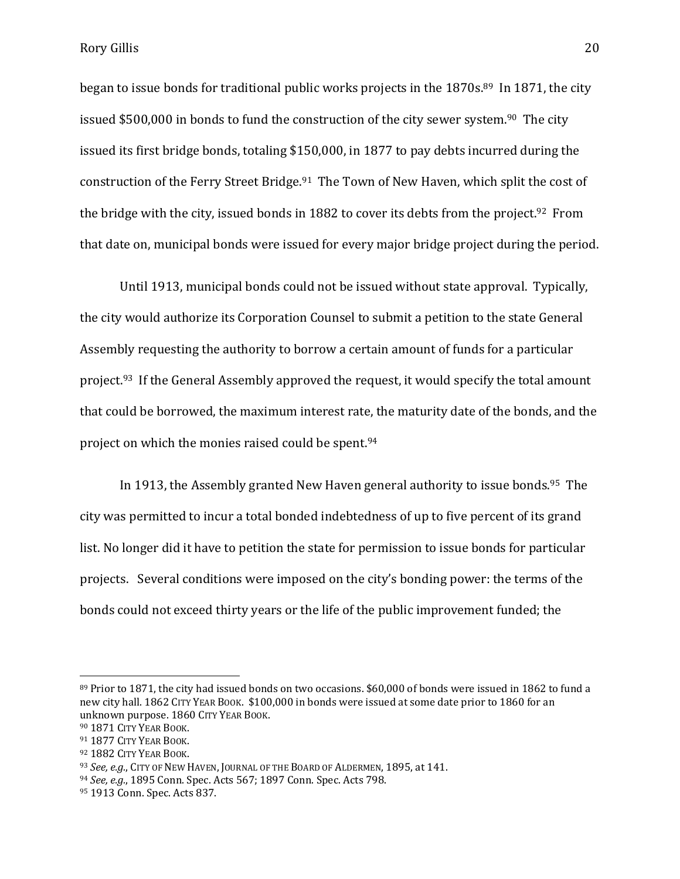began to issue bonds for traditional public works projects in the 1870s.[89] In 1871, the city issued $500,000 in bonds to fund the construction of the city sewer system.[90] The city issued its first bridge bonds, totaling $150,000, in 1877 to pay debts incurred during the construction of the Ferry Street Bridge.[91] The Town of New Haven, which split the cost of the bridge with the city, issued bonds in 1882 to cover its debts from the project.[92] From that date on, municipal bonds were issued for every major bridge project during the period.

Until 1913, municipal bonds could not be issued without state approval. Typically, the city would authorize its Corporation Counsel to submit a petition to the state General Assembly requesting the authority to borrow a certain amount of funds for a particular project.[93] If the General Assembly approved the request, it would specify the total amount that could be borrowed, the maximum interest rate, the maturity date of the bonds, and the project on which the monies raised could be spent.[94]

In 1913, the Assembly granted New Haven general authority to issue bonds.[95] The city was permitted to incur a total bonded indebtedness of up to five percent of its grand list. No longer did it have to petition the state for permission to issue bonds for particular projects. Several conditions were imposed on the city's bonding power: the terms of the bonds could not exceed thirty years or the life of the public improvement funded; the

---

[89] Prior to 1871, the city had issued bonds on two occasions. $60,000 of bonds were issued in 1862 to fund a new city hall. 1862 CITY YEAR BOOK. $100,000 in bonds were issued at some date prior to 1860 for an unknown purpose. 1860 CITY YEAR BOOK.

[90] 1871 CITY YEAR BOOK.

[91] 1877 CITY YEAR BOOK.

[92] 1882 CITY YEAR BOOK.

[93] *See, e.g.*, CITY OF NEW HAVEN, JOURNAL OF THE BOARD OF ALDERMEN, 1895, at 141.

[94] *See, e.g.*, 1895 Conn. Spec. Acts 567; 1897 Conn. Spec. Acts 798.

[95] 1913 Conn. Spec. Acts 837.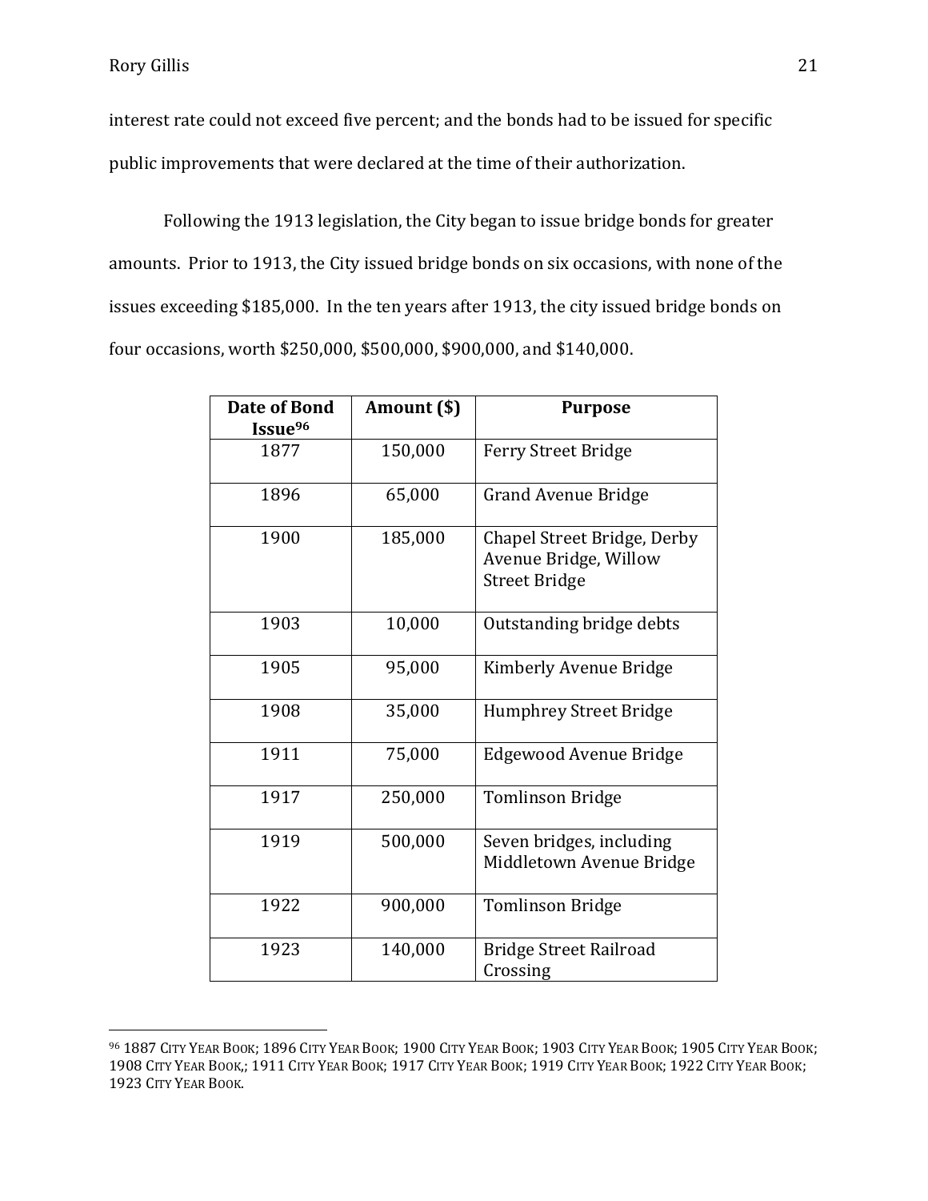interest rate could not exceed five percent; and the bonds had to be issued for specific public improvements that were declared at the time of their authorization.

Following the 1913 legislation, the City began to issue bridge bonds for greater amounts. Prior to 1913, the City issued bridge bonds on six occasions, with none of the issues exceeding $185,000. In the ten years after 1913, the city issued bridge bonds on four occasions, worth $250,000, $500,000, $900,000, and $140,000.

| **Date of Bond Issue**[96] | **Amount ($)** | **Purpose** |
|---|---|---|
| 1877 | 150,000 | Ferry Street Bridge |
| 1896 | 65,000 | Grand Avenue Bridge |
| 1900 | 185,000 | Chapel Street Bridge, Derby Avenue Bridge, Willow Street Bridge |
| 1903 | 10,000 | Outstanding bridge debts |
| 1905 | 95,000 | Kimberly Avenue Bridge |
| 1908 | 35,000 | Humphrey Street Bridge |
| 1911 | 75,000 | Edgewood Avenue Bridge |
| 1917 | 250,000 | Tomlinson Bridge |
| 1919 | 500,000 | Seven bridges, including Middletown Avenue Bridge |
| 1922 | 900,000 | Tomlinson Bridge |
| 1923 | 140,000 | Bridge Street Railroad Crossing |

[96] 1887 CITY YEAR BOOK; 1896 CITY YEAR BOOK; 1900 CITY YEAR BOOK; 1903 CITY YEAR BOOK; 1905 CITY YEAR BOOK; 1908 CITY YEAR BOOK,; 1911 CITY YEAR BOOK; 1917 CITY YEAR BOOK; 1919 CITY YEAR BOOK; 1922 CITY YEAR BOOK; 1923 CITY YEAR BOOK.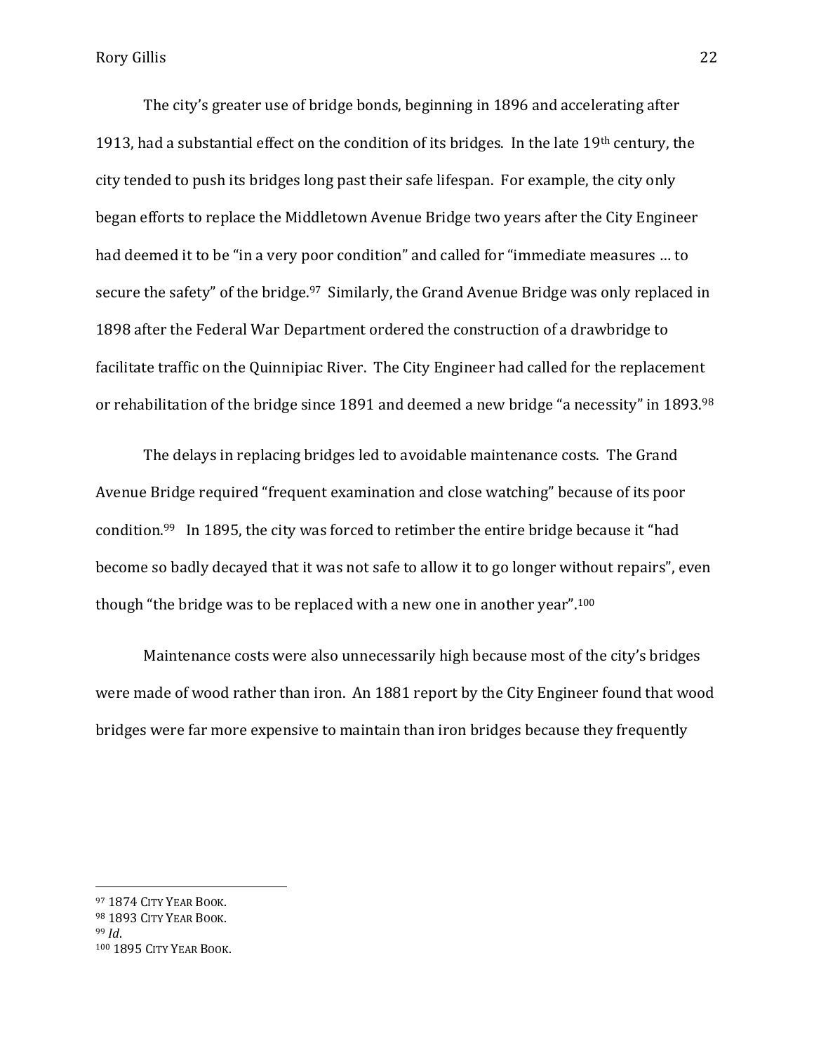The city's greater use of bridge bonds, beginning in 1896 and accelerating after 1913, had a substantial effect on the condition of its bridges. In the late 19th century, the city tended to push its bridges long past their safe lifespan. For example, the city only began efforts to replace the Middletown Avenue Bridge two years after the City Engineer had deemed it to be "in a very poor condition" and called for "immediate measures … to secure the safety" of the bridge.[97] Similarly, the Grand Avenue Bridge was only replaced in 1898 after the Federal War Department ordered the construction of a drawbridge to facilitate traffic on the Quinnipiac River. The City Engineer had called for the replacement or rehabilitation of the bridge since 1891 and deemed a new bridge "a necessity" in 1893.[98]

The delays in replacing bridges led to avoidable maintenance costs. The Grand Avenue Bridge required "frequent examination and close watching" because of its poor condition.[99] In 1895, the city was forced to retimber the entire bridge because it "had become so badly decayed that it was not safe to allow it to go longer without repairs", even though "the bridge was to be replaced with a new one in another year".[100]

Maintenance costs were also unnecessarily high because most of the city's bridges were made of wood rather than iron. An 1881 report by the City Engineer found that wood bridges were far more expensive to maintain than iron bridges because they frequently

---

[97] 1874 CITY YEAR BOOK.
[98] 1893 CITY YEAR BOOK.
[99] *Id*.
[100] 1895 CITY YEAR BOOK.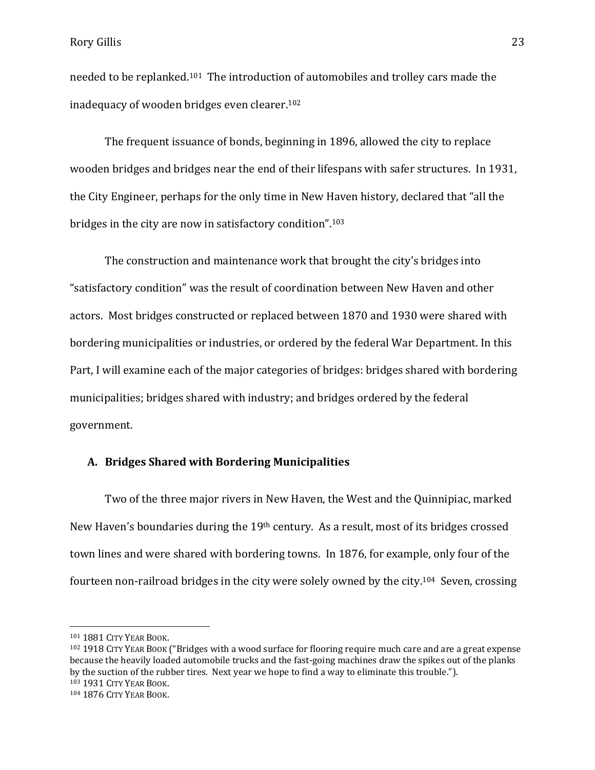needed to be replanked.[101] The introduction of automobiles and trolley cars made the inadequacy of wooden bridges even clearer.[102]

The frequent issuance of bonds, beginning in 1896, allowed the city to replace wooden bridges and bridges near the end of their lifespans with safer structures. In 1931, the City Engineer, perhaps for the only time in New Haven history, declared that "all the bridges in the city are now in satisfactory condition".[103]

The construction and maintenance work that brought the city's bridges into "satisfactory condition" was the result of coordination between New Haven and other actors. Most bridges constructed or replaced between 1870 and 1930 were shared with bordering municipalities or industries, or ordered by the federal War Department. In this Part, I will examine each of the major categories of bridges: bridges shared with bordering municipalities; bridges shared with industry; and bridges ordered by the federal government.

### A. Bridges Shared with Bordering Municipalities

Two of the three major rivers in New Haven, the West and the Quinnipiac, marked New Haven's boundaries during the 19th century. As a result, most of its bridges crossed town lines and were shared with bordering towns. In 1876, for example, only four of the fourteen non-railroad bridges in the city were solely owned by the city.[104] Seven, crossing

---

[101] 1881 CITY YEAR BOOK.

[102] 1918 CITY YEAR BOOK ("Bridges with a wood surface for flooring require much care and are a great expense because the heavily loaded automobile trucks and the fast-going machines draw the spikes out of the planks by the suction of the rubber tires. Next year we hope to find a way to eliminate this trouble.").

[103] 1931 CITY YEAR BOOK.

[104] 1876 CITY YEAR BOOK.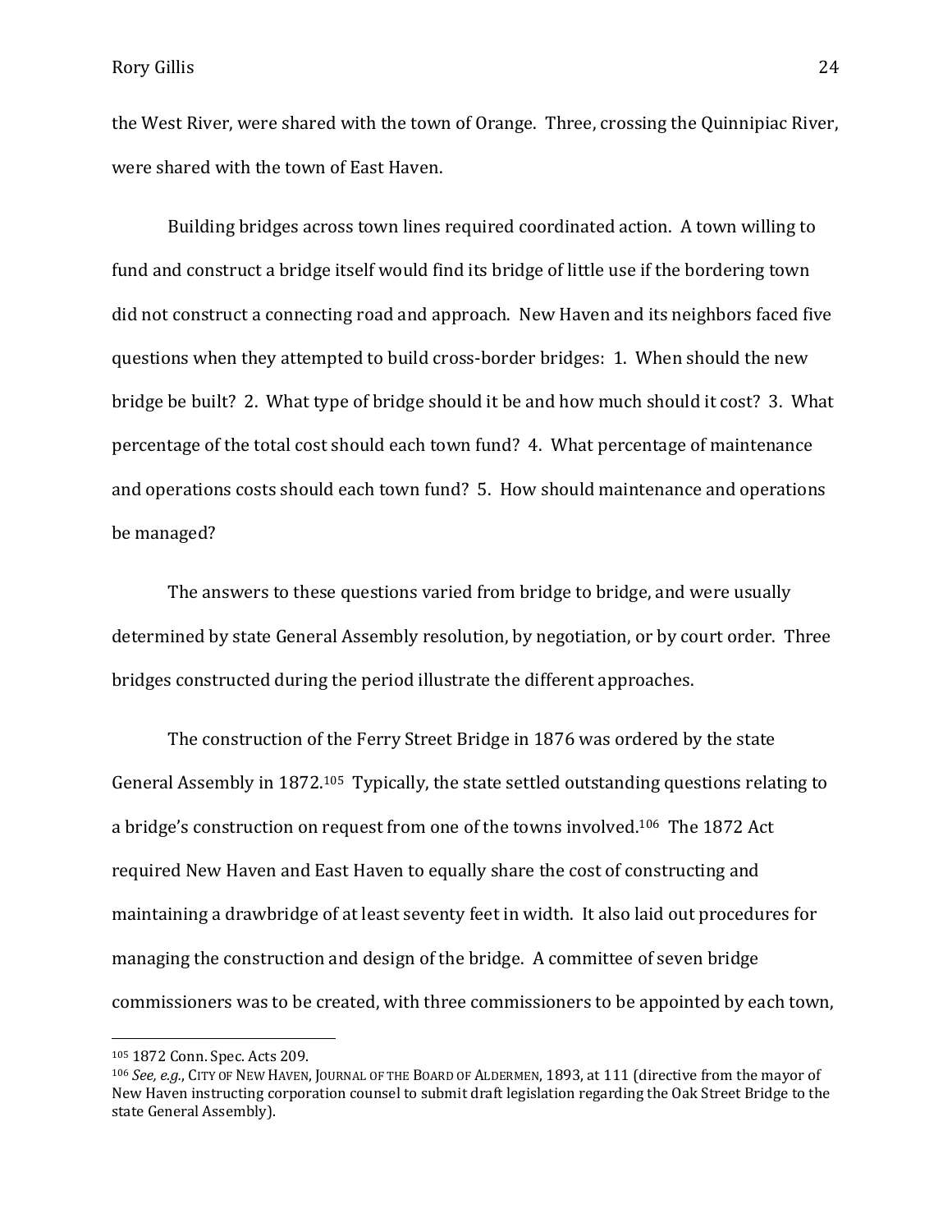the West River, were shared with the town of Orange. Three, crossing the Quinnipiac River, were shared with the town of East Haven.

Building bridges across town lines required coordinated action. A town willing to fund and construct a bridge itself would find its bridge of little use if the bordering town did not construct a connecting road and approach. New Haven and its neighbors faced five questions when they attempted to build cross-border bridges: 1. When should the new bridge be built? 2. What type of bridge should it be and how much should it cost? 3. What percentage of the total cost should each town fund? 4. What percentage of maintenance and operations costs should each town fund? 5. How should maintenance and operations be managed?

The answers to these questions varied from bridge to bridge, and were usually determined by state General Assembly resolution, by negotiation, or by court order. Three bridges constructed during the period illustrate the different approaches.

The construction of the Ferry Street Bridge in 1876 was ordered by the state General Assembly in 1872.[105] Typically, the state settled outstanding questions relating to a bridge's construction on request from one of the towns involved.[106] The 1872 Act required New Haven and East Haven to equally share the cost of constructing and maintaining a drawbridge of at least seventy feet in width. It also laid out procedures for managing the construction and design of the bridge. A committee of seven bridge commissioners was to be created, with three commissioners to be appointed by each town,

---

[105] 1872 Conn. Spec. Acts 209.

[106] *See, e.g.*, CITY OF NEW HAVEN, JOURNAL OF THE BOARD OF ALDERMEN, 1893, at 111 (directive from the mayor of New Haven instructing corporation counsel to submit draft legislation regarding the Oak Street Bridge to the state General Assembly).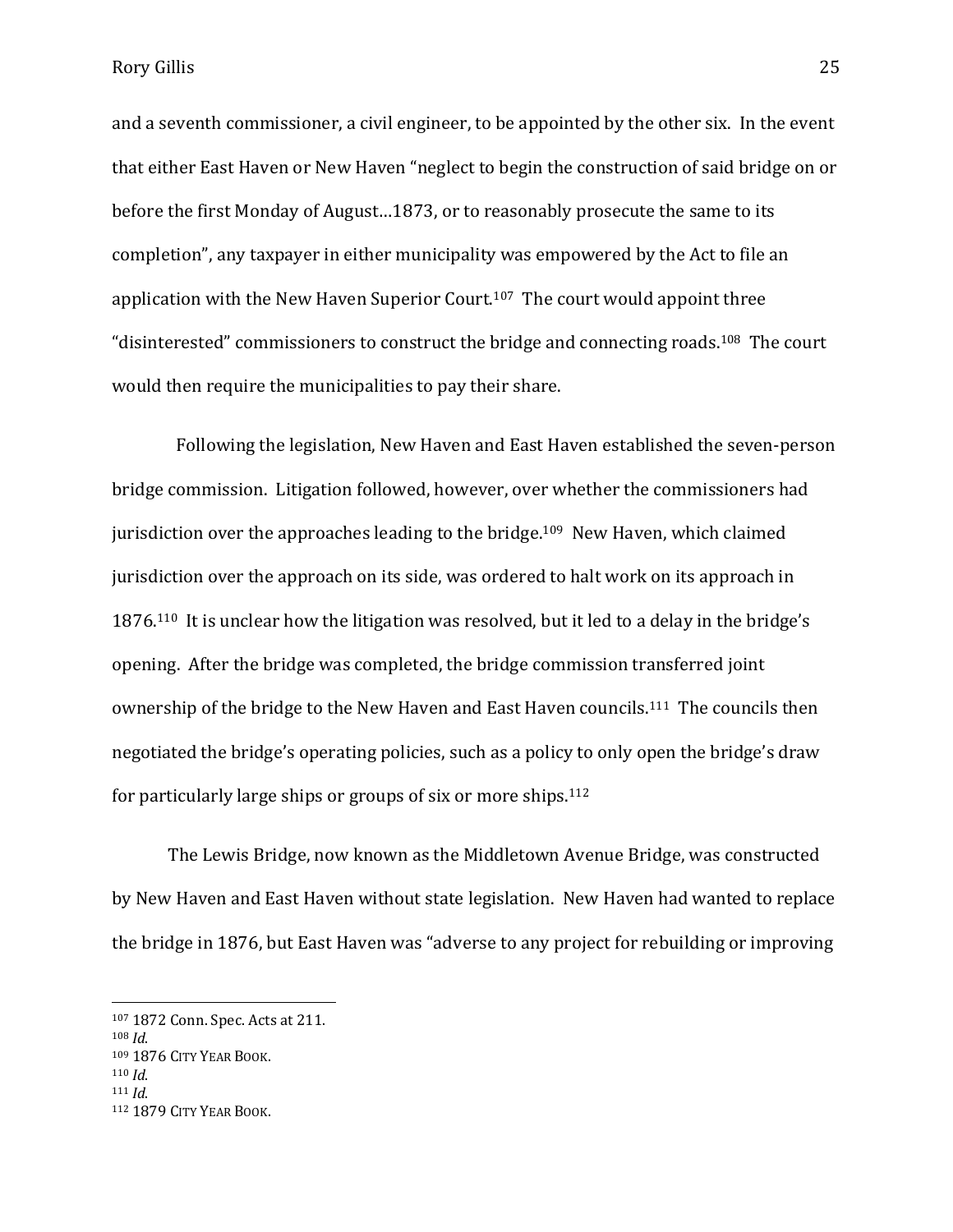and a seventh commissioner, a civil engineer, to be appointed by the other six. In the event that either East Haven or New Haven "neglect to begin the construction of said bridge on or before the first Monday of August…1873, or to reasonably prosecute the same to its completion", any taxpayer in either municipality was empowered by the Act to file an application with the New Haven Superior Court.[107] The court would appoint three "disinterested" commissioners to construct the bridge and connecting roads.[108] The court would then require the municipalities to pay their share.

Following the legislation, New Haven and East Haven established the seven-person bridge commission. Litigation followed, however, over whether the commissioners had jurisdiction over the approaches leading to the bridge.[109] New Haven, which claimed jurisdiction over the approach on its side, was ordered to halt work on its approach in 1876.[110] It is unclear how the litigation was resolved, but it led to a delay in the bridge's opening. After the bridge was completed, the bridge commission transferred joint ownership of the bridge to the New Haven and East Haven councils.[111] The councils then negotiated the bridge's operating policies, such as a policy to only open the bridge's draw for particularly large ships or groups of six or more ships.[112]

The Lewis Bridge, now known as the Middletown Avenue Bridge, was constructed by New Haven and East Haven without state legislation. New Haven had wanted to replace the bridge in 1876, but East Haven was "adverse to any project for rebuilding or improving

---

[107] 1872 Conn. Spec. Acts at 211.
[108] *Id.*
[109] 1876 CITY YEAR BOOK.
[110] *Id.*
[111] *Id.*
[112] 1879 CITY YEAR BOOK.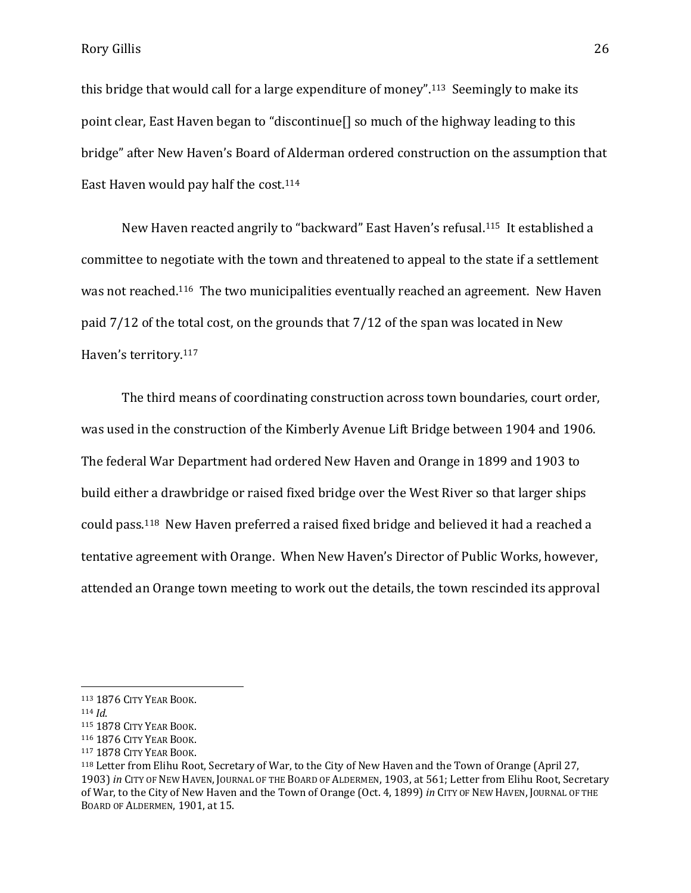this bridge that would call for a large expenditure of money".[113] Seemingly to make its point clear, East Haven began to "discontinue[] so much of the highway leading to this bridge" after New Haven's Board of Alderman ordered construction on the assumption that East Haven would pay half the cost.[114]

New Haven reacted angrily to "backward" East Haven's refusal.[115] It established a committee to negotiate with the town and threatened to appeal to the state if a settlement was not reached.[116] The two municipalities eventually reached an agreement. New Haven paid 7/12 of the total cost, on the grounds that 7/12 of the span was located in New Haven's territory.[117]

The third means of coordinating construction across town boundaries, court order, was used in the construction of the Kimberly Avenue Lift Bridge between 1904 and 1906. The federal War Department had ordered New Haven and Orange in 1899 and 1903 to build either a drawbridge or raised fixed bridge over the West River so that larger ships could pass.[118] New Haven preferred a raised fixed bridge and believed it had a reached a tentative agreement with Orange. When New Haven's Director of Public Works, however, attended an Orange town meeting to work out the details, the town rescinded its approval

---

[113] 1876 CITY YEAR BOOK.

[114] *Id.*

[115] 1878 CITY YEAR BOOK.

[116] 1876 CITY YEAR BOOK.

[117] 1878 CITY YEAR BOOK.

[118] Letter from Elihu Root, Secretary of War, to the City of New Haven and the Town of Orange (April 27, 1903) *in* CITY OF NEW HAVEN, JOURNAL OF THE BOARD OF ALDERMEN, 1903, at 561; Letter from Elihu Root, Secretary of War, to the City of New Haven and the Town of Orange (Oct. 4, 1899) *in* CITY OF NEW HAVEN, JOURNAL OF THE BOARD OF ALDERMEN, 1901, at 15.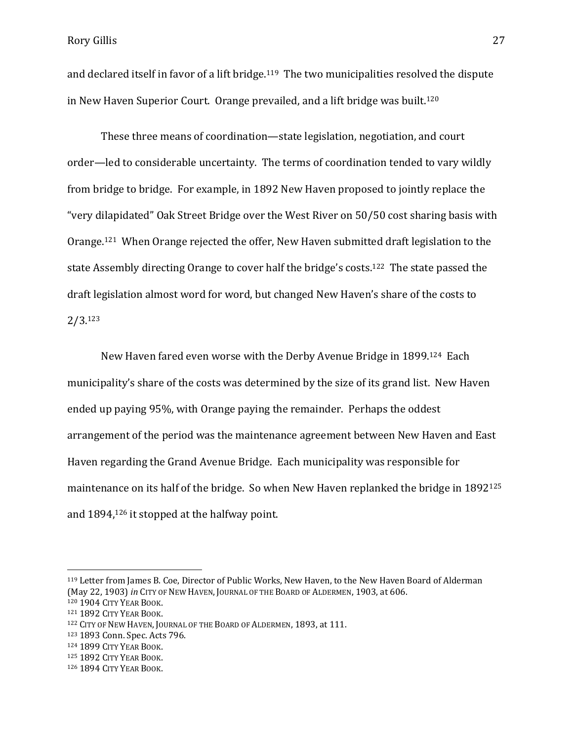and declared itself in favor of a lift bridge.[119] The two municipalities resolved the dispute in New Haven Superior Court. Orange prevailed, and a lift bridge was built.[120]

These three means of coordination—state legislation, negotiation, and court order—led to considerable uncertainty. The terms of coordination tended to vary wildly from bridge to bridge. For example, in 1892 New Haven proposed to jointly replace the "very dilapidated" Oak Street Bridge over the West River on 50/50 cost sharing basis with Orange.[121] When Orange rejected the offer, New Haven submitted draft legislation to the state Assembly directing Orange to cover half the bridge's costs.[122] The state passed the draft legislation almost word for word, but changed New Haven's share of the costs to 2/3.[123]

New Haven fared even worse with the Derby Avenue Bridge in 1899.[124] Each municipality's share of the costs was determined by the size of its grand list. New Haven ended up paying 95%, with Orange paying the remainder. Perhaps the oddest arrangement of the period was the maintenance agreement between New Haven and East Haven regarding the Grand Avenue Bridge. Each municipality was responsible for maintenance on its half of the bridge. So when New Haven replanked the bridge in 1892[125] and 1894,[126] it stopped at the halfway point.

---

[119] Letter from James B. Coe, Director of Public Works, New Haven, to the New Haven Board of Alderman (May 22, 1903) *in* CITY OF NEW HAVEN, JOURNAL OF THE BOARD OF ALDERMEN, 1903, at 606.

[120] 1904 CITY YEAR BOOK.

[121] 1892 CITY YEAR BOOK.

[122] CITY OF NEW HAVEN, JOURNAL OF THE BOARD OF ALDERMEN, 1893, at 111.

[123] 1893 Conn. Spec. Acts 796.

[124] 1899 CITY YEAR BOOK.

[125] 1892 CITY YEAR BOOK.

[126] 1894 CITY YEAR BOOK.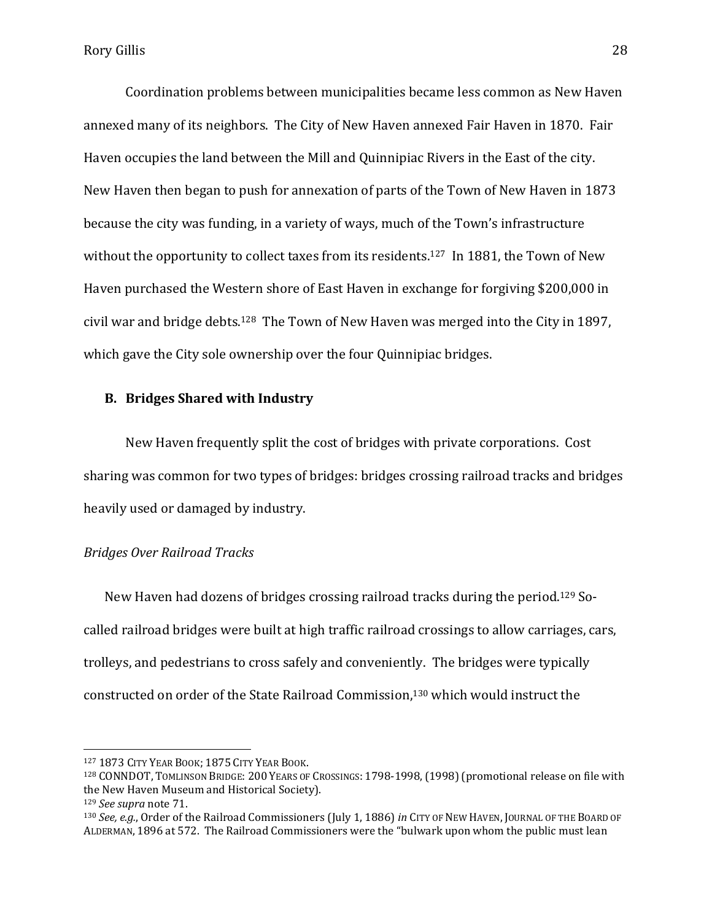Coordination problems between municipalities became less common as New Haven annexed many of its neighbors. The City of New Haven annexed Fair Haven in 1870. Fair Haven occupies the land between the Mill and Quinnipiac Rivers in the East of the city. New Haven then began to push for annexation of parts of the Town of New Haven in 1873 because the city was funding, in a variety of ways, much of the Town's infrastructure without the opportunity to collect taxes from its residents.[127] In 1881, the Town of New Haven purchased the Western shore of East Haven in exchange for forgiving $200,000 in civil war and bridge debts.[128] The Town of New Haven was merged into the City in 1897, which gave the City sole ownership over the four Quinnipiac bridges.

### B. Bridges Shared with Industry

New Haven frequently split the cost of bridges with private corporations. Cost sharing was common for two types of bridges: bridges crossing railroad tracks and bridges heavily used or damaged by industry.

*Bridges Over Railroad Tracks*

New Haven had dozens of bridges crossing railroad tracks during the period.[129] So-called railroad bridges were built at high traffic railroad crossings to allow carriages, cars, trolleys, and pedestrians to cross safely and conveniently. The bridges were typically constructed on order of the State Railroad Commission,[130] which would instruct the

---

[127] 1873 City Year Book; 1875 City Year Book.

[128] CONNDOT, Tomlinson Bridge: 200 Years of Crossings: 1798-1998, (1998) (promotional release on file with the New Haven Museum and Historical Society).

[129] *See supra* note 71.

[130] *See, e.g.*, Order of the Railroad Commissioners (July 1, 1886) *in* City of New Haven, Journal of the Board of Alderman, 1896 at 572. The Railroad Commissioners were the "bulwark upon whom the public must lean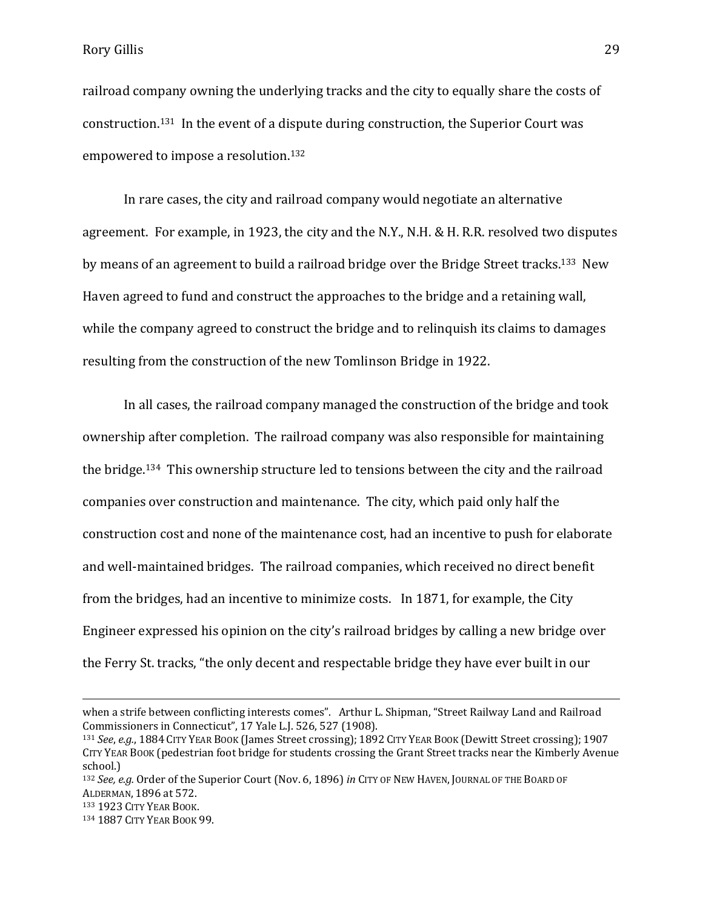railroad company owning the underlying tracks and the city to equally share the costs of construction.[131] In the event of a dispute during construction, the Superior Court was empowered to impose a resolution.[132]

In rare cases, the city and railroad company would negotiate an alternative agreement. For example, in 1923, the city and the N.Y., N.H. & H. R.R. resolved two disputes by means of an agreement to build a railroad bridge over the Bridge Street tracks.[133] New Haven agreed to fund and construct the approaches to the bridge and a retaining wall, while the company agreed to construct the bridge and to relinquish its claims to damages resulting from the construction of the new Tomlinson Bridge in 1922.

In all cases, the railroad company managed the construction of the bridge and took ownership after completion. The railroad company was also responsible for maintaining the bridge.[134] This ownership structure led to tensions between the city and the railroad companies over construction and maintenance. The city, which paid only half the construction cost and none of the maintenance cost, had an incentive to push for elaborate and well-maintained bridges. The railroad companies, which received no direct benefit from the bridges, had an incentive to minimize costs. In 1871, for example, the City Engineer expressed his opinion on the city's railroad bridges by calling a new bridge over the Ferry St. tracks, "the only decent and respectable bridge they have ever built in our

---

when a strife between conflicting interests comes". Arthur L. Shipman, "Street Railway Land and Railroad Commissioners in Connecticut", 17 Yale L.J. 526, 527 (1908).

[131] *See*, *e.g.*, 1884 CITY YEAR BOOK (James Street crossing); 1892 CITY YEAR BOOK (Dewitt Street crossing); 1907 CITY YEAR BOOK (pedestrian foot bridge for students crossing the Grant Street tracks near the Kimberly Avenue school.)

[132] *See, e.g.* Order of the Superior Court (Nov. 6, 1896) *in* CITY OF NEW HAVEN, JOURNAL OF THE BOARD OF ALDERMAN, 1896 at 572.

[133] 1923 CITY YEAR BOOK.

[134] 1887 CITY YEAR BOOK 99.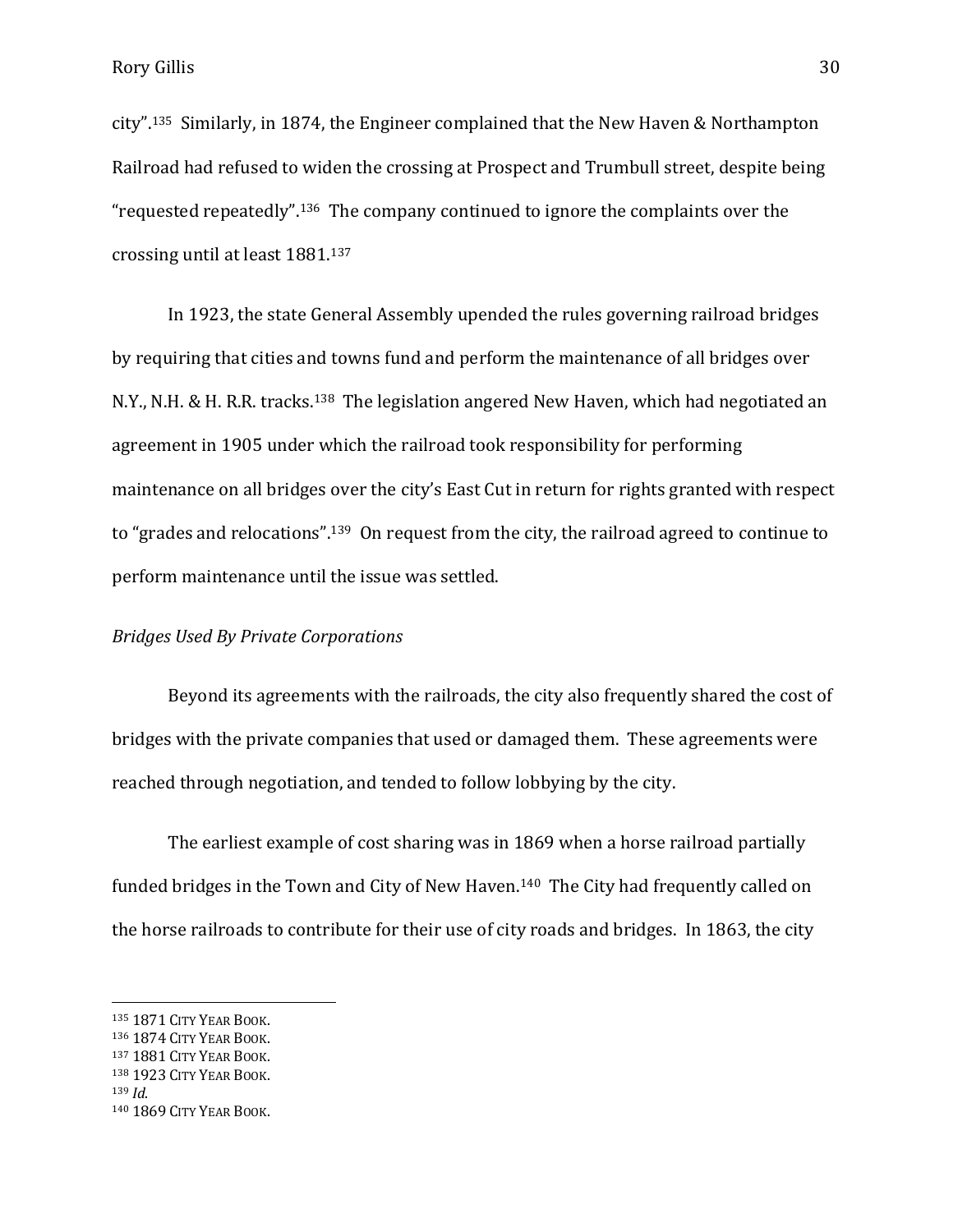city".[135] Similarly, in 1874, the Engineer complained that the New Haven & Northampton Railroad had refused to widen the crossing at Prospect and Trumbull street, despite being "requested repeatedly".[136] The company continued to ignore the complaints over the crossing until at least 1881.[137]

In 1923, the state General Assembly upended the rules governing railroad bridges by requiring that cities and towns fund and perform the maintenance of all bridges over N.Y., N.H. & H. R.R. tracks.[138] The legislation angered New Haven, which had negotiated an agreement in 1905 under which the railroad took responsibility for performing maintenance on all bridges over the city's East Cut in return for rights granted with respect to "grades and relocations".[139] On request from the city, the railroad agreed to continue to perform maintenance until the issue was settled.

*Bridges Used By Private Corporations*

Beyond its agreements with the railroads, the city also frequently shared the cost of bridges with the private companies that used or damaged them. These agreements were reached through negotiation, and tended to follow lobbying by the city.

The earliest example of cost sharing was in 1869 when a horse railroad partially funded bridges in the Town and City of New Haven.[140] The City had frequently called on the horse railroads to contribute for their use of city roads and bridges. In 1863, the city

---

[135] 1871 CITY YEAR BOOK.
[136] 1874 CITY YEAR BOOK.
[137] 1881 CITY YEAR BOOK.
[138] 1923 CITY YEAR BOOK.
[139] *Id.*
[140] 1869 CITY YEAR BOOK.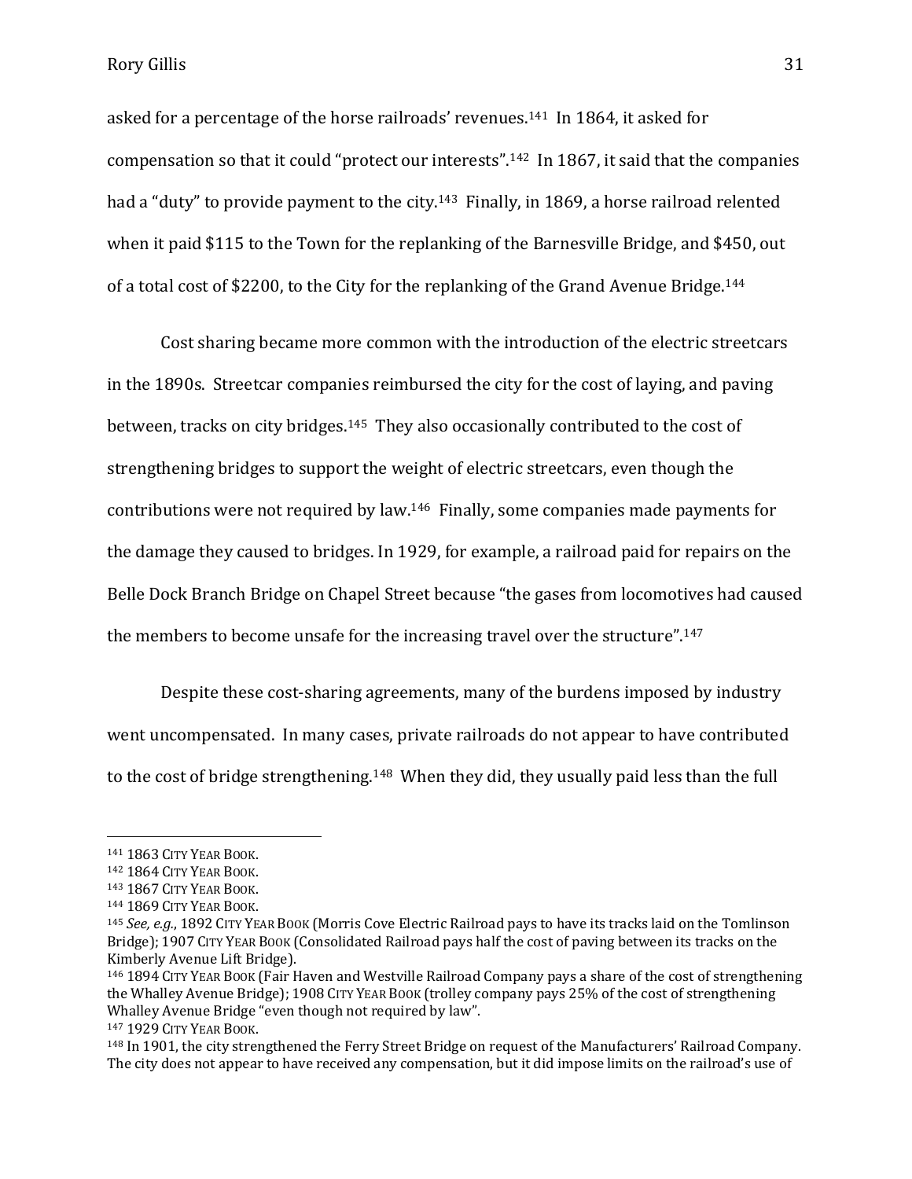asked for a percentage of the horse railroads' revenues.[141] In 1864, it asked for compensation so that it could "protect our interests".[142] In 1867, it said that the companies had a "duty" to provide payment to the city.[143] Finally, in 1869, a horse railroad relented when it paid $115 to the Town for the replanking of the Barnesville Bridge, and $450, out of a total cost of $2200, to the City for the replanking of the Grand Avenue Bridge.[144]

Cost sharing became more common with the introduction of the electric streetcars in the 1890s. Streetcar companies reimbursed the city for the cost of laying, and paving between, tracks on city bridges.[145] They also occasionally contributed to the cost of strengthening bridges to support the weight of electric streetcars, even though the contributions were not required by law.[146] Finally, some companies made payments for the damage they caused to bridges. In 1929, for example, a railroad paid for repairs on the Belle Dock Branch Bridge on Chapel Street because "the gases from locomotives had caused the members to become unsafe for the increasing travel over the structure".[147]

Despite these cost-sharing agreements, many of the burdens imposed by industry went uncompensated. In many cases, private railroads do not appear to have contributed to the cost of bridge strengthening.[148] When they did, they usually paid less than the full

---

[141] 1863 CITY YEAR BOOK.

[142] 1864 CITY YEAR BOOK.

[143] 1867 CITY YEAR BOOK.

[144] 1869 CITY YEAR BOOK.

[145] *See, e.g.*, 1892 CITY YEAR BOOK (Morris Cove Electric Railroad pays to have its tracks laid on the Tomlinson Bridge); 1907 CITY YEAR BOOK (Consolidated Railroad pays half the cost of paving between its tracks on the Kimberly Avenue Lift Bridge).

[146] 1894 CITY YEAR BOOK (Fair Haven and Westville Railroad Company pays a share of the cost of strengthening the Whalley Avenue Bridge); 1908 CITY YEAR BOOK (trolley company pays 25% of the cost of strengthening Whalley Avenue Bridge "even though not required by law".

[147] 1929 CITY YEAR BOOK.

[148] In 1901, the city strengthened the Ferry Street Bridge on request of the Manufacturers' Railroad Company. The city does not appear to have received any compensation, but it did impose limits on the railroad's use of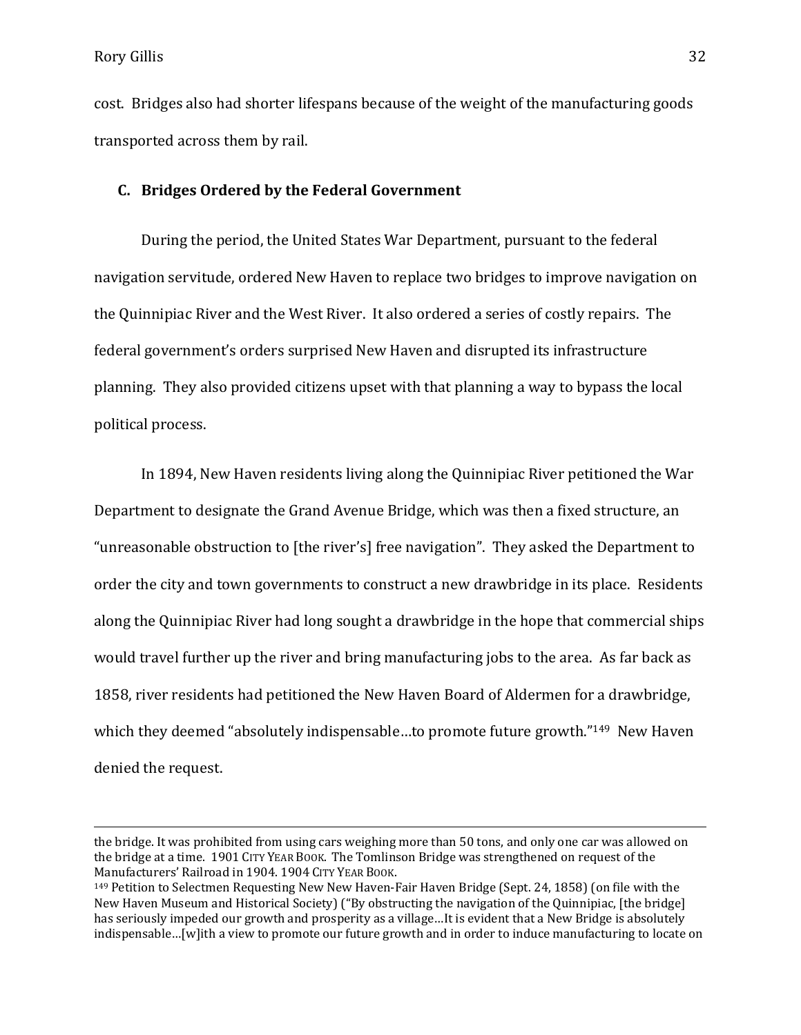cost. Bridges also had shorter lifespans because of the weight of the manufacturing goods transported across them by rail.

### C. Bridges Ordered by the Federal Government

During the period, the United States War Department, pursuant to the federal navigation servitude, ordered New Haven to replace two bridges to improve navigation on the Quinnipiac River and the West River. It also ordered a series of costly repairs. The federal government's orders surprised New Haven and disrupted its infrastructure planning. They also provided citizens upset with that planning a way to bypass the local political process.

In 1894, New Haven residents living along the Quinnipiac River petitioned the War Department to designate the Grand Avenue Bridge, which was then a fixed structure, an "unreasonable obstruction to [the river's] free navigation". They asked the Department to order the city and town governments to construct a new drawbridge in its place. Residents along the Quinnipiac River had long sought a drawbridge in the hope that commercial ships would travel further up the river and bring manufacturing jobs to the area. As far back as 1858, river residents had petitioned the New Haven Board of Aldermen for a drawbridge, which they deemed "absolutely indispensable…to promote future growth."[149] New Haven denied the request.

---

the bridge. It was prohibited from using cars weighing more than 50 tons, and only one car was allowed on the bridge at a time. 1901 CITY YEAR BOOK. The Tomlinson Bridge was strengthened on request of the Manufacturers' Railroad in 1904. 1904 CITY YEAR BOOK.

[149] Petition to Selectmen Requesting New New Haven-Fair Haven Bridge (Sept. 24, 1858) (on file with the New Haven Museum and Historical Society) ("By obstructing the navigation of the Quinnipiac, [the bridge] has seriously impeded our growth and prosperity as a village…It is evident that a New Bridge is absolutely indispensable…[w]ith a view to promote our future growth and in order to induce manufacturing to locate on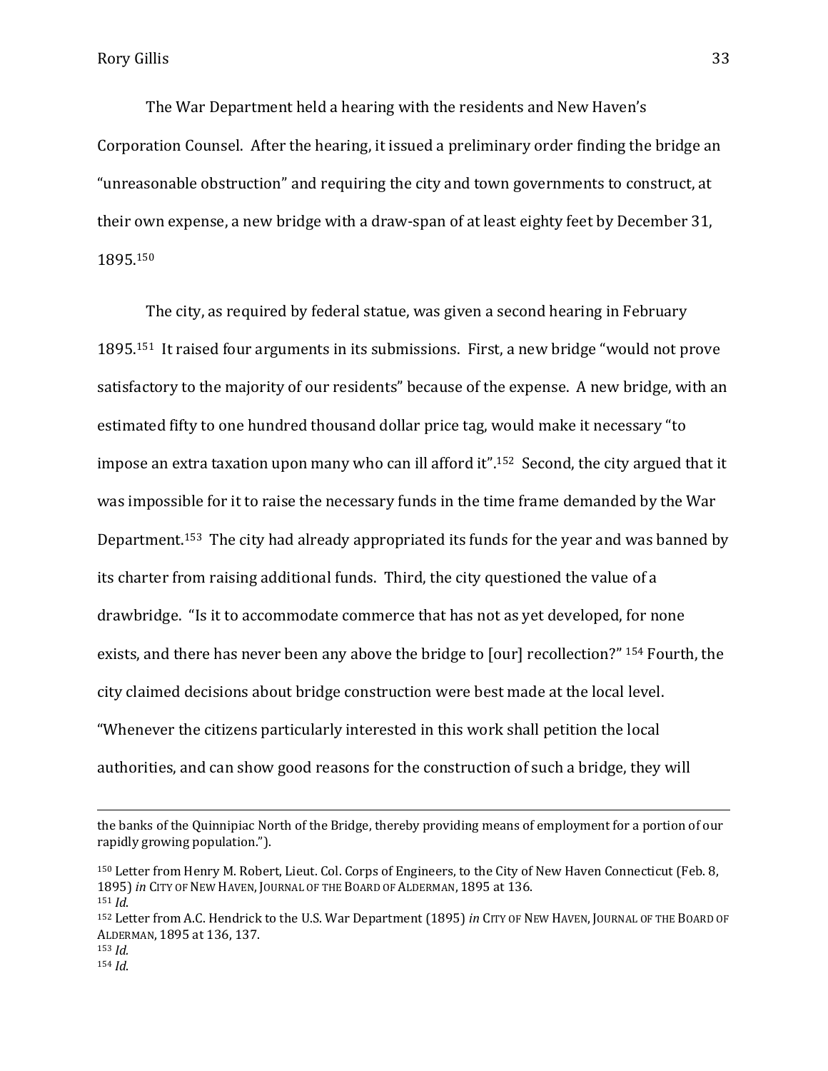The War Department held a hearing with the residents and New Haven's Corporation Counsel. After the hearing, it issued a preliminary order finding the bridge an "unreasonable obstruction" and requiring the city and town governments to construct, at their own expense, a new bridge with a draw-span of at least eighty feet by December 31, 1895.[150]

The city, as required by federal statue, was given a second hearing in February 1895.[151] It raised four arguments in its submissions. First, a new bridge "would not prove satisfactory to the majority of our residents" because of the expense. A new bridge, with an estimated fifty to one hundred thousand dollar price tag, would make it necessary "to impose an extra taxation upon many who can ill afford it".[152] Second, the city argued that it was impossible for it to raise the necessary funds in the time frame demanded by the War Department.[153] The city had already appropriated its funds for the year and was banned by its charter from raising additional funds. Third, the city questioned the value of a drawbridge. "Is it to accommodate commerce that has not as yet developed, for none exists, and there has never been any above the bridge to [our] recollection?" [154] Fourth, the city claimed decisions about bridge construction were best made at the local level. "Whenever the citizens particularly interested in this work shall petition the local authorities, and can show good reasons for the construction of such a bridge, they will

---

the banks of the Quinnipiac North of the Bridge, thereby providing means of employment for a portion of our rapidly growing population.").

[150] Letter from Henry M. Robert, Lieut. Col. Corps of Engineers, to the City of New Haven Connecticut (Feb. 8, 1895) *in* CITY OF NEW HAVEN, JOURNAL OF THE BOARD OF ALDERMAN, 1895 at 136.

[151] *Id.*

[152] Letter from A.C. Hendrick to the U.S. War Department (1895) *in* CITY OF NEW HAVEN, JOURNAL OF THE BOARD OF ALDERMAN, 1895 at 136, 137.

[153] *Id.*

[154] *Id.*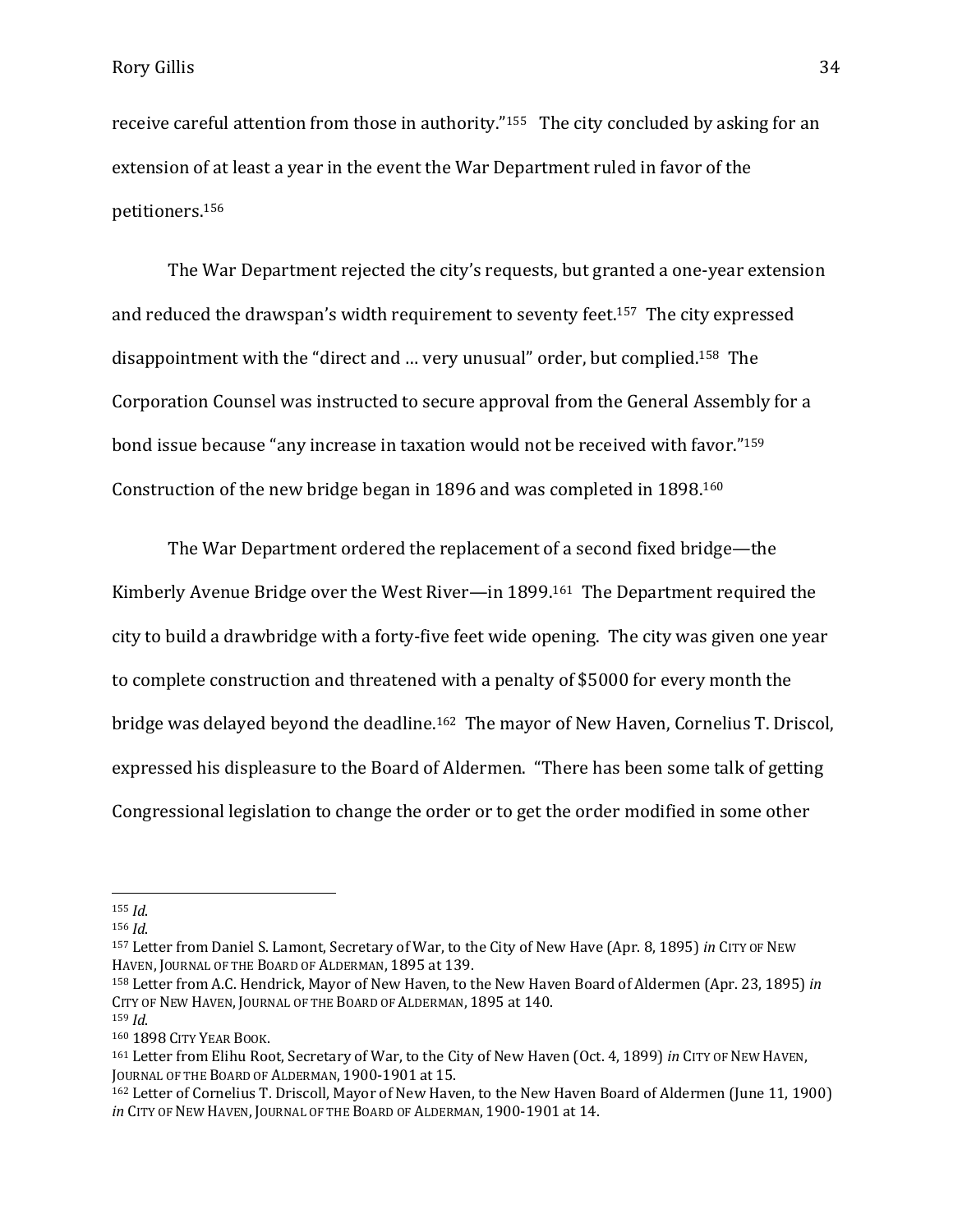receive careful attention from those in authority."[155] The city concluded by asking for an extension of at least a year in the event the War Department ruled in favor of the petitioners.[156]

The War Department rejected the city's requests, but granted a one-year extension and reduced the drawspan's width requirement to seventy feet.[157] The city expressed disappointment with the "direct and … very unusual" order, but complied.[158] The Corporation Counsel was instructed to secure approval from the General Assembly for a bond issue because "any increase in taxation would not be received with favor."[159] Construction of the new bridge began in 1896 and was completed in 1898.[160]

The War Department ordered the replacement of a second fixed bridge—the Kimberly Avenue Bridge over the West River—in 1899.[161] The Department required the city to build a drawbridge with a forty-five feet wide opening. The city was given one year to complete construction and threatened with a penalty of $5000 for every month the bridge was delayed beyond the deadline.[162] The mayor of New Haven, Cornelius T. Driscol, expressed his displeasure to the Board of Aldermen. "There has been some talk of getting Congressional legislation to change the order or to get the order modified in some other

---

[155] *Id.*
[156] *Id.*
[157] Letter from Daniel S. Lamont, Secretary of War, to the City of New Have (Apr. 8, 1895) *in* CITY OF NEW HAVEN, JOURNAL OF THE BOARD OF ALDERMAN, 1895 at 139.
[158] Letter from A.C. Hendrick, Mayor of New Haven, to the New Haven Board of Aldermen (Apr. 23, 1895) *in* CITY OF NEW HAVEN, JOURNAL OF THE BOARD OF ALDERMAN, 1895 at 140.
[159] *Id.*
[160] 1898 CITY YEAR BOOK.
[161] Letter from Elihu Root, Secretary of War, to the City of New Haven (Oct. 4, 1899) *in* CITY OF NEW HAVEN, JOURNAL OF THE BOARD OF ALDERMAN, 1900-1901 at 15.
[162] Letter of Cornelius T. Driscoll, Mayor of New Haven, to the New Haven Board of Aldermen (June 11, 1900) *in* CITY OF NEW HAVEN, JOURNAL OF THE BOARD OF ALDERMAN, 1900-1901 at 14.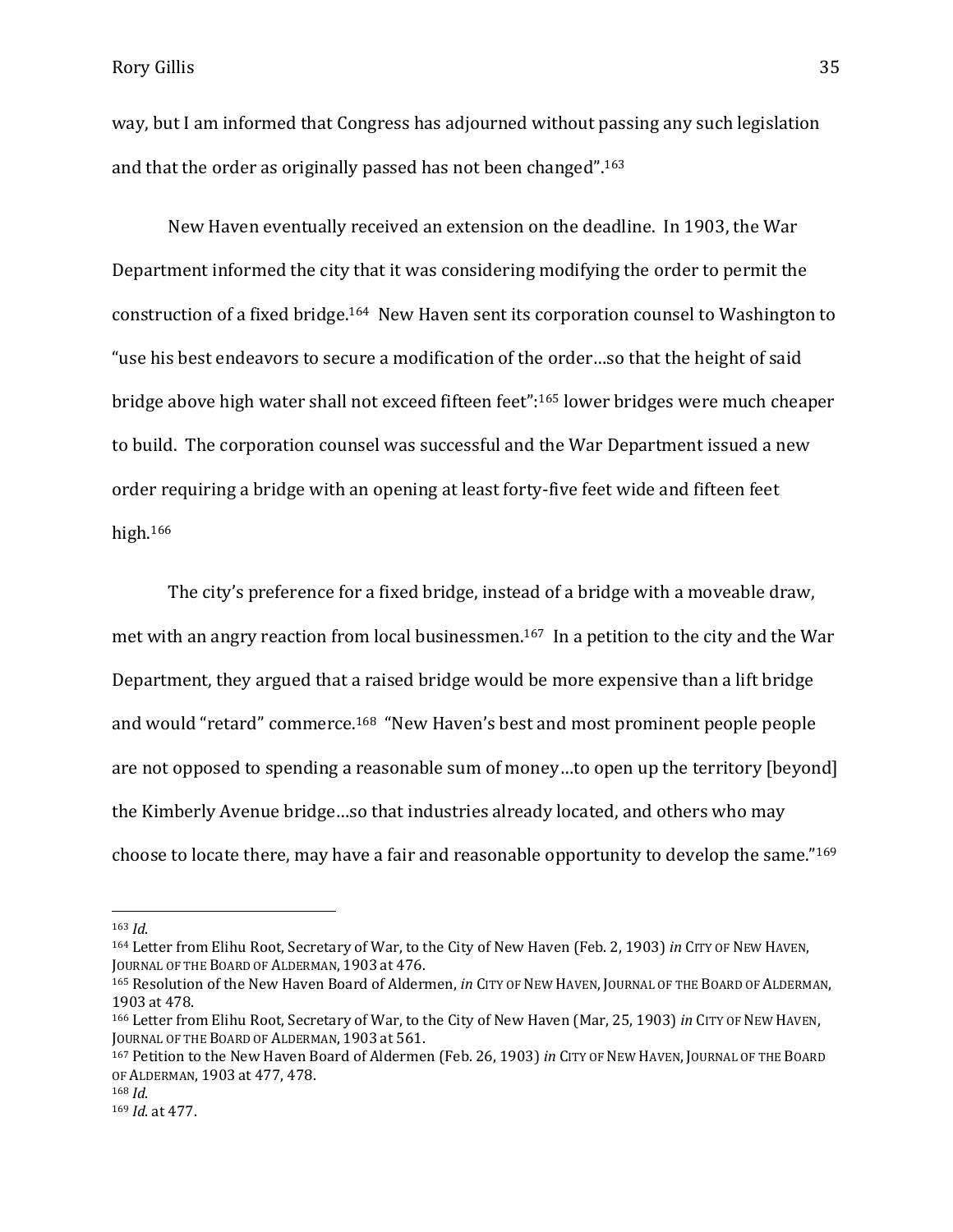way, but I am informed that Congress has adjourned without passing any such legislation and that the order as originally passed has not been changed".[163]

New Haven eventually received an extension on the deadline. In 1903, the War Department informed the city that it was considering modifying the order to permit the construction of a fixed bridge.[164] New Haven sent its corporation counsel to Washington to "use his best endeavors to secure a modification of the order…so that the height of said bridge above high water shall not exceed fifteen feet":[165] lower bridges were much cheaper to build. The corporation counsel was successful and the War Department issued a new order requiring a bridge with an opening at least forty-five feet wide and fifteen feet high.[166]

The city's preference for a fixed bridge, instead of a bridge with a moveable draw, met with an angry reaction from local businessmen.[167] In a petition to the city and the War Department, they argued that a raised bridge would be more expensive than a lift bridge and would "retard" commerce.[168] "New Haven's best and most prominent people people are not opposed to spending a reasonable sum of money…to open up the territory [beyond] the Kimberly Avenue bridge…so that industries already located, and others who may choose to locate there, may have a fair and reasonable opportunity to develop the same."[169]

---

[163] *Id.*

[164] Letter from Elihu Root, Secretary of War, to the City of New Haven (Feb. 2, 1903) *in* CITY OF NEW HAVEN, JOURNAL OF THE BOARD OF ALDERMAN, 1903 at 476.

[165] Resolution of the New Haven Board of Aldermen, *in* CITY OF NEW HAVEN, JOURNAL OF THE BOARD OF ALDERMAN, 1903 at 478.

[166] Letter from Elihu Root, Secretary of War, to the City of New Haven (Mar, 25, 1903) *in* CITY OF NEW HAVEN, JOURNAL OF THE BOARD OF ALDERMAN, 1903 at 561.

[167] Petition to the New Haven Board of Aldermen (Feb. 26, 1903) *in* CITY OF NEW HAVEN, JOURNAL OF THE BOARD OF ALDERMAN, 1903 at 477, 478.

[168] *Id.*

[169] *Id.* at 477.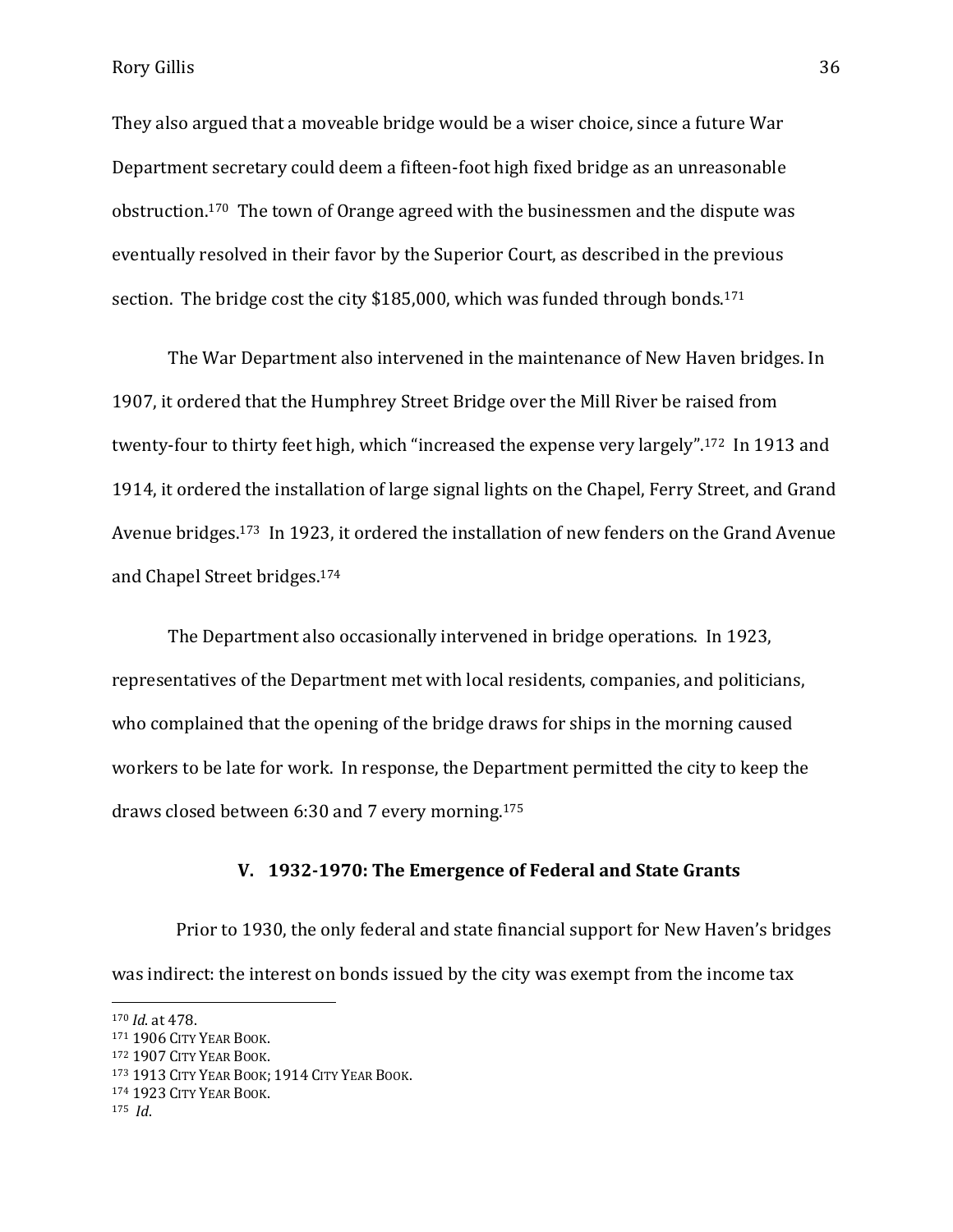They also argued that a moveable bridge would be a wiser choice, since a future War Department secretary could deem a fifteen-foot high fixed bridge as an unreasonable obstruction.[170] The town of Orange agreed with the businessmen and the dispute was eventually resolved in their favor by the Superior Court, as described in the previous section. The bridge cost the city $185,000, which was funded through bonds.[171]

The War Department also intervened in the maintenance of New Haven bridges. In 1907, it ordered that the Humphrey Street Bridge over the Mill River be raised from twenty-four to thirty feet high, which "increased the expense very largely".[172] In 1913 and 1914, it ordered the installation of large signal lights on the Chapel, Ferry Street, and Grand Avenue bridges.[173] In 1923, it ordered the installation of new fenders on the Grand Avenue and Chapel Street bridges.[174]

The Department also occasionally intervened in bridge operations. In 1923, representatives of the Department met with local residents, companies, and politicians, who complained that the opening of the bridge draws for ships in the morning caused workers to be late for work. In response, the Department permitted the city to keep the draws closed between 6:30 and 7 every morning.[175]

## V. 1932-1970: The Emergence of Federal and State Grants

Prior to 1930, the only federal and state financial support for New Haven's bridges was indirect: the interest on bonds issued by the city was exempt from the income tax

---

[170] *Id.* at 478.
[171] 1906 CITY YEAR BOOK.
[172] 1907 CITY YEAR BOOK.
[173] 1913 CITY YEAR BOOK; 1914 CITY YEAR BOOK.
[174] 1923 CITY YEAR BOOK.
[175] *Id*.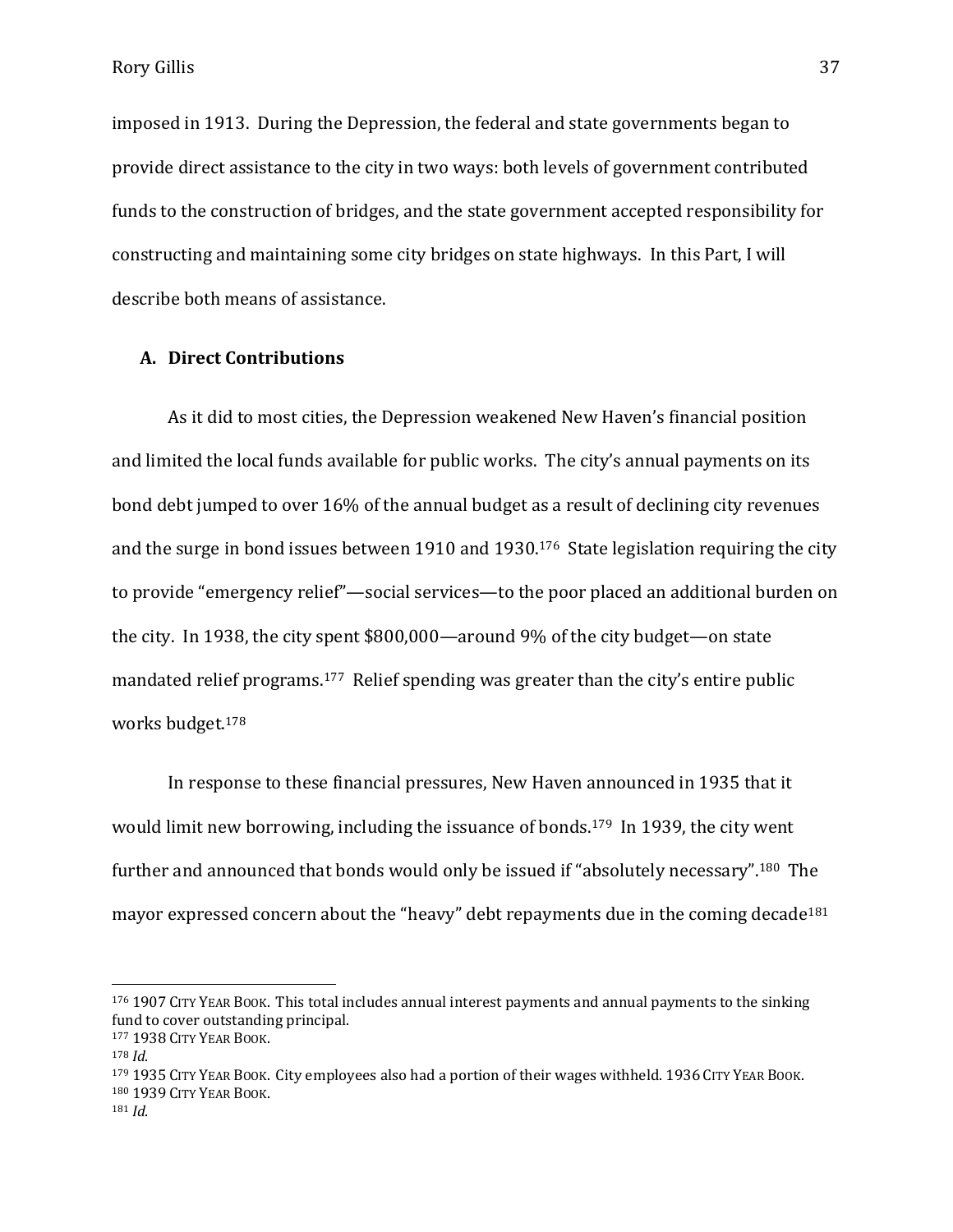imposed in 1913. During the Depression, the federal and state governments began to provide direct assistance to the city in two ways: both levels of government contributed funds to the construction of bridges, and the state government accepted responsibility for constructing and maintaining some city bridges on state highways. In this Part, I will describe both means of assistance.

### A. Direct Contributions

As it did to most cities, the Depression weakened New Haven's financial position and limited the local funds available for public works. The city's annual payments on its bond debt jumped to over 16% of the annual budget as a result of declining city revenues and the surge in bond issues between 1910 and 1930.[176] State legislation requiring the city to provide "emergency relief"—social services—to the poor placed an additional burden on the city. In 1938, the city spent $800,000—around 9% of the city budget—on state mandated relief programs.[177] Relief spending was greater than the city's entire public works budget.[178]

In response to these financial pressures, New Haven announced in 1935 that it would limit new borrowing, including the issuance of bonds.[179] In 1939, the city went further and announced that bonds would only be issued if "absolutely necessary".[180] The mayor expressed concern about the "heavy" debt repayments due in the coming decade[181]

---

[176] 1907 City Year Book. This total includes annual interest payments and annual payments to the sinking fund to cover outstanding principal.

[177] 1938 City Year Book.

[178] *Id.*

[179] 1935 City Year Book. City employees also had a portion of their wages withheld. 1936 City Year Book.

[180] 1939 City Year Book.

[181] *Id.*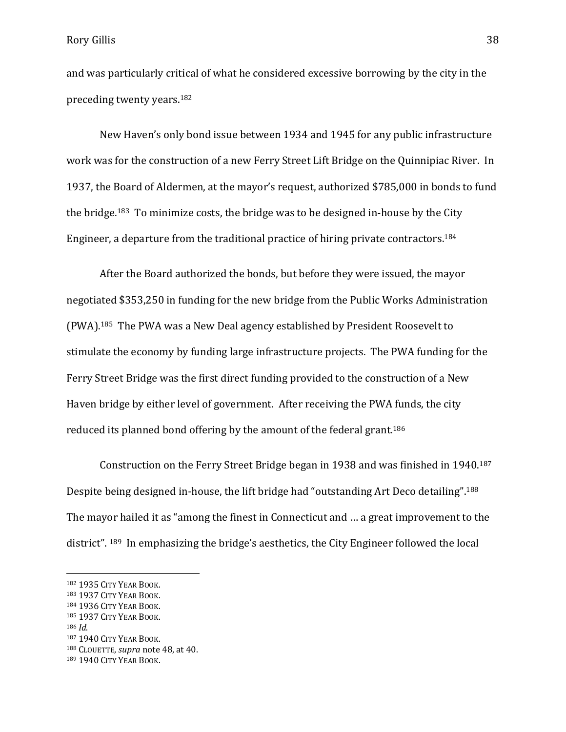and was particularly critical of what he considered excessive borrowing by the city in the preceding twenty years.[182]

New Haven's only bond issue between 1934 and 1945 for any public infrastructure work was for the construction of a new Ferry Street Lift Bridge on the Quinnipiac River. In 1937, the Board of Aldermen, at the mayor's request, authorized $785,000 in bonds to fund the bridge.[183] To minimize costs, the bridge was to be designed in-house by the City Engineer, a departure from the traditional practice of hiring private contractors.[184]

After the Board authorized the bonds, but before they were issued, the mayor negotiated $353,250 in funding for the new bridge from the Public Works Administration (PWA).[185] The PWA was a New Deal agency established by President Roosevelt to stimulate the economy by funding large infrastructure projects. The PWA funding for the Ferry Street Bridge was the first direct funding provided to the construction of a New Haven bridge by either level of government. After receiving the PWA funds, the city reduced its planned bond offering by the amount of the federal grant.[186]

Construction on the Ferry Street Bridge began in 1938 and was finished in 1940.[187] Despite being designed in-house, the lift bridge had "outstanding Art Deco detailing".[188] The mayor hailed it as "among the finest in Connecticut and … a great improvement to the district".[189] In emphasizing the bridge's aesthetics, the City Engineer followed the local

---

[182] 1935 CITY YEAR BOOK.
[183] 1937 CITY YEAR BOOK.
[184] 1936 CITY YEAR BOOK.
[185] 1937 CITY YEAR BOOK.
[186] *Id.*
[187] 1940 CITY YEAR BOOK.
[188] CLOUETTE, *supra* note 48, at 40.
[189] 1940 CITY YEAR BOOK.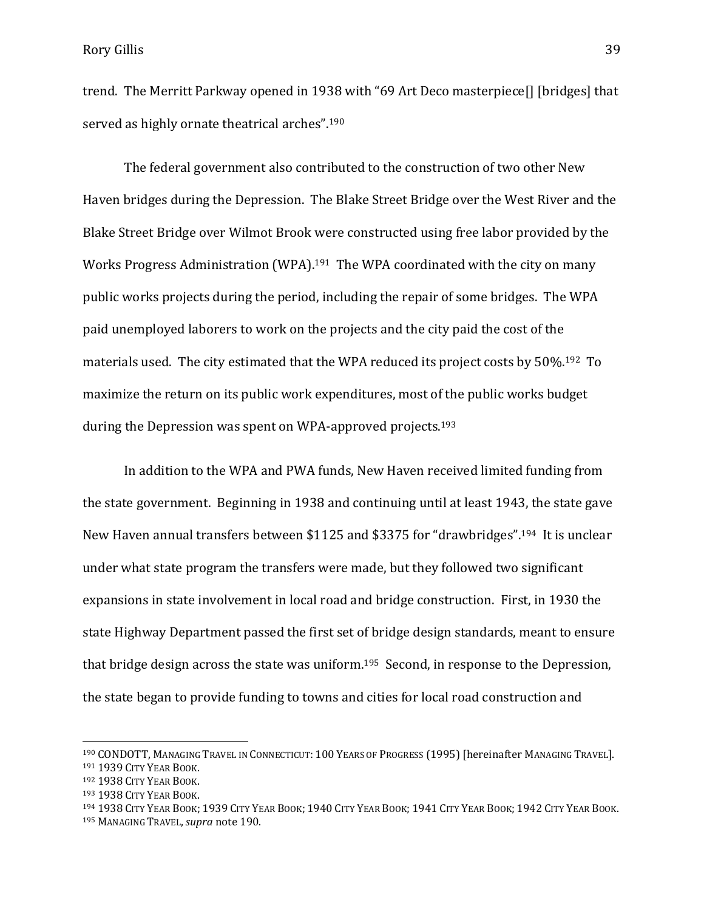trend. The Merritt Parkway opened in 1938 with "69 Art Deco masterpiece[] [bridges] that served as highly ornate theatrical arches".[190]

The federal government also contributed to the construction of two other New Haven bridges during the Depression. The Blake Street Bridge over the West River and the Blake Street Bridge over Wilmot Brook were constructed using free labor provided by the Works Progress Administration (WPA).[191] The WPA coordinated with the city on many public works projects during the period, including the repair of some bridges. The WPA paid unemployed laborers to work on the projects and the city paid the cost of the materials used. The city estimated that the WPA reduced its project costs by 50%.[192] To maximize the return on its public work expenditures, most of the public works budget during the Depression was spent on WPA-approved projects.[193]

In addition to the WPA and PWA funds, New Haven received limited funding from the state government. Beginning in 1938 and continuing until at least 1943, the state gave New Haven annual transfers between $1125 and $3375 for "drawbridges".[194] It is unclear under what state program the transfers were made, but they followed two significant expansions in state involvement in local road and bridge construction. First, in 1930 the state Highway Department passed the first set of bridge design standards, meant to ensure that bridge design across the state was uniform.[195] Second, in response to the Depression, the state began to provide funding to towns and cities for local road construction and

---

[190] CONDOTT, MANAGING TRAVEL IN CONNECTICUT: 100 YEARS OF PROGRESS (1995) [hereinafter MANAGING TRAVEL].
[191] 1939 CITY YEAR BOOK.
[192] 1938 CITY YEAR BOOK.
[193] 1938 CITY YEAR BOOK.
[194] 1938 CITY YEAR BOOK; 1939 CITY YEAR BOOK; 1940 CITY YEAR BOOK; 1941 CITY YEAR BOOK; 1942 CITY YEAR BOOK.
[195] MANAGING TRAVEL, *supra* note 190.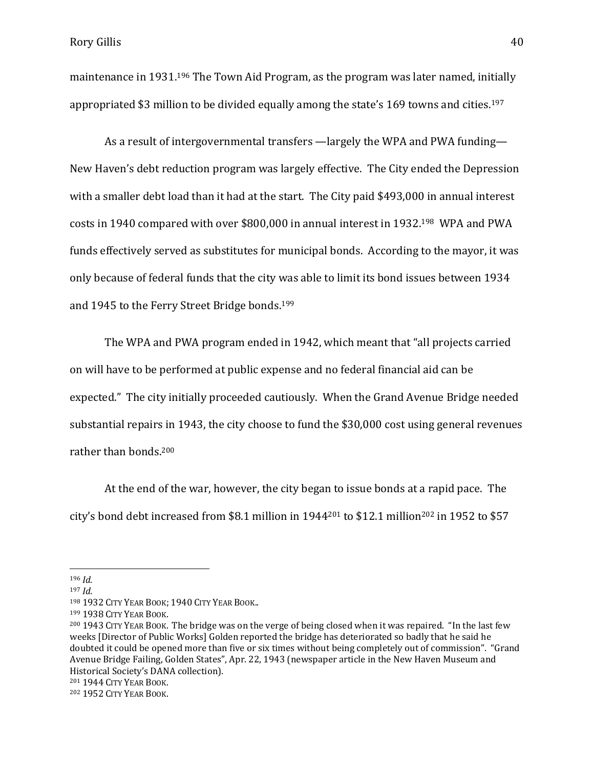maintenance in 1931.[196] The Town Aid Program, as the program was later named, initially appropriated $3 million to be divided equally among the state's 169 towns and cities.[197]

As a result of intergovernmental transfers —largely the WPA and PWA funding— New Haven's debt reduction program was largely effective. The City ended the Depression with a smaller debt load than it had at the start. The City paid $493,000 in annual interest costs in 1940 compared with over $800,000 in annual interest in 1932.[198] WPA and PWA funds effectively served as substitutes for municipal bonds. According to the mayor, it was only because of federal funds that the city was able to limit its bond issues between 1934 and 1945 to the Ferry Street Bridge bonds.[199]

The WPA and PWA program ended in 1942, which meant that "all projects carried on will have to be performed at public expense and no federal financial aid can be expected." The city initially proceeded cautiously. When the Grand Avenue Bridge needed substantial repairs in 1943, the city choose to fund the $30,000 cost using general revenues rather than bonds.[200]

At the end of the war, however, the city began to issue bonds at a rapid pace. The city's bond debt increased from $8.1 million in 1944[201] to $12.1 million[202] in 1952 to $57

---

[196] *Id.*

[197] *Id.*

[198] 1932 CITY YEAR BOOK; 1940 CITY YEAR BOOK..

[199] 1938 CITY YEAR BOOK.

[200] 1943 CITY YEAR BOOK. The bridge was on the verge of being closed when it was repaired. "In the last few weeks [Director of Public Works] Golden reported the bridge has deteriorated so badly that he said he doubted it could be opened more than five or six times without being completely out of commission". "Grand Avenue Bridge Failing, Golden States", Apr. 22, 1943 (newspaper article in the New Haven Museum and Historical Society's DANA collection).

[201] 1944 CITY YEAR BOOK.

[202] 1952 CITY YEAR BOOK.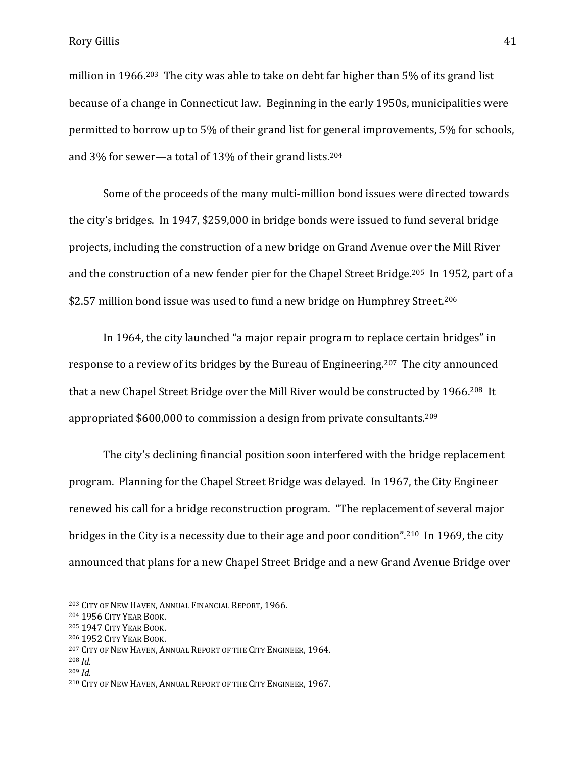million in 1966.[203] The city was able to take on debt far higher than 5% of its grand list because of a change in Connecticut law. Beginning in the early 1950s, municipalities were permitted to borrow up to 5% of their grand list for general improvements, 5% for schools, and 3% for sewer—a total of 13% of their grand lists.[204]

Some of the proceeds of the many multi-million bond issues were directed towards the city's bridges. In 1947, $259,000 in bridge bonds were issued to fund several bridge projects, including the construction of a new bridge on Grand Avenue over the Mill River and the construction of a new fender pier for the Chapel Street Bridge.[205] In 1952, part of a $2.57 million bond issue was used to fund a new bridge on Humphrey Street.[206]

In 1964, the city launched "a major repair program to replace certain bridges" in response to a review of its bridges by the Bureau of Engineering.[207] The city announced that a new Chapel Street Bridge over the Mill River would be constructed by 1966.[208] It appropriated $600,000 to commission a design from private consultants.[209]

The city's declining financial position soon interfered with the bridge replacement program. Planning for the Chapel Street Bridge was delayed. In 1967, the City Engineer renewed his call for a bridge reconstruction program. "The replacement of several major bridges in the City is a necessity due to their age and poor condition".[210] In 1969, the city announced that plans for a new Chapel Street Bridge and a new Grand Avenue Bridge over

---

[203] CITY OF NEW HAVEN, ANNUAL FINANCIAL REPORT, 1966.
[204] 1956 CITY YEAR BOOK.
[205] 1947 CITY YEAR BOOK.
[206] 1952 CITY YEAR BOOK.
[207] CITY OF NEW HAVEN, ANNUAL REPORT OF THE CITY ENGINEER, 1964.
[208] *Id.*
[209] *Id.*
[210] CITY OF NEW HAVEN, ANNUAL REPORT OF THE CITY ENGINEER, 1967.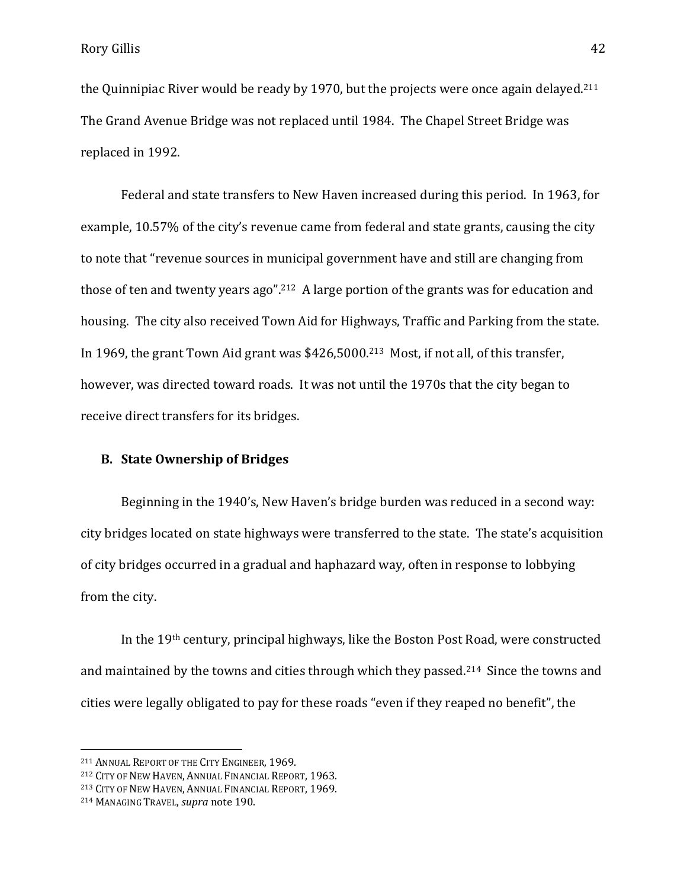the Quinnipiac River would be ready by 1970, but the projects were once again delayed.[211] The Grand Avenue Bridge was not replaced until 1984. The Chapel Street Bridge was replaced in 1992.

Federal and state transfers to New Haven increased during this period. In 1963, for example, 10.57% of the city's revenue came from federal and state grants, causing the city to note that "revenue sources in municipal government have and still are changing from those of ten and twenty years ago".[212] A large portion of the grants was for education and housing. The city also received Town Aid for Highways, Traffic and Parking from the state. In 1969, the grant Town Aid grant was $426,5000.[213] Most, if not all, of this transfer, however, was directed toward roads. It was not until the 1970s that the city began to receive direct transfers for its bridges.

### B. State Ownership of Bridges

Beginning in the 1940's, New Haven's bridge burden was reduced in a second way: city bridges located on state highways were transferred to the state. The state's acquisition of city bridges occurred in a gradual and haphazard way, often in response to lobbying from the city.

In the 19th century, principal highways, like the Boston Post Road, were constructed and maintained by the towns and cities through which they passed.[214] Since the towns and cities were legally obligated to pay for these roads "even if they reaped no benefit", the

---

[211] ANNUAL REPORT OF THE CITY ENGINEER, 1969.

[212] CITY OF NEW HAVEN, ANNUAL FINANCIAL REPORT, 1963.

[213] CITY OF NEW HAVEN, ANNUAL FINANCIAL REPORT, 1969.

[214] MANAGING TRAVEL, *supra* note 190.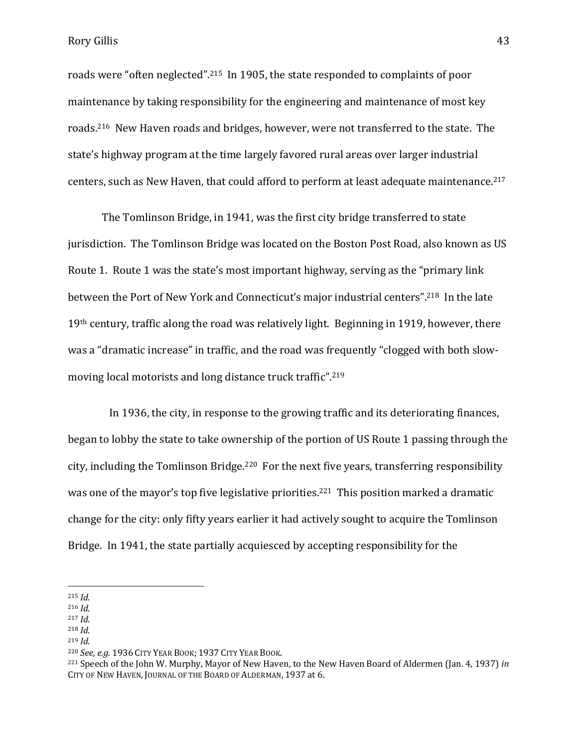roads were "often neglected".[215] In 1905, the state responded to complaints of poor maintenance by taking responsibility for the engineering and maintenance of most key roads.[216] New Haven roads and bridges, however, were not transferred to the state. The state's highway program at the time largely favored rural areas over larger industrial centers, such as New Haven, that could afford to perform at least adequate maintenance.[217]

The Tomlinson Bridge, in 1941, was the first city bridge transferred to state jurisdiction. The Tomlinson Bridge was located on the Boston Post Road, also known as US Route 1. Route 1 was the state's most important highway, serving as the "primary link between the Port of New York and Connecticut's major industrial centers".[218] In the late 19th century, traffic along the road was relatively light. Beginning in 1919, however, there was a "dramatic increase" in traffic, and the road was frequently "clogged with both slow-moving local motorists and long distance truck traffic".[219]

In 1936, the city, in response to the growing traffic and its deteriorating finances, began to lobby the state to take ownership of the portion of US Route 1 passing through the city, including the Tomlinson Bridge.[220] For the next five years, transferring responsibility was one of the mayor's top five legislative priorities.[221] This position marked a dramatic change for the city: only fifty years earlier it had actively sought to acquire the Tomlinson Bridge. In 1941, the state partially acquiesced by accepting responsibility for the

---

[215] *Id.*
[216] *Id.*
[217] *Id.*
[218] *Id.*
[219] *Id.*
[220] *See, e.g.* 1936 CITY YEAR BOOK; 1937 CITY YEAR BOOK.
[221] Speech of the John W. Murphy, Mayor of New Haven, to the New Haven Board of Aldermen (Jan. 4, 1937) *in* CITY OF NEW HAVEN, JOURNAL OF THE BOARD OF ALDERMAN, 1937 at 6.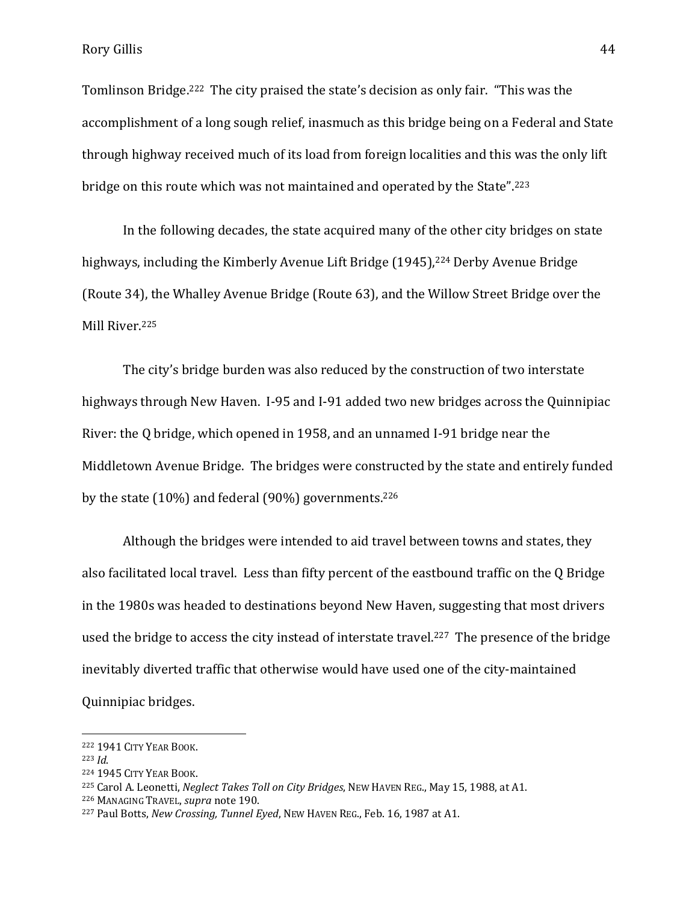Tomlinson Bridge.[222] The city praised the state's decision as only fair. "This was the accomplishment of a long sough relief, inasmuch as this bridge being on a Federal and State through highway received much of its load from foreign localities and this was the only lift bridge on this route which was not maintained and operated by the State".[223]

In the following decades, the state acquired many of the other city bridges on state highways, including the Kimberly Avenue Lift Bridge (1945),[224] Derby Avenue Bridge (Route 34), the Whalley Avenue Bridge (Route 63), and the Willow Street Bridge over the Mill River.[225]

The city's bridge burden was also reduced by the construction of two interstate highways through New Haven. I-95 and I-91 added two new bridges across the Quinnipiac River: the Q bridge, which opened in 1958, and an unnamed I-91 bridge near the Middletown Avenue Bridge. The bridges were constructed by the state and entirely funded by the state (10%) and federal (90%) governments.[226]

Although the bridges were intended to aid travel between towns and states, they also facilitated local travel. Less than fifty percent of the eastbound traffic on the Q Bridge in the 1980s was headed to destinations beyond New Haven, suggesting that most drivers used the bridge to access the city instead of interstate travel.[227] The presence of the bridge inevitably diverted traffic that otherwise would have used one of the city-maintained Quinnipiac bridges.

---

[222] 1941 CITY YEAR BOOK.

[223] *Id.*

[224] 1945 CITY YEAR BOOK.

[225] Carol A. Leonetti, *Neglect Takes Toll on City Bridges*, NEW HAVEN REG., May 15, 1988, at A1.

[226] MANAGING TRAVEL, *supra* note 190.

[227] Paul Botts, *New Crossing, Tunnel Eyed*, NEW HAVEN REG., Feb. 16, 1987 at A1.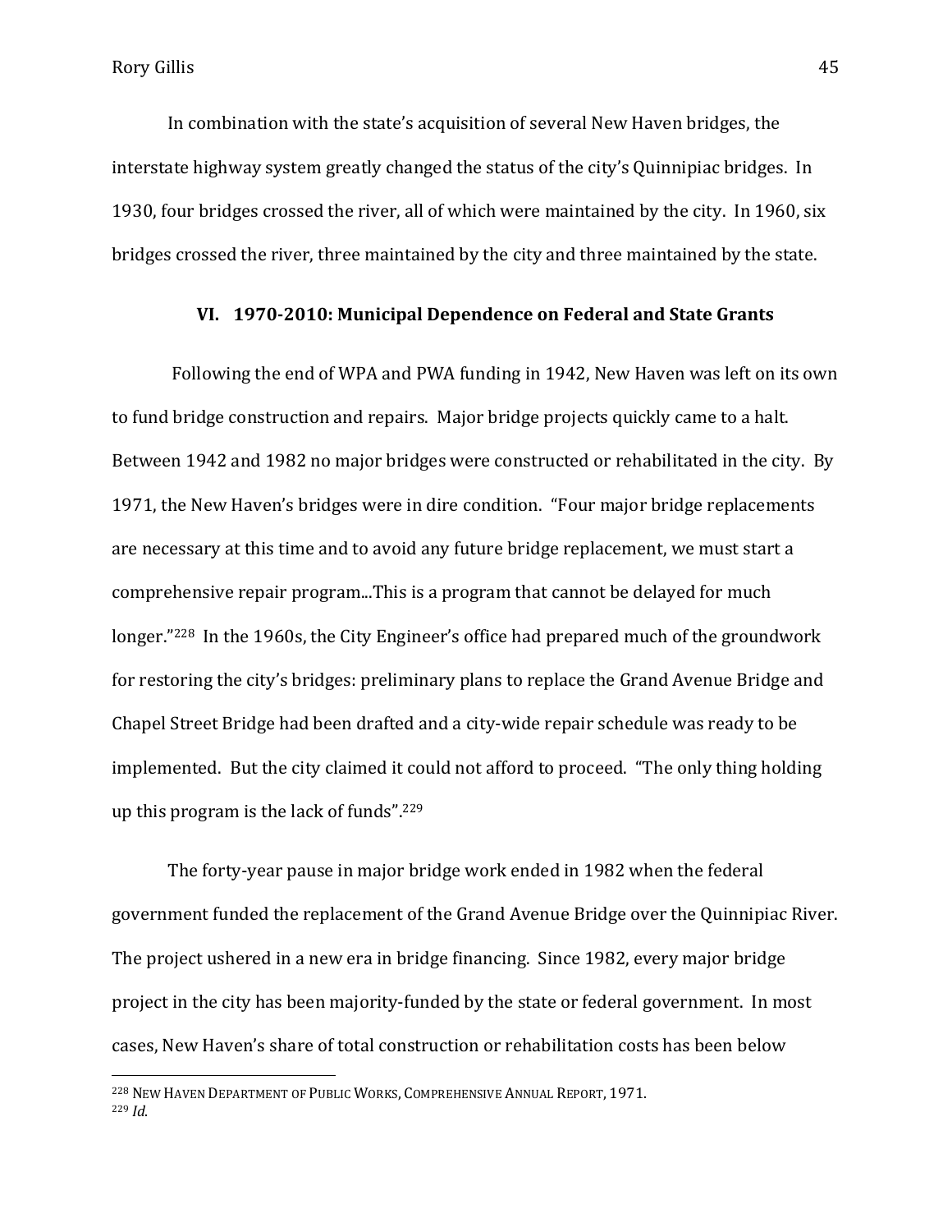In combination with the state's acquisition of several New Haven bridges, the interstate highway system greatly changed the status of the city's Quinnipiac bridges. In 1930, four bridges crossed the river, all of which were maintained by the city. In 1960, six bridges crossed the river, three maintained by the city and three maintained by the state.

### VI. 1970-2010: Municipal Dependence on Federal and State Grants

Following the end of WPA and PWA funding in 1942, New Haven was left on its own to fund bridge construction and repairs. Major bridge projects quickly came to a halt. Between 1942 and 1982 no major bridges were constructed or rehabilitated in the city. By 1971, the New Haven's bridges were in dire condition. "Four major bridge replacements are necessary at this time and to avoid any future bridge replacement, we must start a comprehensive repair program...This is a program that cannot be delayed for much longer."[228] In the 1960s, the City Engineer's office had prepared much of the groundwork for restoring the city's bridges: preliminary plans to replace the Grand Avenue Bridge and Chapel Street Bridge had been drafted and a city-wide repair schedule was ready to be implemented. But the city claimed it could not afford to proceed. "The only thing holding up this program is the lack of funds".[229]

The forty-year pause in major bridge work ended in 1982 when the federal government funded the replacement of the Grand Avenue Bridge over the Quinnipiac River. The project ushered in a new era in bridge financing. Since 1982, every major bridge project in the city has been majority-funded by the state or federal government. In most cases, New Haven's share of total construction or rehabilitation costs has been below

---

[228] New Haven Department of Public Works, Comprehensive Annual Report, 1971.

[229] *Id.*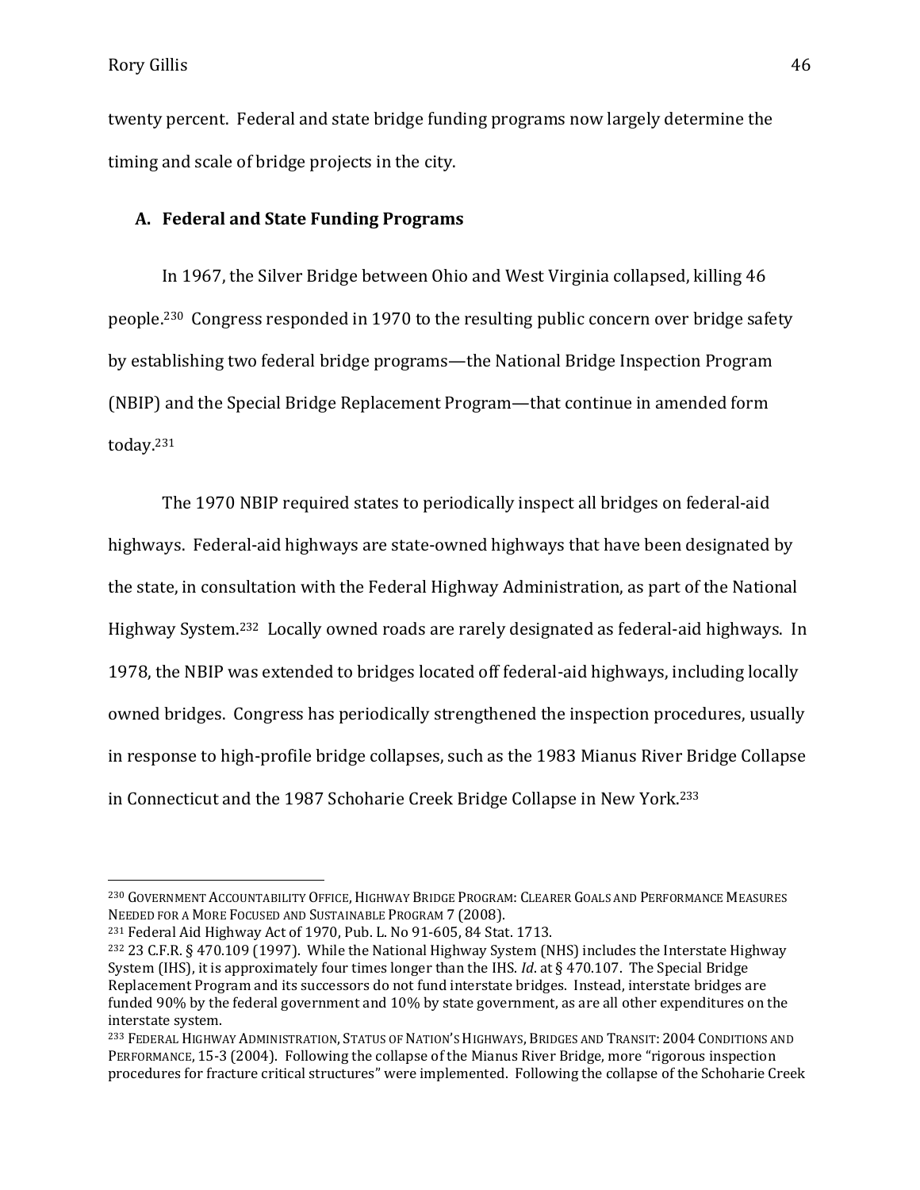twenty percent. Federal and state bridge funding programs now largely determine the timing and scale of bridge projects in the city.

### A. Federal and State Funding Programs

In 1967, the Silver Bridge between Ohio and West Virginia collapsed, killing 46 people.[230] Congress responded in 1970 to the resulting public concern over bridge safety by establishing two federal bridge programs—the National Bridge Inspection Program (NBIP) and the Special Bridge Replacement Program—that continue in amended form today.[231]

The 1970 NBIP required states to periodically inspect all bridges on federal-aid highways. Federal-aid highways are state-owned highways that have been designated by the state, in consultation with the Federal Highway Administration, as part of the National Highway System.[232] Locally owned roads are rarely designated as federal-aid highways. In 1978, the NBIP was extended to bridges located off federal-aid highways, including locally owned bridges. Congress has periodically strengthened the inspection procedures, usually in response to high-profile bridge collapses, such as the 1983 Mianus River Bridge Collapse in Connecticut and the 1987 Schoharie Creek Bridge Collapse in New York.[233]

---

[230] GOVERNMENT ACCOUNTABILITY OFFICE, HIGHWAY BRIDGE PROGRAM: CLEARER GOALS AND PERFORMANCE MEASURES NEEDED FOR A MORE FOCUSED AND SUSTAINABLE PROGRAM 7 (2008).

[231] Federal Aid Highway Act of 1970, Pub. L. No 91-605, 84 Stat. 1713.

[232] 23 C.F.R. § 470.109 (1997). While the National Highway System (NHS) includes the Interstate Highway System (IHS), it is approximately four times longer than the IHS. *Id*. at § 470.107. The Special Bridge Replacement Program and its successors do not fund interstate bridges. Instead, interstate bridges are funded 90% by the federal government and 10% by state government, as are all other expenditures on the interstate system.

[233] FEDERAL HIGHWAY ADMINISTRATION, STATUS OF NATION'S HIGHWAYS, BRIDGES AND TRANSIT: 2004 CONDITIONS AND PERFORMANCE, 15-3 (2004). Following the collapse of the Mianus River Bridge, more "rigorous inspection procedures for fracture critical structures" were implemented. Following the collapse of the Schoharie Creek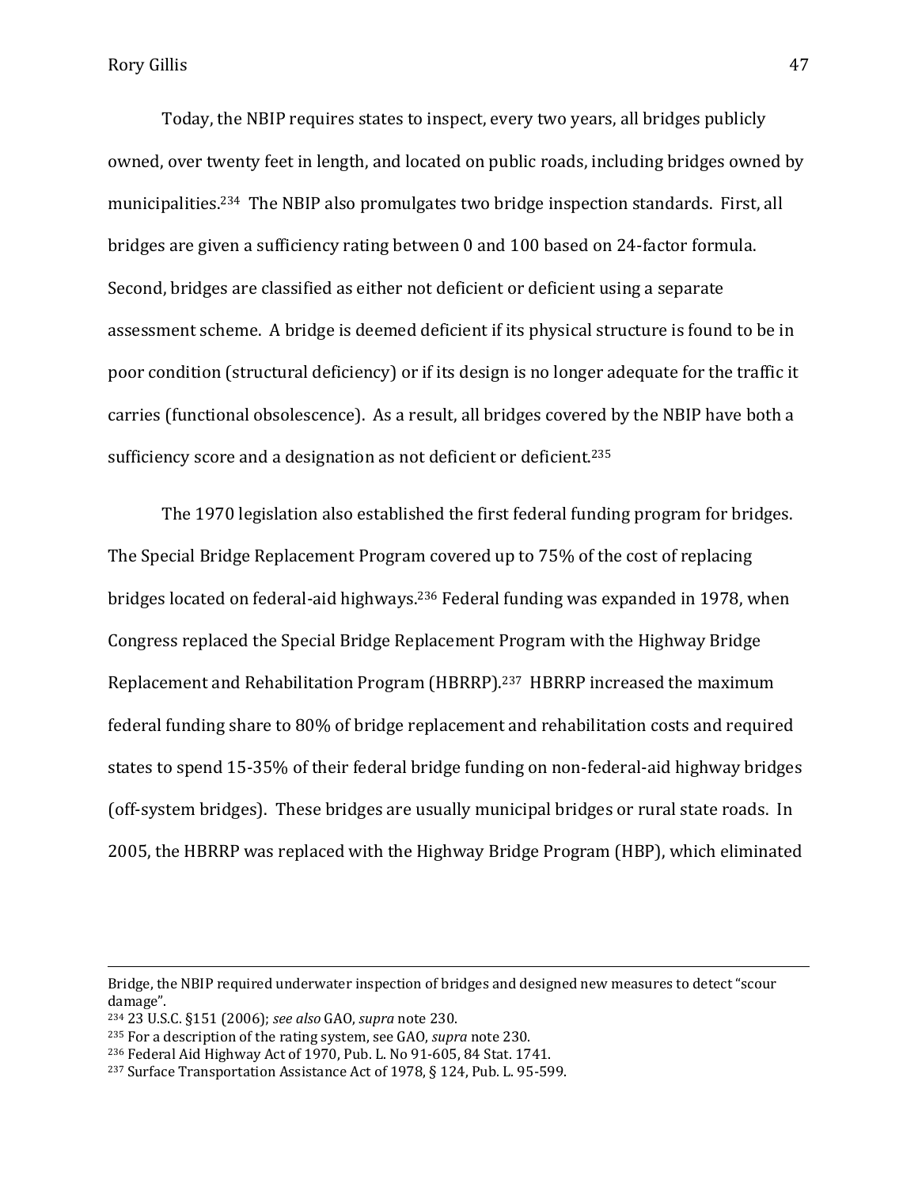Today, the NBIP requires states to inspect, every two years, all bridges publicly owned, over twenty feet in length, and located on public roads, including bridges owned by municipalities.[234] The NBIP also promulgates two bridge inspection standards. First, all bridges are given a sufficiency rating between 0 and 100 based on 24-factor formula. Second, bridges are classified as either not deficient or deficient using a separate assessment scheme. A bridge is deemed deficient if its physical structure is found to be in poor condition (structural deficiency) or if its design is no longer adequate for the traffic it carries (functional obsolescence). As a result, all bridges covered by the NBIP have both a sufficiency score and a designation as not deficient or deficient.[235]

The 1970 legislation also established the first federal funding program for bridges. The Special Bridge Replacement Program covered up to 75% of the cost of replacing bridges located on federal-aid highways.[236] Federal funding was expanded in 1978, when Congress replaced the Special Bridge Replacement Program with the Highway Bridge Replacement and Rehabilitation Program (HBRRP).[237] HBRRP increased the maximum federal funding share to 80% of bridge replacement and rehabilitation costs and required states to spend 15-35% of their federal bridge funding on non-federal-aid highway bridges (off-system bridges). These bridges are usually municipal bridges or rural state roads. In 2005, the HBRRP was replaced with the Highway Bridge Program (HBP), which eliminated

---

Bridge, the NBIP required underwater inspection of bridges and designed new measures to detect "scour damage".

[234] 23 U.S.C. §151 (2006); *see also* GAO, *supra* note 230.

[235] For a description of the rating system, see GAO, *supra* note 230.

[236] Federal Aid Highway Act of 1970, Pub. L. No 91-605, 84 Stat. 1741.

[237] Surface Transportation Assistance Act of 1978, § 124, Pub. L. 95-599.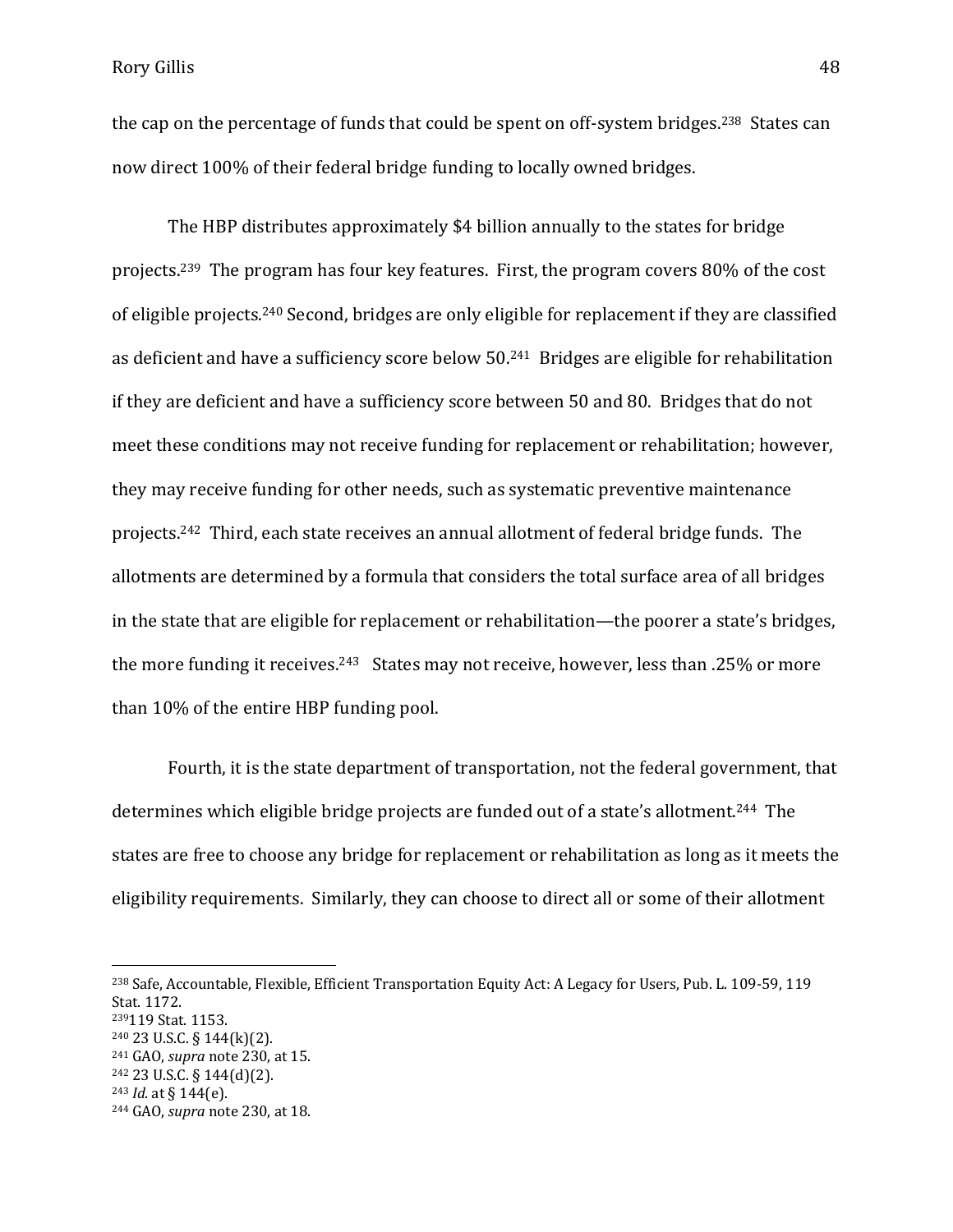the cap on the percentage of funds that could be spent on off-system bridges.[238] States can now direct 100% of their federal bridge funding to locally owned bridges.

The HBP distributes approximately $4 billion annually to the states for bridge projects.[239] The program has four key features. First, the program covers 80% of the cost of eligible projects.[240] Second, bridges are only eligible for replacement if they are classified as deficient and have a sufficiency score below 50.[241] Bridges are eligible for rehabilitation if they are deficient and have a sufficiency score between 50 and 80. Bridges that do not meet these conditions may not receive funding for replacement or rehabilitation; however, they may receive funding for other needs, such as systematic preventive maintenance projects.[242] Third, each state receives an annual allotment of federal bridge funds. The allotments are determined by a formula that considers the total surface area of all bridges in the state that are eligible for replacement or rehabilitation—the poorer a state's bridges, the more funding it receives.[243] States may not receive, however, less than .25% or more than 10% of the entire HBP funding pool.

Fourth, it is the state department of transportation, not the federal government, that determines which eligible bridge projects are funded out of a state's allotment.[244] The states are free to choose any bridge for replacement or rehabilitation as long as it meets the eligibility requirements. Similarly, they can choose to direct all or some of their allotment

---

[238] Safe, Accountable, Flexible, Efficient Transportation Equity Act: A Legacy for Users, Pub. L. 109-59, 119 Stat. 1172.

[239] 119 Stat. 1153.

[240] 23 U.S.C. § 144(k)(2).

[241] GAO, *supra* note 230, at 15.

[242] 23 U.S.C. § 144(d)(2).

[243] *Id.* at § 144(e).

[244] GAO, *supra* note 230, at 18.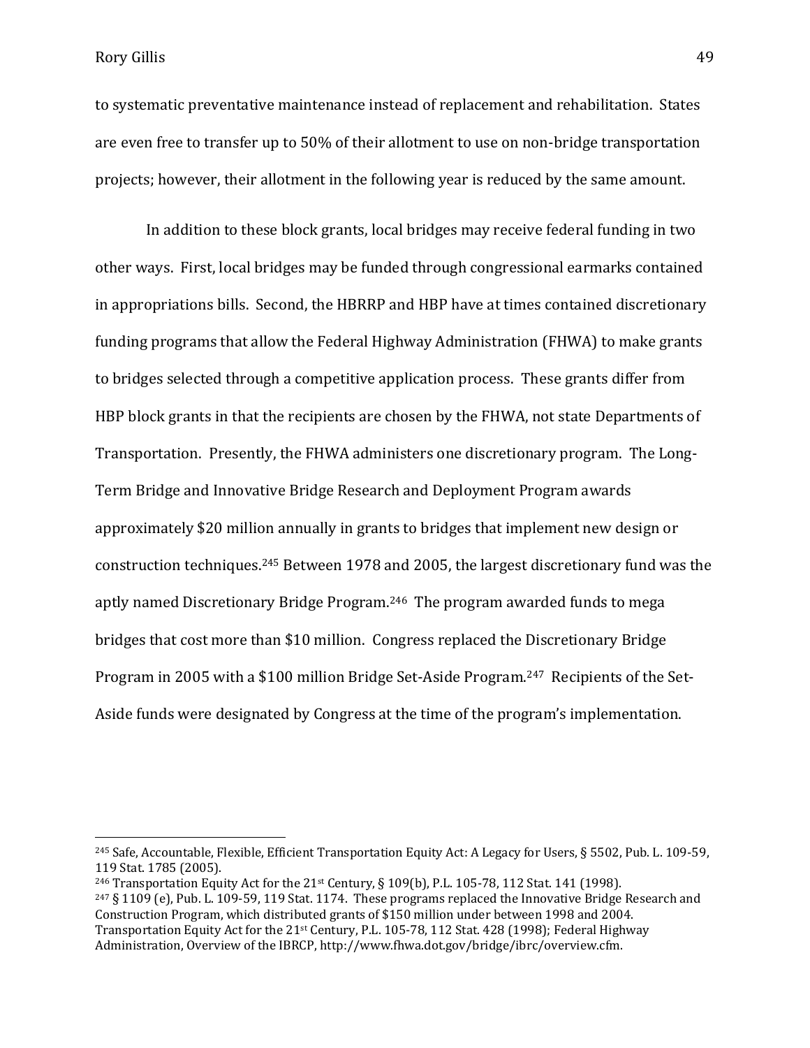to systematic preventative maintenance instead of replacement and rehabilitation. States are even free to transfer up to 50% of their allotment to use on non-bridge transportation projects; however, their allotment in the following year is reduced by the same amount.

In addition to these block grants, local bridges may receive federal funding in two other ways. First, local bridges may be funded through congressional earmarks contained in appropriations bills. Second, the HBRRP and HBP have at times contained discretionary funding programs that allow the Federal Highway Administration (FHWA) to make grants to bridges selected through a competitive application process. These grants differ from HBP block grants in that the recipients are chosen by the FHWA, not state Departments of Transportation. Presently, the FHWA administers one discretionary program. The Long-Term Bridge and Innovative Bridge Research and Deployment Program awards approximately $20 million annually in grants to bridges that implement new design or construction techniques.[245] Between 1978 and 2005, the largest discretionary fund was the aptly named Discretionary Bridge Program.[246] The program awarded funds to mega bridges that cost more than $10 million. Congress replaced the Discretionary Bridge Program in 2005 with a $100 million Bridge Set-Aside Program.[247] Recipients of the Set-Aside funds were designated by Congress at the time of the program's implementation.

---

[245] Safe, Accountable, Flexible, Efficient Transportation Equity Act: A Legacy for Users, § 5502, Pub. L. 109-59, 119 Stat. 1785 (2005).

[246] Transportation Equity Act for the 21st Century, § 109(b), P.L. 105-78, 112 Stat. 141 (1998).

[247] § 1109 (e), Pub. L. 109-59, 119 Stat. 1174. These programs replaced the Innovative Bridge Research and Construction Program, which distributed grants of $150 million under between 1998 and 2004. Transportation Equity Act for the 21st Century, P.L. 105-78, 112 Stat. 428 (1998); Federal Highway Administration, Overview of the IBRCP, http://www.fhwa.dot.gov/bridge/ibrc/overview.cfm.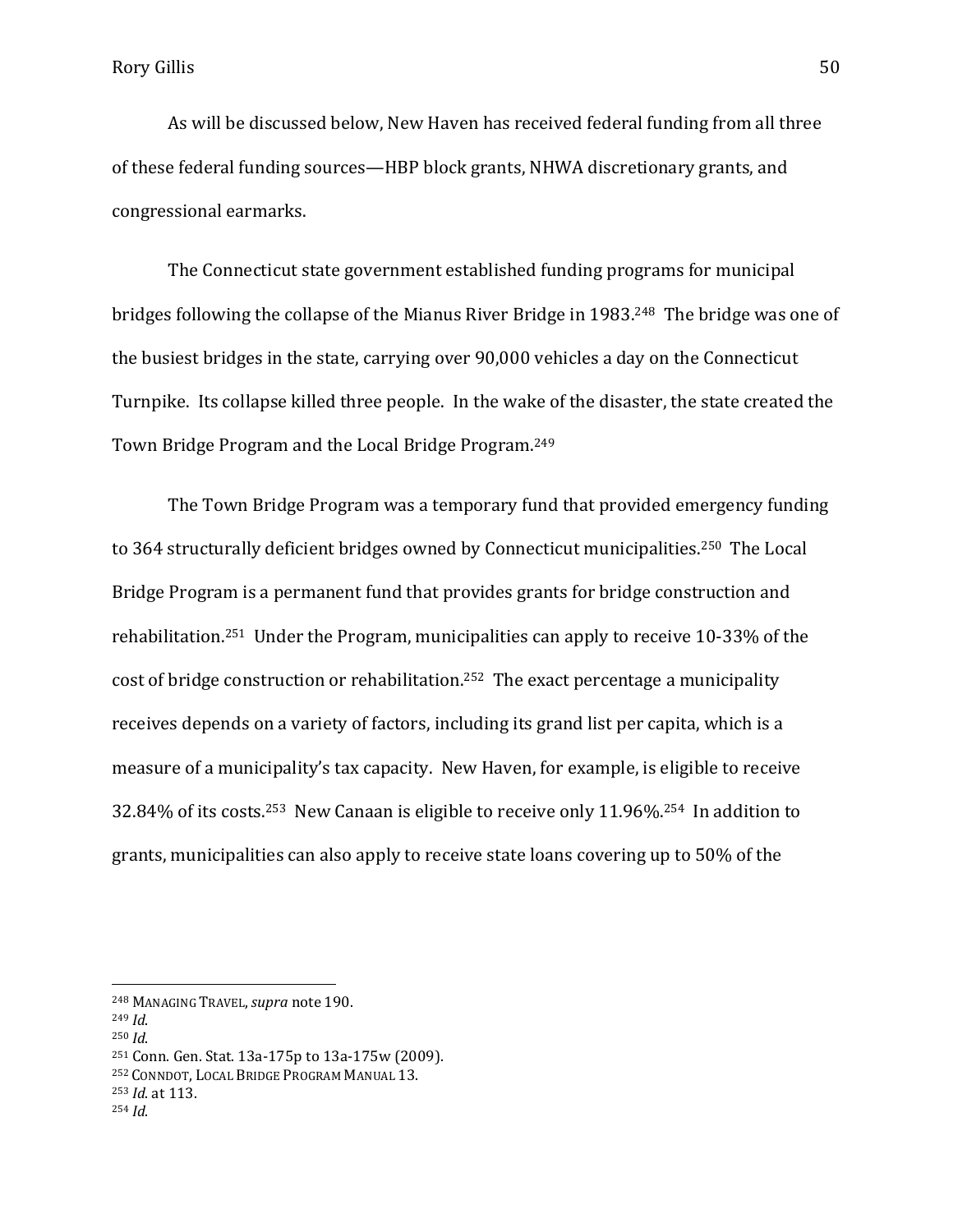As will be discussed below, New Haven has received federal funding from all three of these federal funding sources—HBP block grants, NHWA discretionary grants, and congressional earmarks.

The Connecticut state government established funding programs for municipal bridges following the collapse of the Mianus River Bridge in 1983.[248] The bridge was one of the busiest bridges in the state, carrying over 90,000 vehicles a day on the Connecticut Turnpike. Its collapse killed three people. In the wake of the disaster, the state created the Town Bridge Program and the Local Bridge Program.[249]

The Town Bridge Program was a temporary fund that provided emergency funding to 364 structurally deficient bridges owned by Connecticut municipalities.[250] The Local Bridge Program is a permanent fund that provides grants for bridge construction and rehabilitation.[251] Under the Program, municipalities can apply to receive 10-33% of the cost of bridge construction or rehabilitation.[252] The exact percentage a municipality receives depends on a variety of factors, including its grand list per capita, which is a measure of a municipality's tax capacity. New Haven, for example, is eligible to receive 32.84% of its costs.[253] New Canaan is eligible to receive only 11.96%.[254] In addition to grants, municipalities can also apply to receive state loans covering up to 50% of the

---

[248] MANAGING TRAVEL, *supra* note 190.
[249] *Id.*
[250] *Id.*
[251] Conn. Gen. Stat. 13a-175p to 13a-175w (2009).
[252] CONNDOT, LOCAL BRIDGE PROGRAM MANUAL 13.
[253] *Id.* at 113.
[254] *Id.*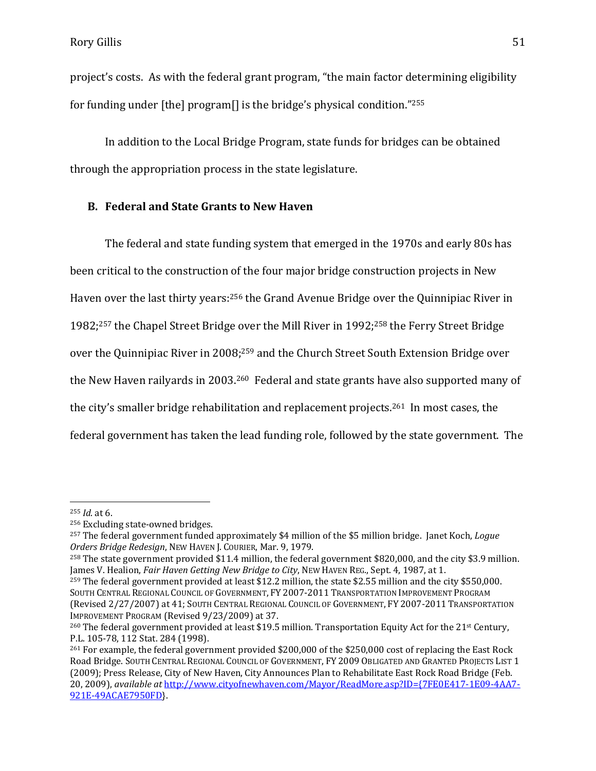project's costs. As with the federal grant program, "the main factor determining eligibility for funding under [the] program[] is the bridge's physical condition."[255]

In addition to the Local Bridge Program, state funds for bridges can be obtained through the appropriation process in the state legislature.

## B. Federal and State Grants to New Haven

The federal and state funding system that emerged in the 1970s and early 80s has been critical to the construction of the four major bridge construction projects in New Haven over the last thirty years:[256] the Grand Avenue Bridge over the Quinnipiac River in 1982;[257] the Chapel Street Bridge over the Mill River in 1992;[258] the Ferry Street Bridge over the Quinnipiac River in 2008;[259] and the Church Street South Extension Bridge over the New Haven railyards in 2003.[260] Federal and state grants have also supported many of the city's smaller bridge rehabilitation and replacement projects.[261] In most cases, the federal government has taken the lead funding role, followed by the state government. The

---

[255] *Id.* at 6.

[256] Excluding state-owned bridges.

[257] The federal government funded approximately $4 million of the $5 million bridge. Janet Koch, *Logue Orders Bridge Redesign*, NEW HAVEN J. COURIER, Mar. 9, 1979.

[258] The state government provided $11.4 million, the federal government $820,000, and the city $3.9 million. James V. Healion, *Fair Haven Getting New Bridge to City*, NEW HAVEN REG., Sept. 4, 1987, at 1.

[259] The federal government provided at least $12.2 million, the state $2.55 million and the city $550,000. SOUTH CENTRAL REGIONAL COUNCIL OF GOVERNMENT, FY 2007-2011 TRANSPORTATION IMPROVEMENT PROGRAM (Revised 2/27/2007) at 41; SOUTH CENTRAL REGIONAL COUNCIL OF GOVERNMENT, FY 2007-2011 TRANSPORTATION IMPROVEMENT PROGRAM (Revised 9/23/2009) at 37.

[260] The federal government provided at least $19.5 million. Transportation Equity Act for the 21st Century, P.L. 105-78, 112 Stat. 284 (1998).

[261] For example, the federal government provided $200,000 of the $250,000 cost of replacing the East Rock Road Bridge. SOUTH CENTRAL REGIONAL COUNCIL OF GOVERNMENT, FY 2009 OBLIGATED AND GRANTED PROJECTS LIST 1 (2009); Press Release, City of New Haven, City Announces Plan to Rehabilitate East Rock Road Bridge (Feb. 20, 2009), *available at* http://www.cityofnewhaven.com/Mayor/ReadMore.asp?ID={7FE0E417-1E09-4AA7-921E-49ACAE7950FD}.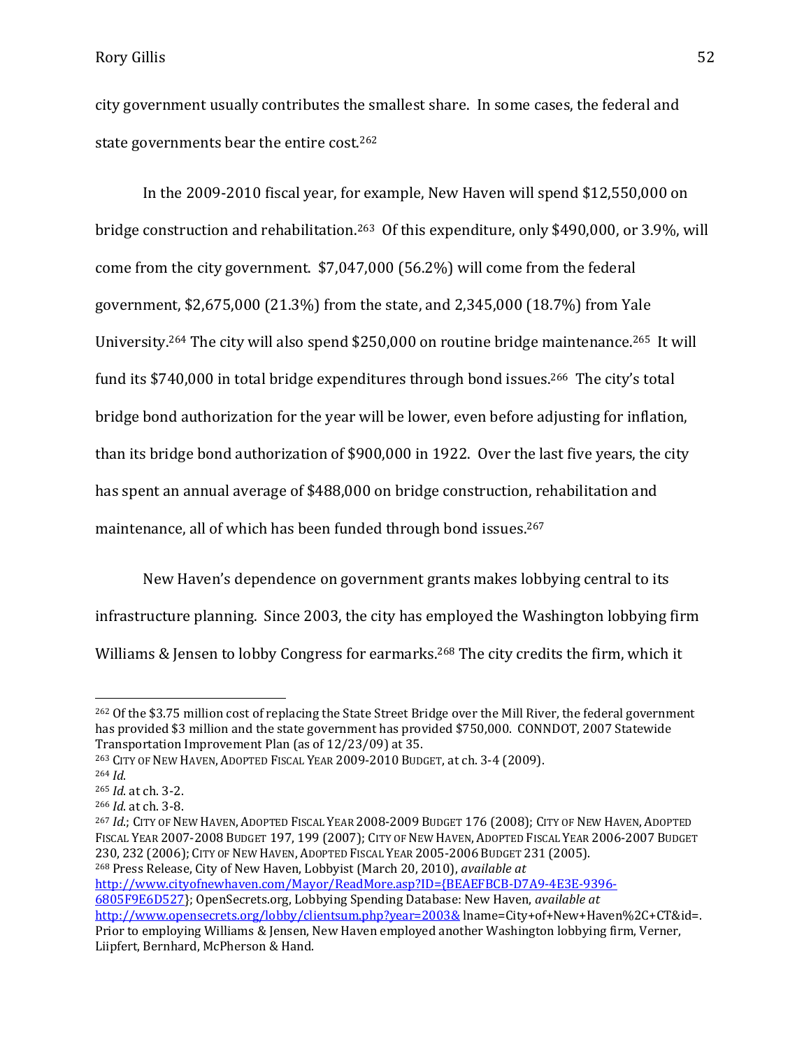city government usually contributes the smallest share. In some cases, the federal and state governments bear the entire cost.[262]

In the 2009-2010 fiscal year, for example, New Haven will spend $12,550,000 on bridge construction and rehabilitation.[263] Of this expenditure, only $490,000, or 3.9%, will come from the city government. $7,047,000 (56.2%) will come from the federal government, $2,675,000 (21.3%) from the state, and 2,345,000 (18.7%) from Yale University.[264] The city will also spend $250,000 on routine bridge maintenance.[265] It will fund its $740,000 in total bridge expenditures through bond issues.[266] The city's total bridge bond authorization for the year will be lower, even before adjusting for inflation, than its bridge bond authorization of $900,000 in 1922. Over the last five years, the city has spent an annual average of $488,000 on bridge construction, rehabilitation and maintenance, all of which has been funded through bond issues.[267]

New Haven's dependence on government grants makes lobbying central to its infrastructure planning. Since 2003, the city has employed the Washington lobbying firm Williams & Jensen to lobby Congress for earmarks.[268] The city credits the firm, which it

---

[262] Of the $3.75 million cost of replacing the State Street Bridge over the Mill River, the federal government has provided $3 million and the state government has provided $750,000. CONNDOT, 2007 Statewide Transportation Improvement Plan (as of 12/23/09) at 35.

[263] CITY OF NEW HAVEN, ADOPTED FISCAL YEAR 2009-2010 BUDGET, at ch. 3-4 (2009).

[264] *Id.*

[265] *Id.* at ch. 3-2.

[266] *Id.* at ch. 3-8.

[267] *Id.*; CITY OF NEW HAVEN, ADOPTED FISCAL YEAR 2008-2009 BUDGET 176 (2008); CITY OF NEW HAVEN, ADOPTED FISCAL YEAR 2007-2008 BUDGET 197, 199 (2007); CITY OF NEW HAVEN, ADOPTED FISCAL YEAR 2006-2007 BUDGET 230, 232 (2006); CITY OF NEW HAVEN, ADOPTED FISCAL YEAR 2005-2006 BUDGET 231 (2005).

[268] Press Release, City of New Haven, Lobbyist (March 20, 2010), *available at* http://www.cityofnewhaven.com/Mayor/ReadMore.asp?ID={BEAEFBCB-D7A9-4E3E-9396-6805F9E6D527}; OpenSecrets.org, Lobbying Spending Database: New Haven, *available at* http://www.opensecrets.org/lobby/clientsum.php?year=2003& lname=City+of+New+Haven%2C+CT&id=. Prior to employing Williams & Jensen, New Haven employed another Washington lobbying firm, Verner, Liipfert, Bernhard, McPherson & Hand.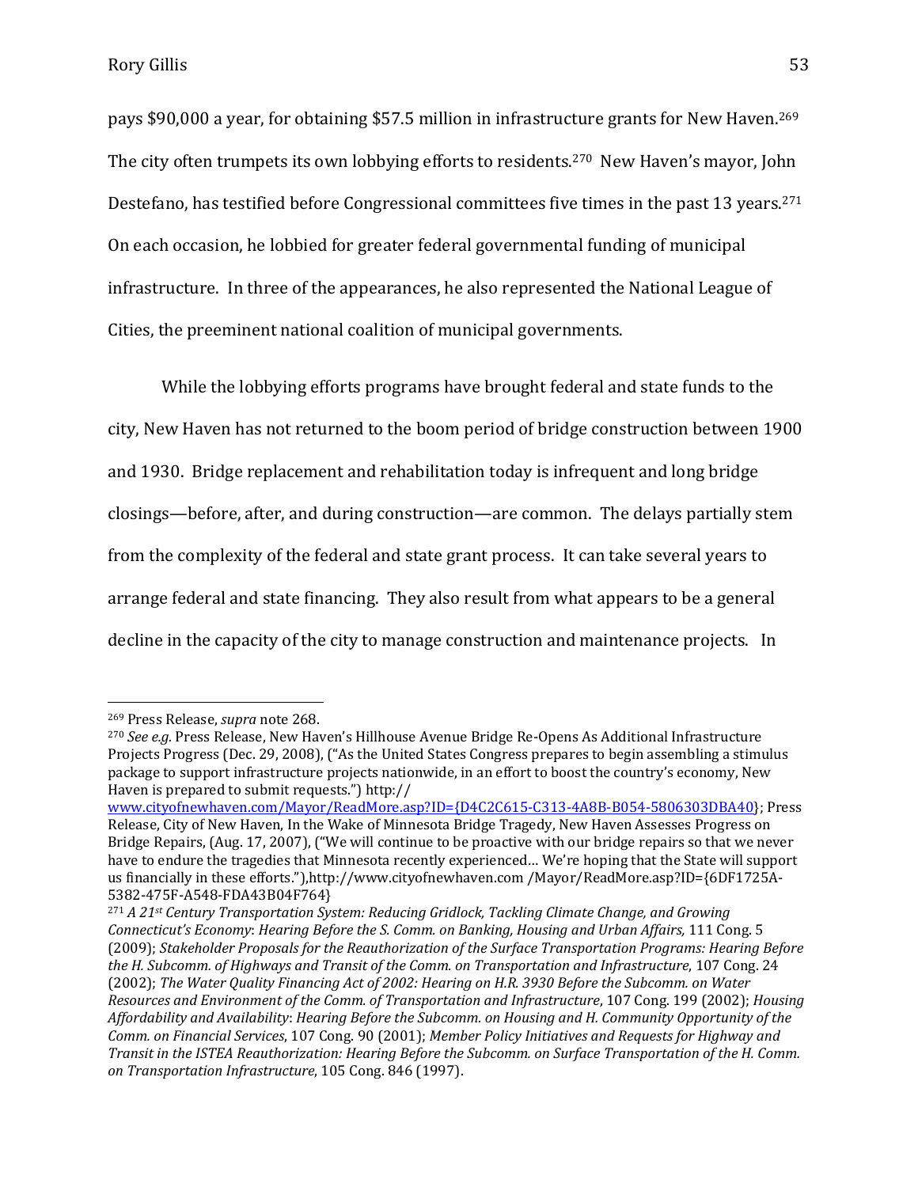pays $90,000 a year, for obtaining $57.5 million in infrastructure grants for New Haven.[269] The city often trumpets its own lobbying efforts to residents.[270] New Haven's mayor, John Destefano, has testified before Congressional committees five times in the past 13 years.[271] On each occasion, he lobbied for greater federal governmental funding of municipal infrastructure. In three of the appearances, he also represented the National League of Cities, the preeminent national coalition of municipal governments.

While the lobbying efforts programs have brought federal and state funds to the city, New Haven has not returned to the boom period of bridge construction between 1900 and 1930. Bridge replacement and rehabilitation today is infrequent and long bridge closings—before, after, and during construction—are common. The delays partially stem from the complexity of the federal and state grant process. It can take several years to arrange federal and state financing. They also result from what appears to be a general decline in the capacity of the city to manage construction and maintenance projects. In

---

[269] Press Release, *supra* note 268.

[270] *See e.g.* Press Release, New Haven's Hillhouse Avenue Bridge Re-Opens As Additional Infrastructure Projects Progress (Dec. 29, 2008), ("As the United States Congress prepares to begin assembling a stimulus package to support infrastructure projects nationwide, in an effort to boost the country's economy, New Haven is prepared to submit requests.") http://www.cityofnewhaven.com/Mayor/ReadMore.asp?ID={D4C2C615-C313-4A8B-B054-5806303DBA40}; Press Release, City of New Haven, In the Wake of Minnesota Bridge Tragedy, New Haven Assesses Progress on Bridge Repairs, (Aug. 17, 2007), ("We will continue to be proactive with our bridge repairs so that we never have to endure the tragedies that Minnesota recently experienced… We're hoping that the State will support us financially in these efforts."),http://www.cityofnewhaven.com /Mayor/ReadMore.asp?ID={6DF1725A-5382-475F-A548-FDA43B04F764}

[271] *A 21st Century Transportation System: Reducing Gridlock, Tackling Climate Change, and Growing Connecticut's Economy*: *Hearing Before the S. Comm. on Banking, Housing and Urban Affairs,* 111 Cong. 5 (2009); *Stakeholder Proposals for the Reauthorization of the Surface Transportation Programs: Hearing Before the H. Subcomm. of Highways and Transit of the Comm. on Transportation and Infrastructure*, 107 Cong. 24 (2002); *The Water Quality Financing Act of 2002: Hearing on H.R. 3930 Before the Subcomm. on Water Resources and Environment of the Comm. of Transportation and Infrastructure*, 107 Cong. 199 (2002); *Housing Affordability and Availability*: *Hearing Before the Subcomm. on Housing and H. Community Opportunity of the Comm. on Financial Services*, 107 Cong. 90 (2001); *Member Policy Initiatives and Requests for Highway and Transit in the ISTEA Reauthorization: Hearing Before the Subcomm. on Surface Transportation of the H. Comm. on Transportation Infrastructure*, 105 Cong. 846 (1997).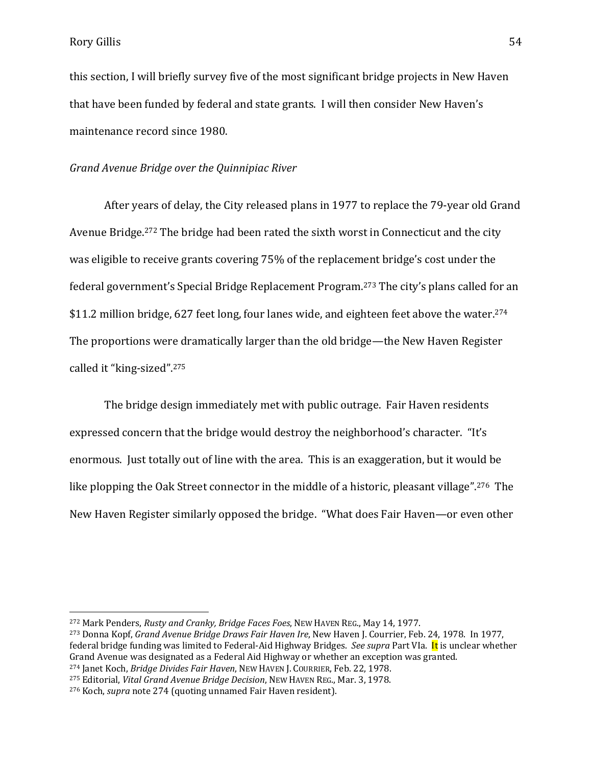this section, I will briefly survey five of the most significant bridge projects in New Haven that have been funded by federal and state grants. I will then consider New Haven's maintenance record since 1980.

*Grand Avenue Bridge over the Quinnipiac River*

After years of delay, the City released plans in 1977 to replace the 79-year old Grand Avenue Bridge.[272] The bridge had been rated the sixth worst in Connecticut and the city was eligible to receive grants covering 75% of the replacement bridge's cost under the federal government's Special Bridge Replacement Program.[273] The city's plans called for an $11.2 million bridge, 627 feet long, four lanes wide, and eighteen feet above the water.[274] The proportions were dramatically larger than the old bridge—the New Haven Register called it "king-sized".[275]

The bridge design immediately met with public outrage. Fair Haven residents expressed concern that the bridge would destroy the neighborhood's character. "It's enormous. Just totally out of line with the area. This is an exaggeration, but it would be like plopping the Oak Street connector in the middle of a historic, pleasant village".[276] The New Haven Register similarly opposed the bridge. "What does Fair Haven—or even other

---

[272] Mark Penders, *Rusty and Cranky, Bridge Faces Foes*, NEW HAVEN REG., May 14, 1977.

[273] Donna Kopf, *Grand Avenue Bridge Draws Fair Haven Ire*, New Haven J. Courrier, Feb. 24, 1978. In 1977, federal bridge funding was limited to Federal-Aid Highway Bridges. *See supra* Part VIa. It is unclear whether Grand Avenue was designated as a Federal Aid Highway or whether an exception was granted.

[274] Janet Koch, *Bridge Divides Fair Haven*, NEW HAVEN J. COURRIER, Feb. 22, 1978.

[275] Editorial, *Vital Grand Avenue Bridge Decision*, NEW HAVEN REG., Mar. 3, 1978.

[276] Koch, *supra* note 274 (quoting unnamed Fair Haven resident).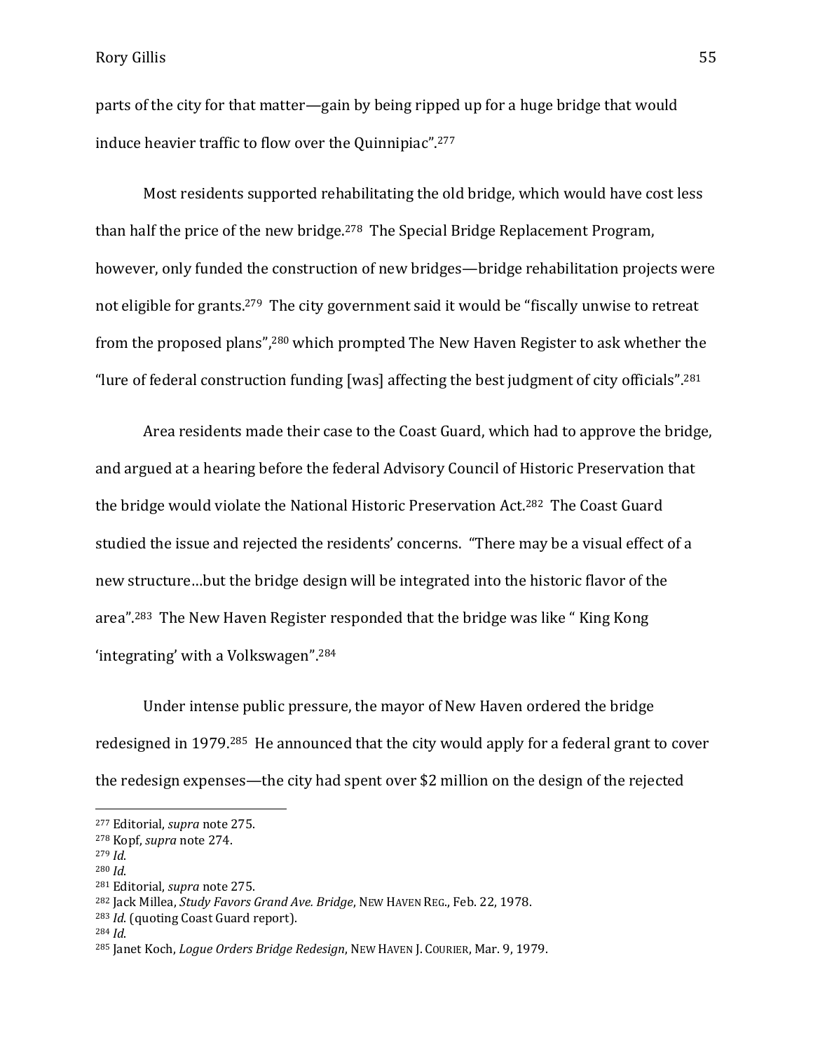parts of the city for that matter—gain by being ripped up for a huge bridge that would induce heavier traffic to flow over the Quinnipiac".[277]

Most residents supported rehabilitating the old bridge, which would have cost less than half the price of the new bridge.[278] The Special Bridge Replacement Program, however, only funded the construction of new bridges—bridge rehabilitation projects were not eligible for grants.[279] The city government said it would be "fiscally unwise to retreat from the proposed plans",[280] which prompted The New Haven Register to ask whether the "lure of federal construction funding [was] affecting the best judgment of city officials".[281]

Area residents made their case to the Coast Guard, which had to approve the bridge, and argued at a hearing before the federal Advisory Council of Historic Preservation that the bridge would violate the National Historic Preservation Act.[282] The Coast Guard studied the issue and rejected the residents' concerns. "There may be a visual effect of a new structure…but the bridge design will be integrated into the historic flavor of the area".[283] The New Haven Register responded that the bridge was like " King Kong 'integrating' with a Volkswagen".[284]

Under intense public pressure, the mayor of New Haven ordered the bridge redesigned in 1979.[285] He announced that the city would apply for a federal grant to cover the redesign expenses—the city had spent over $2 million on the design of the rejected

---

[277] Editorial, *supra* note 275.
[278] Kopf, *supra* note 274.
[279] *Id*.
[280] *Id*.
[281] Editorial, *supra* note 275.
[282] Jack Millea, *Study Favors Grand Ave. Bridge*, NEW HAVEN REG., Feb. 22, 1978.
[283] *Id*. (quoting Coast Guard report).
[284] *Id*.
[285] Janet Koch, *Logue Orders Bridge Redesign*, NEW HAVEN J. COURIER, Mar. 9, 1979.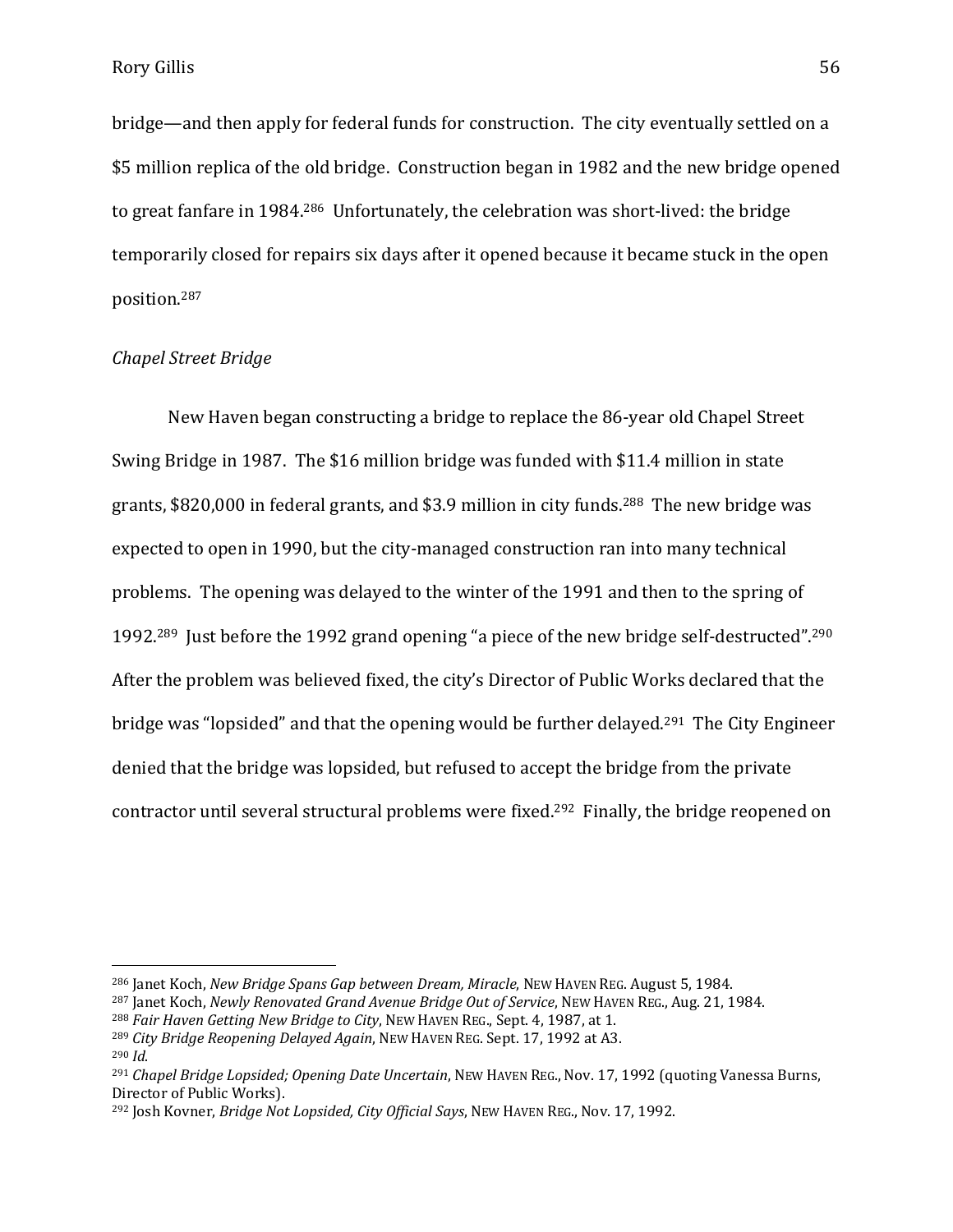bridge—and then apply for federal funds for construction. The city eventually settled on a $5 million replica of the old bridge. Construction began in 1982 and the new bridge opened to great fanfare in 1984.[286] Unfortunately, the celebration was short-lived: the bridge temporarily closed for repairs six days after it opened because it became stuck in the open position.[287]

*Chapel Street Bridge*

New Haven began constructing a bridge to replace the 86-year old Chapel Street Swing Bridge in 1987. The $16 million bridge was funded with $11.4 million in state grants, $820,000 in federal grants, and $3.9 million in city funds.[288] The new bridge was expected to open in 1990, but the city-managed construction ran into many technical problems. The opening was delayed to the winter of the 1991 and then to the spring of 1992.[289] Just before the 1992 grand opening "a piece of the new bridge self-destructed".[290] After the problem was believed fixed, the city's Director of Public Works declared that the bridge was "lopsided" and that the opening would be further delayed.[291] The City Engineer denied that the bridge was lopsided, but refused to accept the bridge from the private contractor until several structural problems were fixed.[292] Finally, the bridge reopened on

---

[286] Janet Koch, *New Bridge Spans Gap between Dream, Miracle*, NEW HAVEN REG. August 5, 1984.

[287] Janet Koch, *Newly Renovated Grand Avenue Bridge Out of Service*, NEW HAVEN REG., Aug. 21, 1984.

[288] *Fair Haven Getting New Bridge to City*, NEW HAVEN REG., Sept. 4, 1987, at 1.

[289] *City Bridge Reopening Delayed Again*, NEW HAVEN REG. Sept. 17, 1992 at A3.

[290] *Id.*

[291] *Chapel Bridge Lopsided; Opening Date Uncertain*, NEW HAVEN REG., Nov. 17, 1992 (quoting Vanessa Burns, Director of Public Works).

[292] Josh Kovner, *Bridge Not Lopsided, City Official Says*, NEW HAVEN REG., Nov. 17, 1992.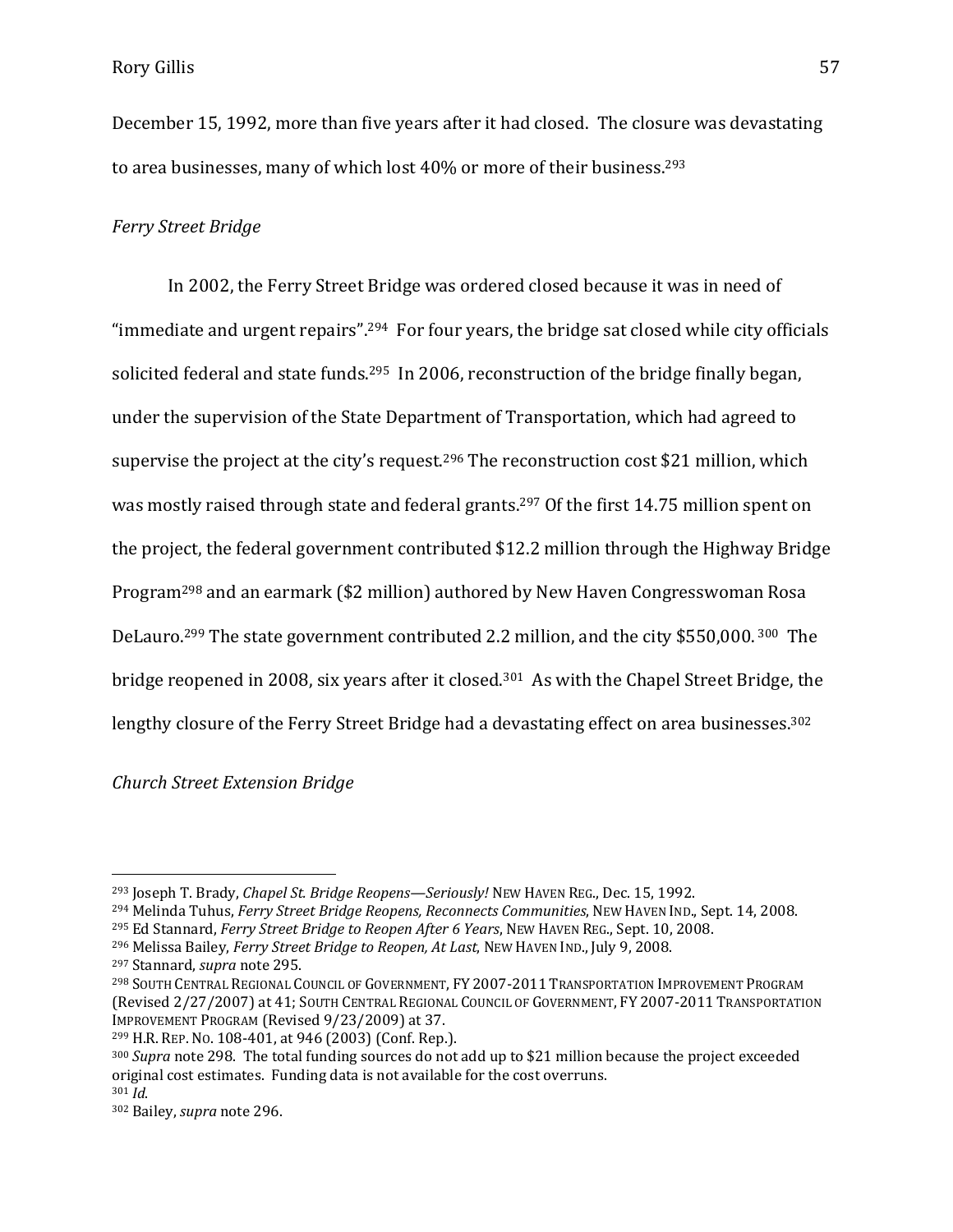December 15, 1992, more than five years after it had closed. The closure was devastating to area businesses, many of which lost 40% or more of their business.[293]

*Ferry Street Bridge*

In 2002, the Ferry Street Bridge was ordered closed because it was in need of "immediate and urgent repairs".[294] For four years, the bridge sat closed while city officials solicited federal and state funds.[295] In 2006, reconstruction of the bridge finally began, under the supervision of the State Department of Transportation, which had agreed to supervise the project at the city's request.[296] The reconstruction cost $21 million, which was mostly raised through state and federal grants.[297] Of the first 14.75 million spent on the project, the federal government contributed $12.2 million through the Highway Bridge Program[298] and an earmark ($2 million) authored by New Haven Congresswoman Rosa DeLauro.[299] The state government contributed 2.2 million, and the city $550,000.[300] The bridge reopened in 2008, six years after it closed.[301] As with the Chapel Street Bridge, the lengthy closure of the Ferry Street Bridge had a devastating effect on area businesses.[302]

*Church Street Extension Bridge*

---

[293] Joseph T. Brady, *Chapel St. Bridge Reopens—Seriously!* NEW HAVEN REG., Dec. 15, 1992.

[294] Melinda Tuhus, *Ferry Street Bridge Reopens, Reconnects Communities*, NEW HAVEN IND., Sept. 14, 2008.

[295] Ed Stannard, *Ferry Street Bridge to Reopen After 6 Years*, NEW HAVEN REG., Sept. 10, 2008.

[296] Melissa Bailey, *Ferry Street Bridge to Reopen, At Last*, NEW HAVEN IND., July 9, 2008.

[297] Stannard, *supra* note 295.

[298] SOUTH CENTRAL REGIONAL COUNCIL OF GOVERNMENT, FY 2007-2011 TRANSPORTATION IMPROVEMENT PROGRAM (Revised 2/27/2007) at 41; SOUTH CENTRAL REGIONAL COUNCIL OF GOVERNMENT, FY 2007-2011 TRANSPORTATION IMPROVEMENT PROGRAM (Revised 9/23/2009) at 37.

[299] H.R. REP. NO. 108-401, at 946 (2003) (Conf. Rep.).

[300] *Supra* note 298. The total funding sources do not add up to $21 million because the project exceeded original cost estimates. Funding data is not available for the cost overruns.

[301] *Id.*

[302] Bailey, *supra* note 296.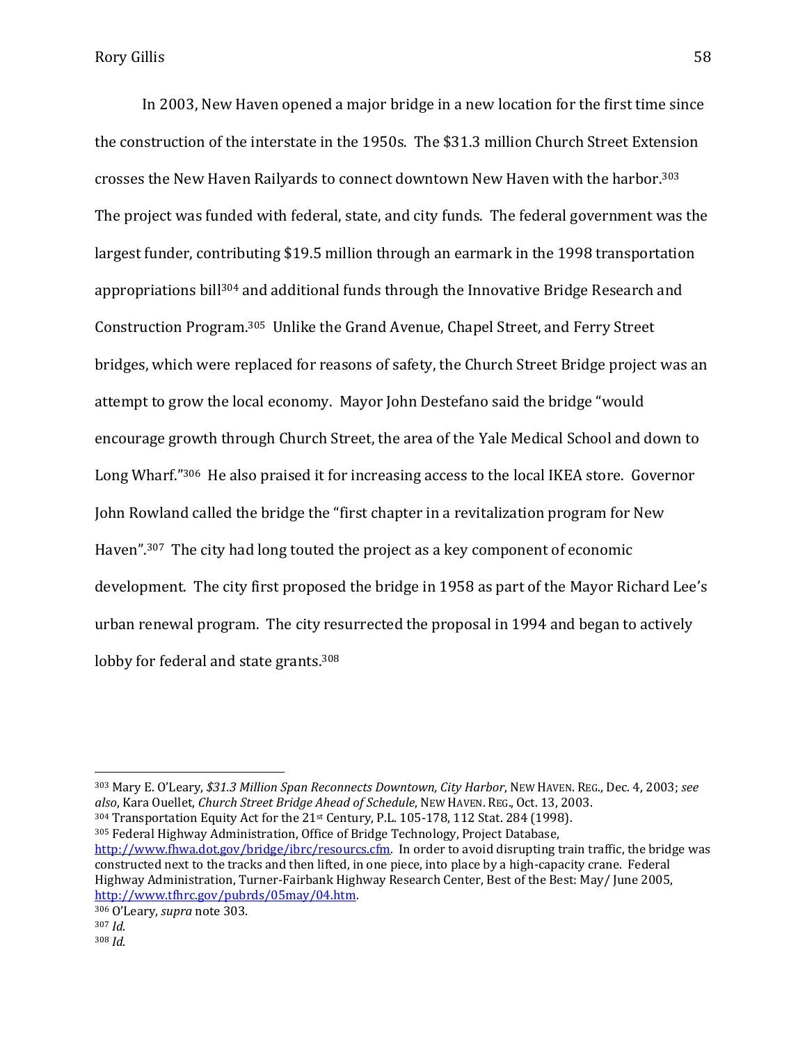In 2003, New Haven opened a major bridge in a new location for the first time since the construction of the interstate in the 1950s. The $31.3 million Church Street Extension crosses the New Haven Railyards to connect downtown New Haven with the harbor.[303] The project was funded with federal, state, and city funds. The federal government was the largest funder, contributing $19.5 million through an earmark in the 1998 transportation appropriations bill[304] and additional funds through the Innovative Bridge Research and Construction Program.[305] Unlike the Grand Avenue, Chapel Street, and Ferry Street bridges, which were replaced for reasons of safety, the Church Street Bridge project was an attempt to grow the local economy. Mayor John Destefano said the bridge "would encourage growth through Church Street, the area of the Yale Medical School and down to Long Wharf."[306] He also praised it for increasing access to the local IKEA store. Governor John Rowland called the bridge the "first chapter in a revitalization program for New Haven".[307] The city had long touted the project as a key component of economic development. The city first proposed the bridge in 1958 as part of the Mayor Richard Lee's urban renewal program. The city resurrected the proposal in 1994 and began to actively lobby for federal and state grants.[308]

---

[303] Mary E. O'Leary, *$31.3 Million Span Reconnects Downtown, City Harbor*, NEW HAVEN. REG., Dec. 4, 2003; *see also*, Kara Ouellet, *Church Street Bridge Ahead of Schedule*, NEW HAVEN. REG., Oct. 13, 2003.

[304] Transportation Equity Act for the 21st Century, P.L. 105-178, 112 Stat. 284 (1998).

[305] Federal Highway Administration, Office of Bridge Technology, Project Database, http://www.fhwa.dot.gov/bridge/ibrc/resourcs.cfm. In order to avoid disrupting train traffic, the bridge was constructed next to the tracks and then lifted, in one piece, into place by a high-capacity crane. Federal Highway Administration, Turner-Fairbank Highway Research Center, Best of the Best: May/ June 2005, http://www.tfhrc.gov/pubrds/05may/04.htm.

[306] O'Leary, *supra* note 303.

[307] *Id.*

[308] *Id.*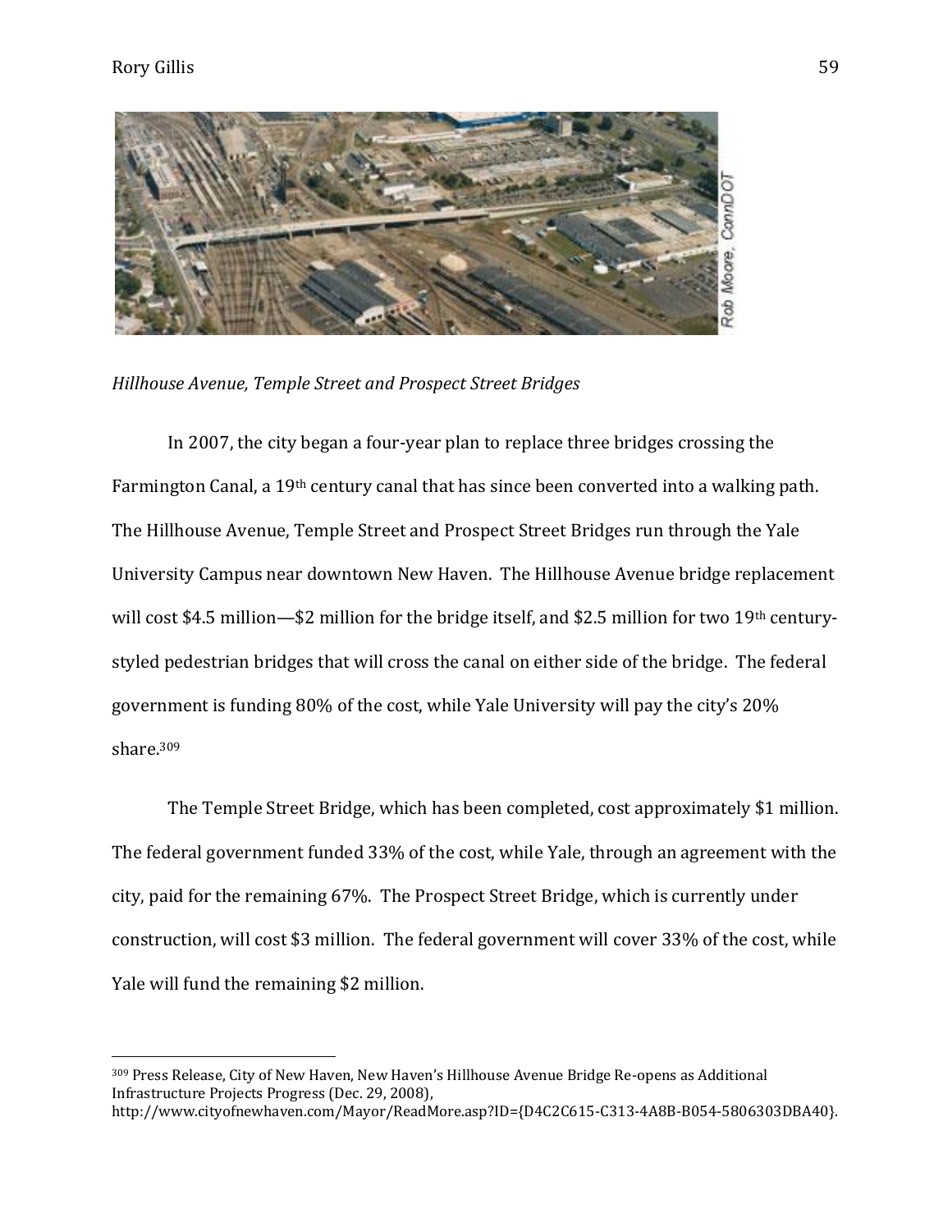*Hillhouse Avenue, Temple Street and Prospect Street Bridges*

In 2007, the city began a four-year plan to replace three bridges crossing the Farmington Canal, a 19th century canal that has since been converted into a walking path. The Hillhouse Avenue, Temple Street and Prospect Street Bridges run through the Yale University Campus near downtown New Haven. The Hillhouse Avenue bridge replacement will cost $4.5 million—$2 million for the bridge itself, and $2.5 million for two 19th century-styled pedestrian bridges that will cross the canal on either side of the bridge. The federal government is funding 80% of the cost, while Yale University will pay the city's 20% share.[309]

The Temple Street Bridge, which has been completed, cost approximately $1 million. The federal government funded 33% of the cost, while Yale, through an agreement with the city, paid for the remaining 67%. The Prospect Street Bridge, which is currently under construction, will cost $3 million. The federal government will cover 33% of the cost, while Yale will fund the remaining $2 million.

---

[309] Press Release, City of New Haven, New Haven's Hillhouse Avenue Bridge Re-opens as Additional Infrastructure Projects Progress (Dec. 29, 2008), http://www.cityofnewhaven.com/Mayor/ReadMore.asp?ID={D4C2C615-C313-4A8B-B054-5806303DBA40}.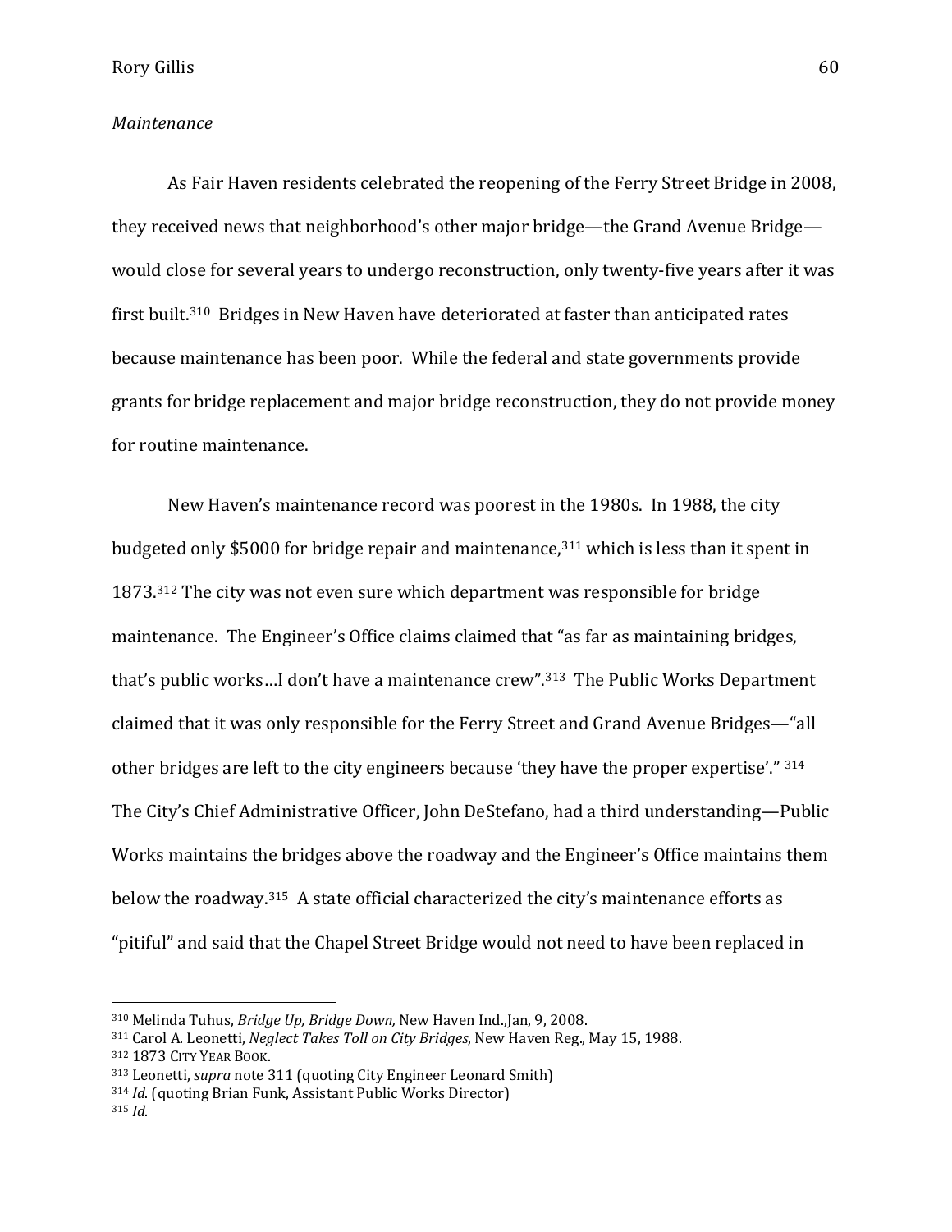*Maintenance*

As Fair Haven residents celebrated the reopening of the Ferry Street Bridge in 2008, they received news that neighborhood's other major bridge—the Grand Avenue Bridge—would close for several years to undergo reconstruction, only twenty-five years after it was first built.[310] Bridges in New Haven have deteriorated at faster than anticipated rates because maintenance has been poor. While the federal and state governments provide grants for bridge replacement and major bridge reconstruction, they do not provide money for routine maintenance.

New Haven's maintenance record was poorest in the 1980s. In 1988, the city budgeted only $5000 for bridge repair and maintenance,[311] which is less than it spent in 1873.[312] The city was not even sure which department was responsible for bridge maintenance. The Engineer's Office claims claimed that "as far as maintaining bridges, that's public works…I don't have a maintenance crew".[313] The Public Works Department claimed that it was only responsible for the Ferry Street and Grand Avenue Bridges—"all other bridges are left to the city engineers because 'they have the proper expertise'." [314] The City's Chief Administrative Officer, John DeStefano, had a third understanding—Public Works maintains the bridges above the roadway and the Engineer's Office maintains them below the roadway.[315] A state official characterized the city's maintenance efforts as "pitiful" and said that the Chapel Street Bridge would not need to have been replaced in

---

[310] Melinda Tuhus, *Bridge Up, Bridge Down,* New Haven Ind.,Jan, 9, 2008.

[311] Carol A. Leonetti, *Neglect Takes Toll on City Bridges*, New Haven Reg., May 15, 1988.

[312] 1873 CITY YEAR BOOK.

[313] Leonetti, *supra* note 311 (quoting City Engineer Leonard Smith)

[314] *Id*. (quoting Brian Funk, Assistant Public Works Director)

[315] *Id*.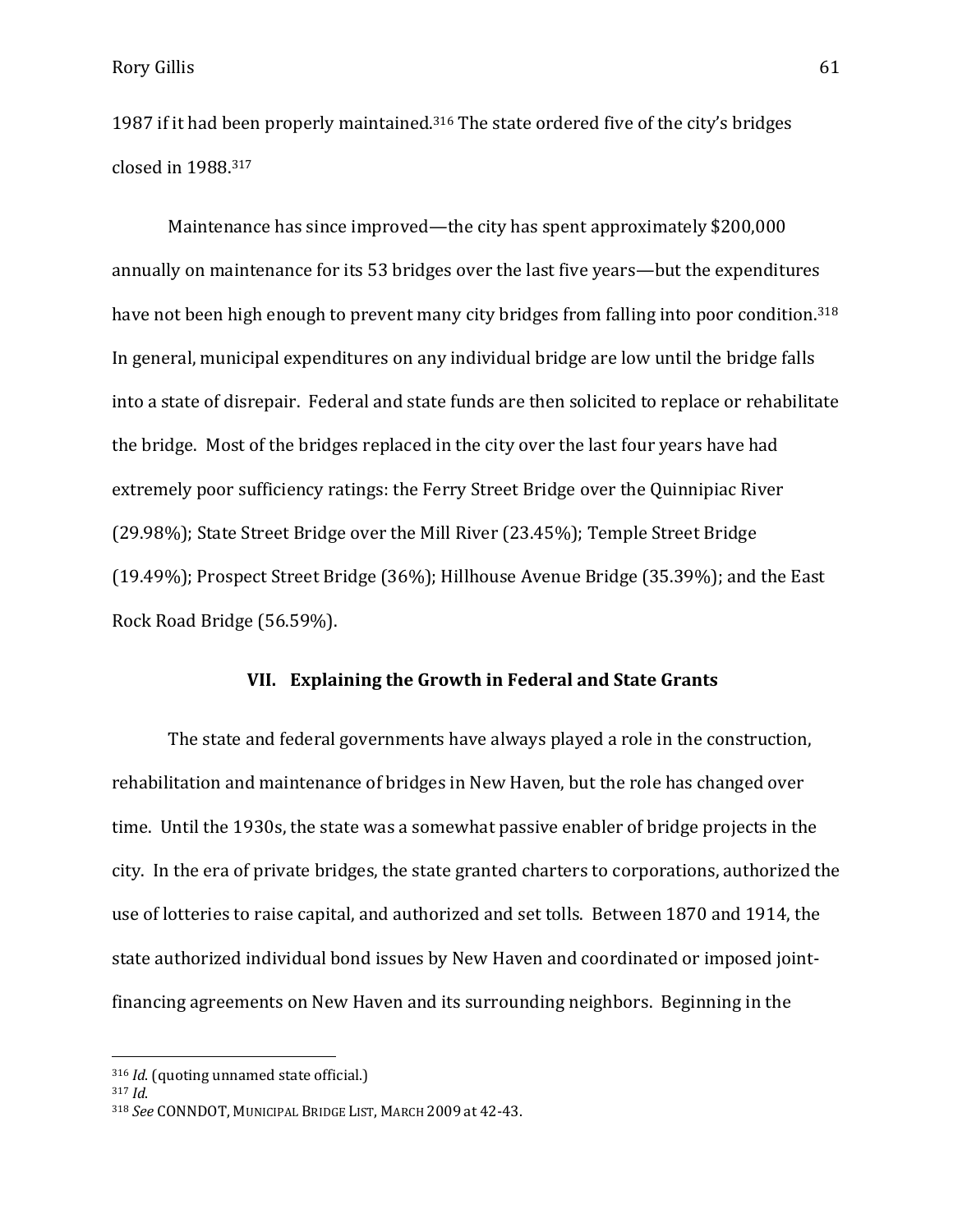1987 if it had been properly maintained.[316] The state ordered five of the city's bridges closed in 1988.[317]

Maintenance has since improved—the city has spent approximately $200,000 annually on maintenance for its 53 bridges over the last five years—but the expenditures have not been high enough to prevent many city bridges from falling into poor condition.[318] In general, municipal expenditures on any individual bridge are low until the bridge falls into a state of disrepair. Federal and state funds are then solicited to replace or rehabilitate the bridge. Most of the bridges replaced in the city over the last four years have had extremely poor sufficiency ratings: the Ferry Street Bridge over the Quinnipiac River (29.98%); State Street Bridge over the Mill River (23.45%); Temple Street Bridge (19.49%); Prospect Street Bridge (36%); Hillhouse Avenue Bridge (35.39%); and the East Rock Road Bridge (56.59%).

## VII. Explaining the Growth in Federal and State Grants

The state and federal governments have always played a role in the construction, rehabilitation and maintenance of bridges in New Haven, but the role has changed over time. Until the 1930s, the state was a somewhat passive enabler of bridge projects in the city. In the era of private bridges, the state granted charters to corporations, authorized the use of lotteries to raise capital, and authorized and set tolls. Between 1870 and 1914, the state authorized individual bond issues by New Haven and coordinated or imposed joint-financing agreements on New Haven and its surrounding neighbors. Beginning in the

---

[316] *Id*. (quoting unnamed state official.)

[317] *Id*.

[318] *See* CONNDOT, MUNICIPAL BRIDGE LIST, MARCH 2009 at 42-43.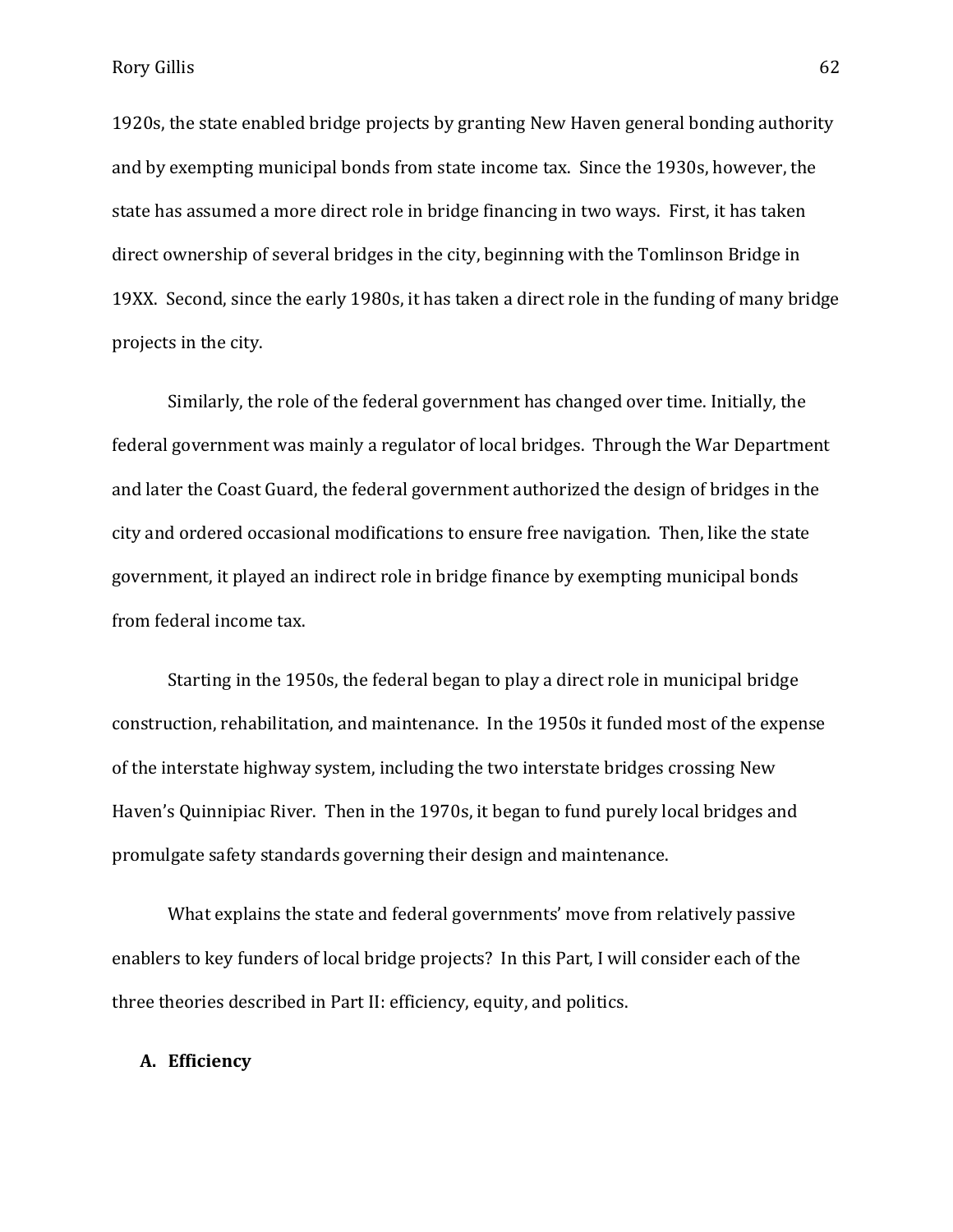1920s, the state enabled bridge projects by granting New Haven general bonding authority and by exempting municipal bonds from state income tax. Since the 1930s, however, the state has assumed a more direct role in bridge financing in two ways. First, it has taken direct ownership of several bridges in the city, beginning with the Tomlinson Bridge in 19XX. Second, since the early 1980s, it has taken a direct role in the funding of many bridge projects in the city.

Similarly, the role of the federal government has changed over time. Initially, the federal government was mainly a regulator of local bridges. Through the War Department and later the Coast Guard, the federal government authorized the design of bridges in the city and ordered occasional modifications to ensure free navigation. Then, like the state government, it played an indirect role in bridge finance by exempting municipal bonds from federal income tax.

Starting in the 1950s, the federal began to play a direct role in municipal bridge construction, rehabilitation, and maintenance. In the 1950s it funded most of the expense of the interstate highway system, including the two interstate bridges crossing New Haven's Quinnipiac River. Then in the 1970s, it began to fund purely local bridges and promulgate safety standards governing their design and maintenance.

What explains the state and federal governments' move from relatively passive enablers to key funders of local bridge projects? In this Part, I will consider each of the three theories described in Part II: efficiency, equity, and politics.

### A. Efficiency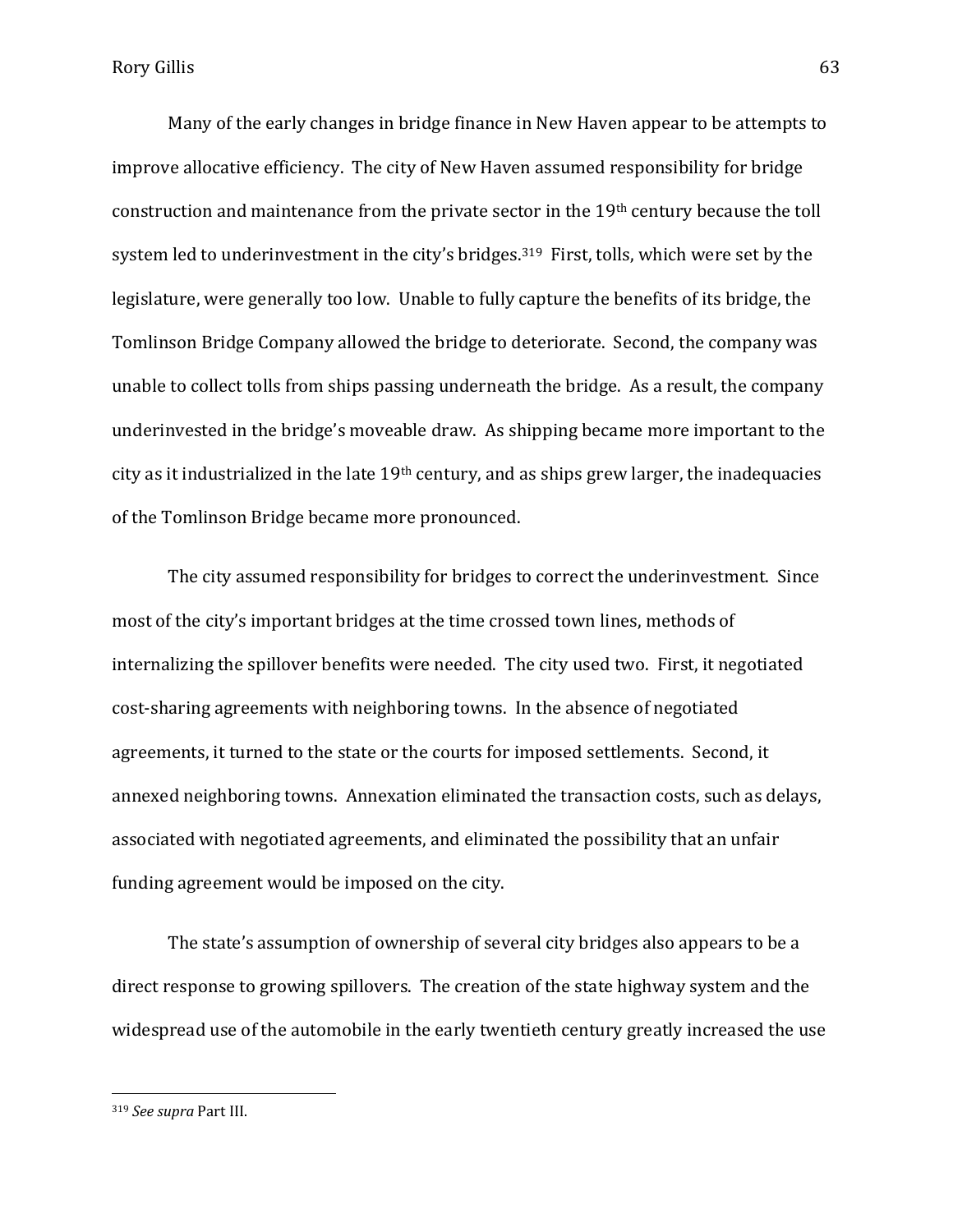Many of the early changes in bridge finance in New Haven appear to be attempts to improve allocative efficiency. The city of New Haven assumed responsibility for bridge construction and maintenance from the private sector in the 19th century because the toll system led to underinvestment in the city's bridges.[319] First, tolls, which were set by the legislature, were generally too low. Unable to fully capture the benefits of its bridge, the Tomlinson Bridge Company allowed the bridge to deteriorate. Second, the company was unable to collect tolls from ships passing underneath the bridge. As a result, the company underinvested in the bridge's moveable draw. As shipping became more important to the city as it industrialized in the late 19th century, and as ships grew larger, the inadequacies of the Tomlinson Bridge became more pronounced.

The city assumed responsibility for bridges to correct the underinvestment. Since most of the city's important bridges at the time crossed town lines, methods of internalizing the spillover benefits were needed. The city used two. First, it negotiated cost-sharing agreements with neighboring towns. In the absence of negotiated agreements, it turned to the state or the courts for imposed settlements. Second, it annexed neighboring towns. Annexation eliminated the transaction costs, such as delays, associated with negotiated agreements, and eliminated the possibility that an unfair funding agreement would be imposed on the city.

The state's assumption of ownership of several city bridges also appears to be a direct response to growing spillovers. The creation of the state highway system and the widespread use of the automobile in the early twentieth century greatly increased the use

[319] *See supra* Part III.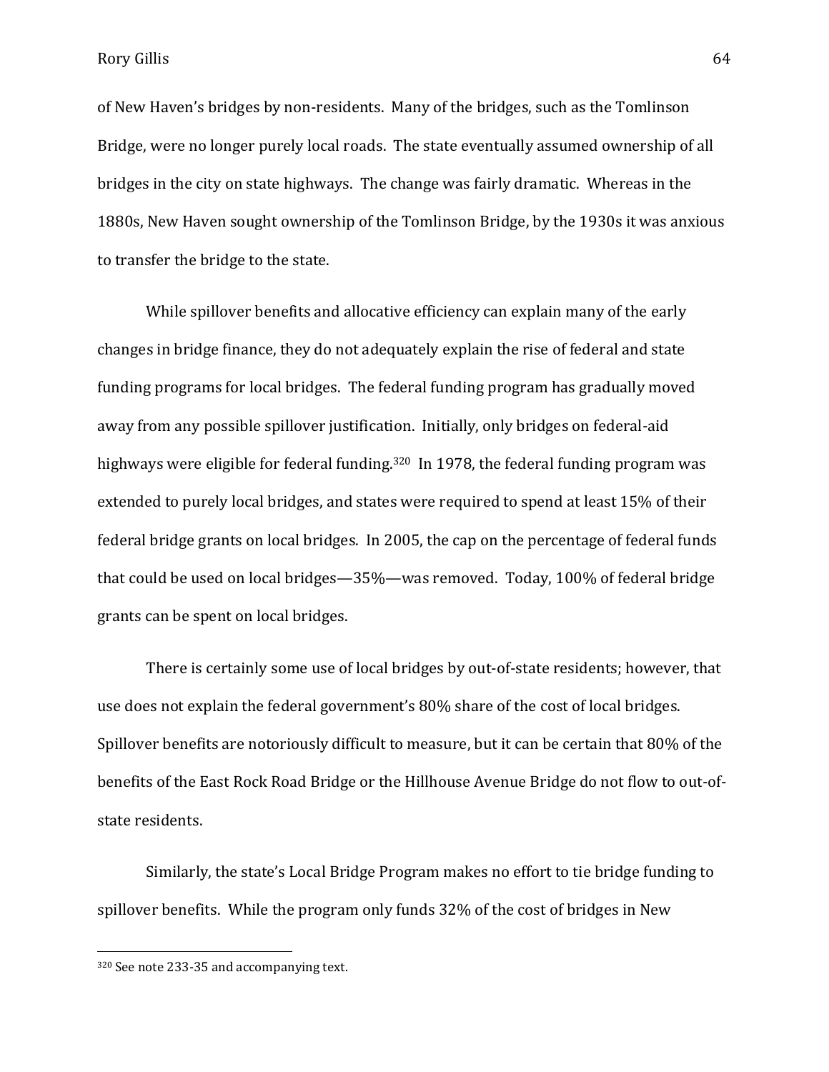of New Haven's bridges by non-residents. Many of the bridges, such as the Tomlinson Bridge, were no longer purely local roads. The state eventually assumed ownership of all bridges in the city on state highways. The change was fairly dramatic. Whereas in the 1880s, New Haven sought ownership of the Tomlinson Bridge, by the 1930s it was anxious to transfer the bridge to the state.

While spillover benefits and allocative efficiency can explain many of the early changes in bridge finance, they do not adequately explain the rise of federal and state funding programs for local bridges. The federal funding program has gradually moved away from any possible spillover justification. Initially, only bridges on federal-aid highways were eligible for federal funding.[320] In 1978, the federal funding program was extended to purely local bridges, and states were required to spend at least 15% of their federal bridge grants on local bridges. In 2005, the cap on the percentage of federal funds that could be used on local bridges—35%—was removed. Today, 100% of federal bridge grants can be spent on local bridges.

There is certainly some use of local bridges by out-of-state residents; however, that use does not explain the federal government's 80% share of the cost of local bridges. Spillover benefits are notoriously difficult to measure, but it can be certain that 80% of the benefits of the East Rock Road Bridge or the Hillhouse Avenue Bridge do not flow to out-of-state residents.

Similarly, the state's Local Bridge Program makes no effort to tie bridge funding to spillover benefits. While the program only funds 32% of the cost of bridges in New

---

[320] See note 233-35 and accompanying text.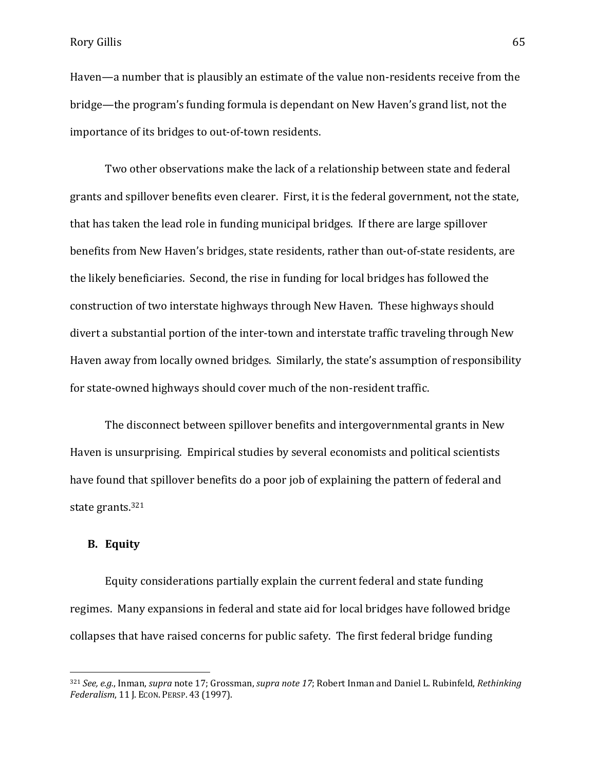Haven—a number that is plausibly an estimate of the value non-residents receive from the bridge—the program's funding formula is dependant on New Haven's grand list, not the importance of its bridges to out-of-town residents.

Two other observations make the lack of a relationship between state and federal grants and spillover benefits even clearer. First, it is the federal government, not the state, that has taken the lead role in funding municipal bridges. If there are large spillover benefits from New Haven's bridges, state residents, rather than out-of-state residents, are the likely beneficiaries. Second, the rise in funding for local bridges has followed the construction of two interstate highways through New Haven. These highways should divert a substantial portion of the inter-town and interstate traffic traveling through New Haven away from locally owned bridges. Similarly, the state's assumption of responsibility for state-owned highways should cover much of the non-resident traffic.

The disconnect between spillover benefits and intergovernmental grants in New Haven is unsurprising. Empirical studies by several economists and political scientists have found that spillover benefits do a poor job of explaining the pattern of federal and state grants.[321]

## B. Equity

Equity considerations partially explain the current federal and state funding regimes. Many expansions in federal and state aid for local bridges have followed bridge collapses that have raised concerns for public safety. The first federal bridge funding

---

[321] *See, e.g.*, Inman, *supra* note 17; Grossman, *supra note 17*; Robert Inman and Daniel L. Rubinfeld, *Rethinking Federalism*, 11 J. ECON. PERSP. 43 (1997).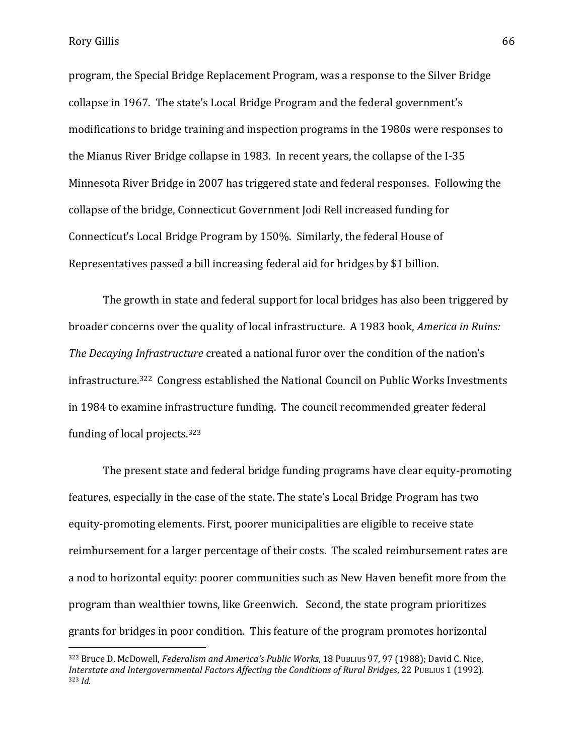program, the Special Bridge Replacement Program, was a response to the Silver Bridge collapse in 1967. The state's Local Bridge Program and the federal government's modifications to bridge training and inspection programs in the 1980s were responses to the Mianus River Bridge collapse in 1983. In recent years, the collapse of the I-35 Minnesota River Bridge in 2007 has triggered state and federal responses. Following the collapse of the bridge, Connecticut Government Jodi Rell increased funding for Connecticut's Local Bridge Program by 150%. Similarly, the federal House of Representatives passed a bill increasing federal aid for bridges by $1 billion.

The growth in state and federal support for local bridges has also been triggered by broader concerns over the quality of local infrastructure. A 1983 book, *America in Ruins: The Decaying Infrastructure* created a national furor over the condition of the nation's infrastructure.[322] Congress established the National Council on Public Works Investments in 1984 to examine infrastructure funding. The council recommended greater federal funding of local projects.[323]

The present state and federal bridge funding programs have clear equity-promoting features, especially in the case of the state. The state's Local Bridge Program has two equity-promoting elements. First, poorer municipalities are eligible to receive state reimbursement for a larger percentage of their costs. The scaled reimbursement rates are a nod to horizontal equity: poorer communities such as New Haven benefit more from the program than wealthier towns, like Greenwich. Second, the state program prioritizes grants for bridges in poor condition. This feature of the program promotes horizontal

---

[322] Bruce D. McDowell, *Federalism and America's Public Works*, 18 PUBLIUS 97, 97 (1988); David C. Nice, *Interstate and Intergovernmental Factors Affecting the Conditions of Rural Bridges*, 22 PUBLIUS 1 (1992).

[323] *Id.*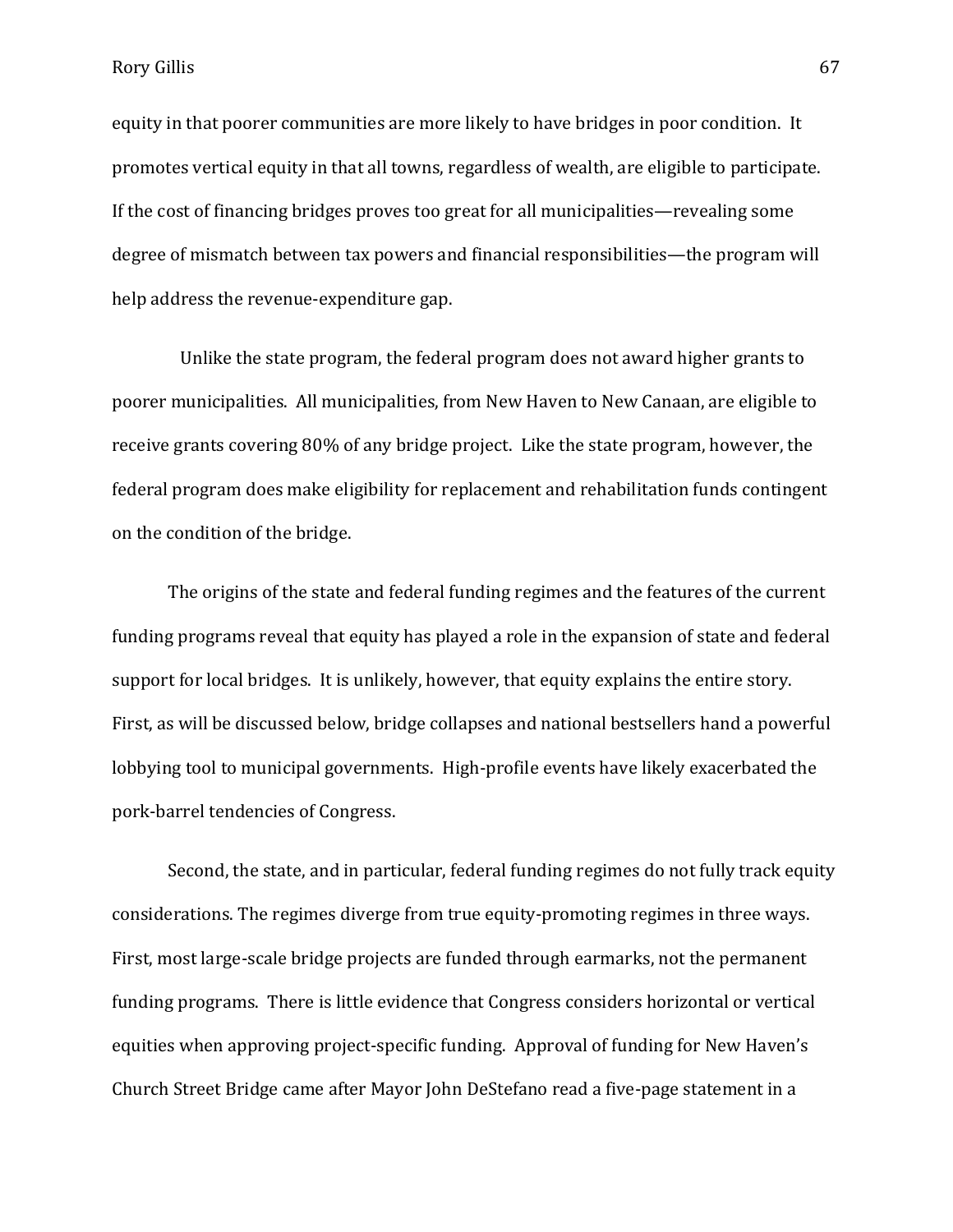equity in that poorer communities are more likely to have bridges in poor condition. It promotes vertical equity in that all towns, regardless of wealth, are eligible to participate. If the cost of financing bridges proves too great for all municipalities—revealing some degree of mismatch between tax powers and financial responsibilities—the program will help address the revenue-expenditure gap.

Unlike the state program, the federal program does not award higher grants to poorer municipalities. All municipalities, from New Haven to New Canaan, are eligible to receive grants covering 80% of any bridge project. Like the state program, however, the federal program does make eligibility for replacement and rehabilitation funds contingent on the condition of the bridge.

The origins of the state and federal funding regimes and the features of the current funding programs reveal that equity has played a role in the expansion of state and federal support for local bridges. It is unlikely, however, that equity explains the entire story. First, as will be discussed below, bridge collapses and national bestsellers hand a powerful lobbying tool to municipal governments. High-profile events have likely exacerbated the pork-barrel tendencies of Congress.

Second, the state, and in particular, federal funding regimes do not fully track equity considerations. The regimes diverge from true equity-promoting regimes in three ways. First, most large-scale bridge projects are funded through earmarks, not the permanent funding programs. There is little evidence that Congress considers horizontal or vertical equities when approving project-specific funding. Approval of funding for New Haven's Church Street Bridge came after Mayor John DeStefano read a five-page statement in a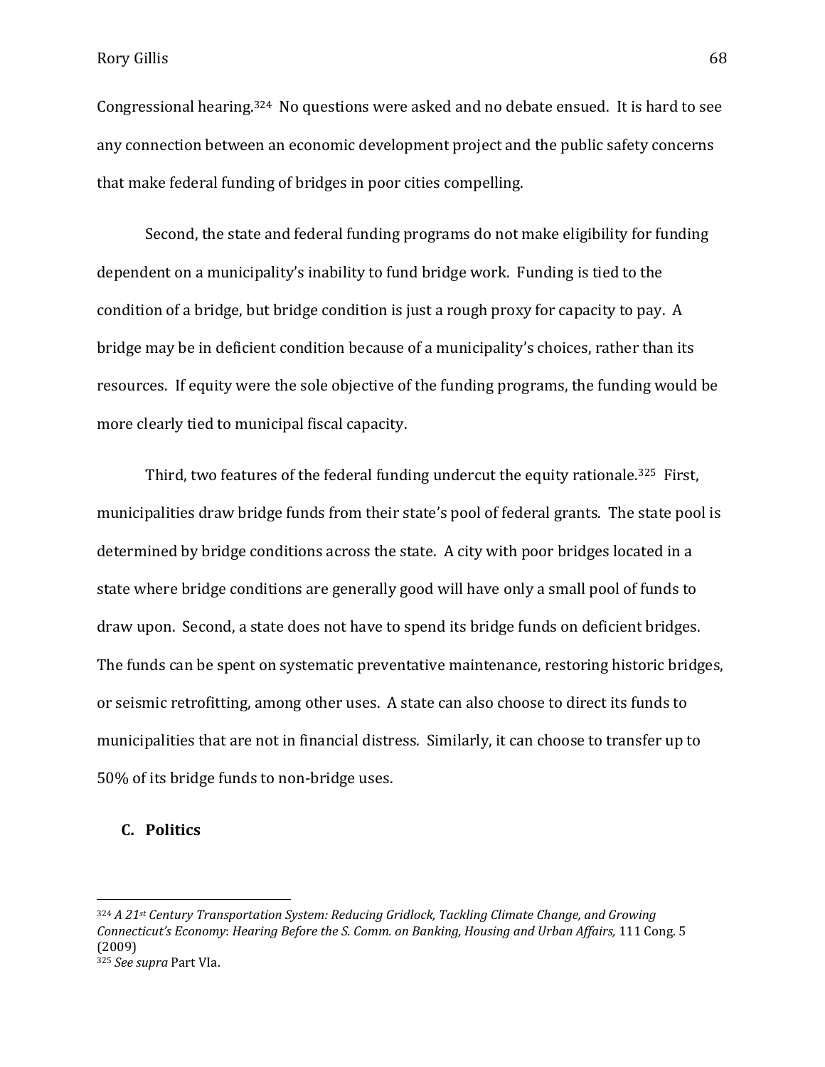Congressional hearing.[324] No questions were asked and no debate ensued. It is hard to see any connection between an economic development project and the public safety concerns that make federal funding of bridges in poor cities compelling.

Second, the state and federal funding programs do not make eligibility for funding dependent on a municipality's inability to fund bridge work. Funding is tied to the condition of a bridge, but bridge condition is just a rough proxy for capacity to pay. A bridge may be in deficient condition because of a municipality's choices, rather than its resources. If equity were the sole objective of the funding programs, the funding would be more clearly tied to municipal fiscal capacity.

Third, two features of the federal funding undercut the equity rationale.[325] First, municipalities draw bridge funds from their state's pool of federal grants. The state pool is determined by bridge conditions across the state. A city with poor bridges located in a state where bridge conditions are generally good will have only a small pool of funds to draw upon. Second, a state does not have to spend its bridge funds on deficient bridges. The funds can be spent on systematic preventative maintenance, restoring historic bridges, or seismic retrofitting, among other uses. A state can also choose to direct its funds to municipalities that are not in financial distress. Similarly, it can choose to transfer up to 50% of its bridge funds to non-bridge uses.

## C. Politics

---

[324] *A 21st Century Transportation System: Reducing Gridlock, Tackling Climate Change, and Growing Connecticut's Economy*: *Hearing Before the S. Comm. on Banking, Housing and Urban Affairs,* 111 Cong. 5 (2009)

[325] *See supra* Part VIa.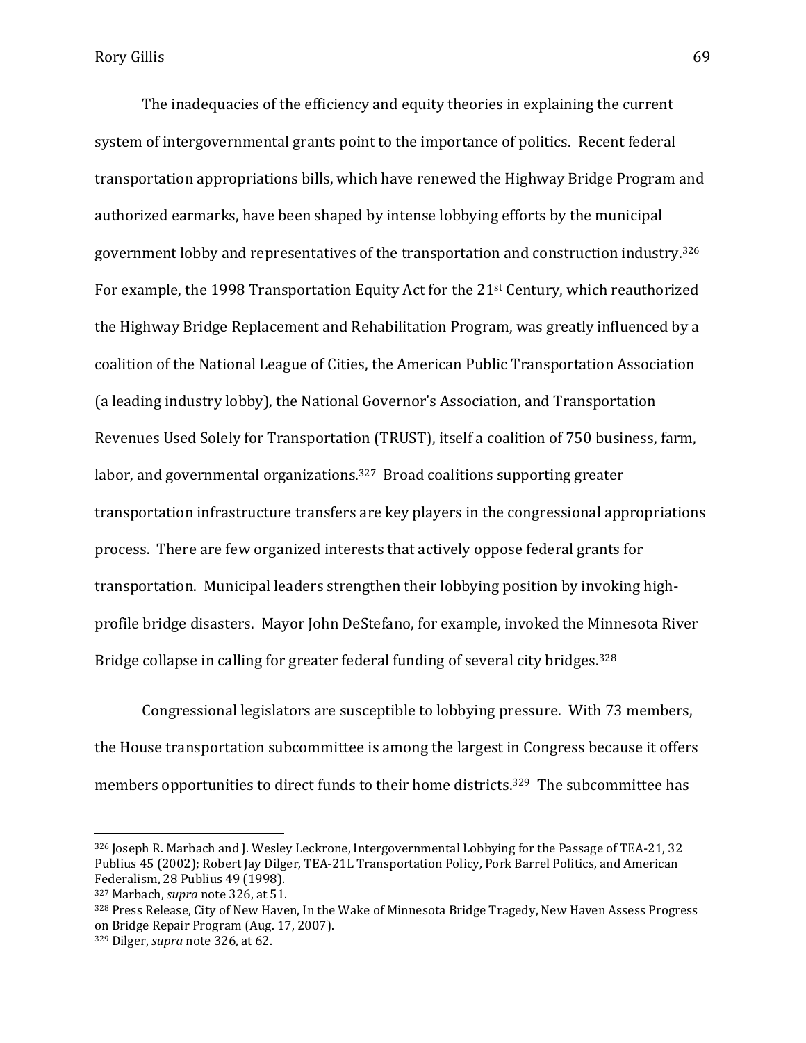The inadequacies of the efficiency and equity theories in explaining the current system of intergovernmental grants point to the importance of politics. Recent federal transportation appropriations bills, which have renewed the Highway Bridge Program and authorized earmarks, have been shaped by intense lobbying efforts by the municipal government lobby and representatives of the transportation and construction industry.[326] For example, the 1998 Transportation Equity Act for the 21st Century, which reauthorized the Highway Bridge Replacement and Rehabilitation Program, was greatly influenced by a coalition of the National League of Cities, the American Public Transportation Association (a leading industry lobby), the National Governor's Association, and Transportation Revenues Used Solely for Transportation (TRUST), itself a coalition of 750 business, farm, labor, and governmental organizations.[327] Broad coalitions supporting greater transportation infrastructure transfers are key players in the congressional appropriations process. There are few organized interests that actively oppose federal grants for transportation. Municipal leaders strengthen their lobbying position by invoking high-profile bridge disasters. Mayor John DeStefano, for example, invoked the Minnesota River Bridge collapse in calling for greater federal funding of several city bridges.[328]

Congressional legislators are susceptible to lobbying pressure. With 73 members, the House transportation subcommittee is among the largest in Congress because it offers members opportunities to direct funds to their home districts.[329] The subcommittee has

---

[326] Joseph R. Marbach and J. Wesley Leckrone, Intergovernmental Lobbying for the Passage of TEA-21, 32 Publius 45 (2002); Robert Jay Dilger, TEA-21L Transportation Policy, Pork Barrel Politics, and American Federalism, 28 Publius 49 (1998).

[327] Marbach, *supra* note 326, at 51.

[328] Press Release, City of New Haven, In the Wake of Minnesota Bridge Tragedy, New Haven Assess Progress on Bridge Repair Program (Aug. 17, 2007).

[329] Dilger, *supra* note 326, at 62.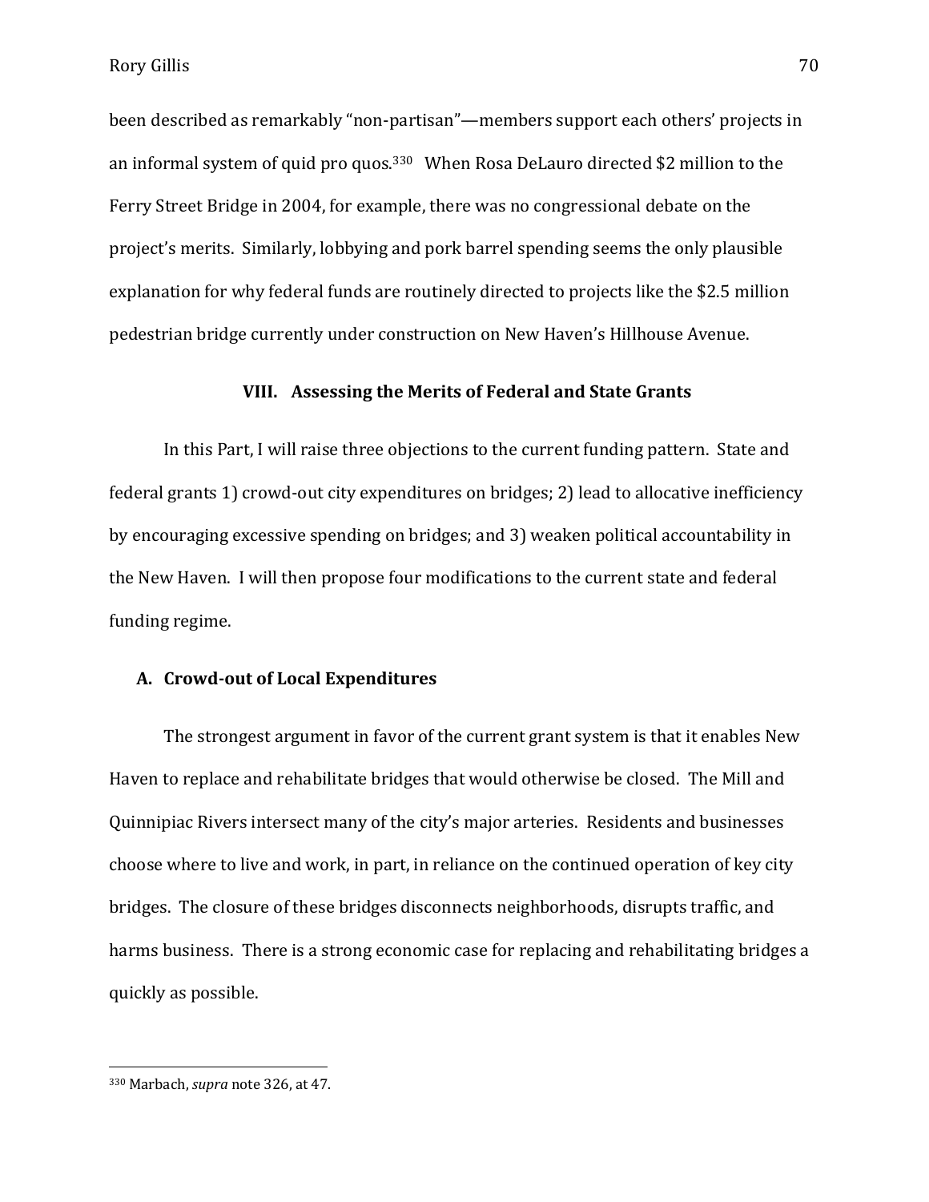been described as remarkably "non-partisan"—members support each others' projects in an informal system of quid pro quos.[330] When Rosa DeLauro directed $2 million to the Ferry Street Bridge in 2004, for example, there was no congressional debate on the project's merits. Similarly, lobbying and pork barrel spending seems the only plausible explanation for why federal funds are routinely directed to projects like the $2.5 million pedestrian bridge currently under construction on New Haven's Hillhouse Avenue.

## VIII. Assessing the Merits of Federal and State Grants

In this Part, I will raise three objections to the current funding pattern. State and federal grants 1) crowd-out city expenditures on bridges; 2) lead to allocative inefficiency by encouraging excessive spending on bridges; and 3) weaken political accountability in the New Haven. I will then propose four modifications to the current state and federal funding regime.

### A. Crowd-out of Local Expenditures

The strongest argument in favor of the current grant system is that it enables New Haven to replace and rehabilitate bridges that would otherwise be closed. The Mill and Quinnipiac Rivers intersect many of the city's major arteries. Residents and businesses choose where to live and work, in part, in reliance on the continued operation of key city bridges. The closure of these bridges disconnects neighborhoods, disrupts traffic, and harms business. There is a strong economic case for replacing and rehabilitating bridges a quickly as possible.

---

[330] Marbach, *supra* note 326, at 47.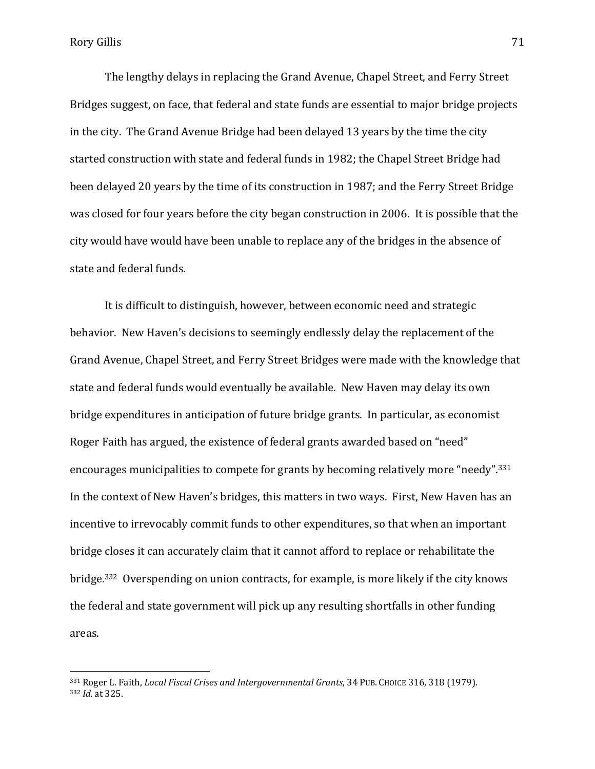The lengthy delays in replacing the Grand Avenue, Chapel Street, and Ferry Street Bridges suggest, on face, that federal and state funds are essential to major bridge projects in the city. The Grand Avenue Bridge had been delayed 13 years by the time the city started construction with state and federal funds in 1982; the Chapel Street Bridge had been delayed 20 years by the time of its construction in 1987; and the Ferry Street Bridge was closed for four years before the city began construction in 2006. It is possible that the city would have would have been unable to replace any of the bridges in the absence of state and federal funds.

It is difficult to distinguish, however, between economic need and strategic behavior. New Haven's decisions to seemingly endlessly delay the replacement of the Grand Avenue, Chapel Street, and Ferry Street Bridges were made with the knowledge that state and federal funds would eventually be available. New Haven may delay its own bridge expenditures in anticipation of future bridge grants. In particular, as economist Roger Faith has argued, the existence of federal grants awarded based on "need" encourages municipalities to compete for grants by becoming relatively more "needy".[331] In the context of New Haven's bridges, this matters in two ways. First, New Haven has an incentive to irrevocably commit funds to other expenditures, so that when an important bridge closes it can accurately claim that it cannot afford to replace or rehabilitate the bridge.[332] Overspending on union contracts, for example, is more likely if the city knows the federal and state government will pick up any resulting shortfalls in other funding areas.

---

[331] Roger L. Faith, *Local Fiscal Crises and Intergovernmental Grants*, 34 PUB. CHOICE 316, 318 (1979).
[332] *Id.* at 325.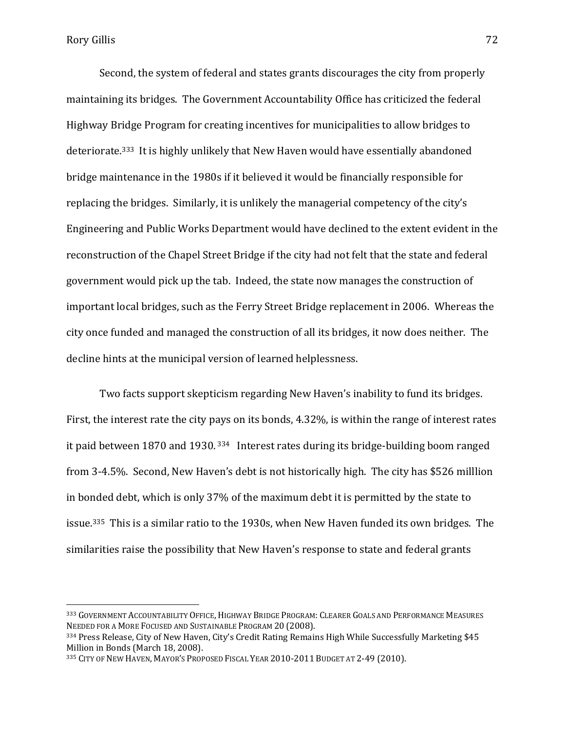Second, the system of federal and states grants discourages the city from properly maintaining its bridges. The Government Accountability Office has criticized the federal Highway Bridge Program for creating incentives for municipalities to allow bridges to deteriorate.[333] It is highly unlikely that New Haven would have essentially abandoned bridge maintenance in the 1980s if it believed it would be financially responsible for replacing the bridges. Similarly, it is unlikely the managerial competency of the city's Engineering and Public Works Department would have declined to the extent evident in the reconstruction of the Chapel Street Bridge if the city had not felt that the state and federal government would pick up the tab. Indeed, the state now manages the construction of important local bridges, such as the Ferry Street Bridge replacement in 2006. Whereas the city once funded and managed the construction of all its bridges, it now does neither. The decline hints at the municipal version of learned helplessness.

Two facts support skepticism regarding New Haven's inability to fund its bridges. First, the interest rate the city pays on its bonds, 4.32%, is within the range of interest rates it paid between 1870 and 1930.[334] Interest rates during its bridge-building boom ranged from 3-4.5%. Second, New Haven's debt is not historically high. The city has $526 milllion in bonded debt, which is only 37% of the maximum debt it is permitted by the state to issue.[335] This is a similar ratio to the 1930s, when New Haven funded its own bridges. The similarities raise the possibility that New Haven's response to state and federal grants

---

[333] GOVERNMENT ACCOUNTABILITY OFFICE, HIGHWAY BRIDGE PROGRAM: CLEARER GOALS AND PERFORMANCE MEASURES NEEDED FOR A MORE FOCUSED AND SUSTAINABLE PROGRAM 20 (2008).

[334] Press Release, City of New Haven, City's Credit Rating Remains High While Successfully Marketing $45 Million in Bonds (March 18, 2008).

[335] CITY OF NEW HAVEN, MAYOR'S PROPOSED FISCAL YEAR 2010-2011 BUDGET AT 2-49 (2010).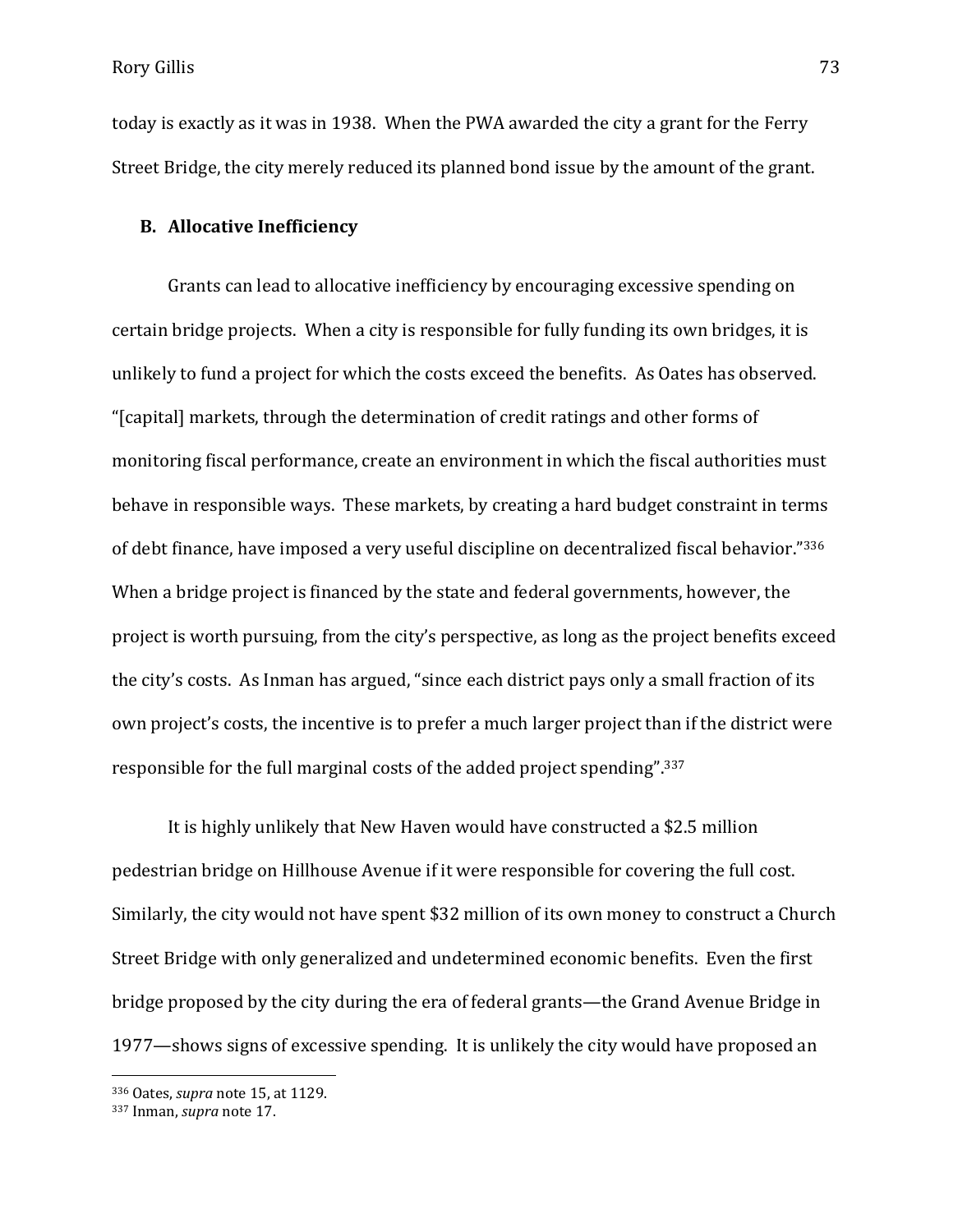today is exactly as it was in 1938. When the PWA awarded the city a grant for the Ferry Street Bridge, the city merely reduced its planned bond issue by the amount of the grant.

### B. Allocative Inefficiency

Grants can lead to allocative inefficiency by encouraging excessive spending on certain bridge projects. When a city is responsible for fully funding its own bridges, it is unlikely to fund a project for which the costs exceed the benefits. As Oates has observed. "[capital] markets, through the determination of credit ratings and other forms of monitoring fiscal performance, create an environment in which the fiscal authorities must behave in responsible ways. These markets, by creating a hard budget constraint in terms of debt finance, have imposed a very useful discipline on decentralized fiscal behavior."[336] When a bridge project is financed by the state and federal governments, however, the project is worth pursuing, from the city's perspective, as long as the project benefits exceed the city's costs. As Inman has argued, "since each district pays only a small fraction of its own project's costs, the incentive is to prefer a much larger project than if the district were responsible for the full marginal costs of the added project spending".[337]

It is highly unlikely that New Haven would have constructed a $2.5 million pedestrian bridge on Hillhouse Avenue if it were responsible for covering the full cost. Similarly, the city would not have spent $32 million of its own money to construct a Church Street Bridge with only generalized and undetermined economic benefits. Even the first bridge proposed by the city during the era of federal grants—the Grand Avenue Bridge in 1977—shows signs of excessive spending. It is unlikely the city would have proposed an

---

[336] Oates, *supra* note 15, at 1129.

[337] Inman, *supra* note 17.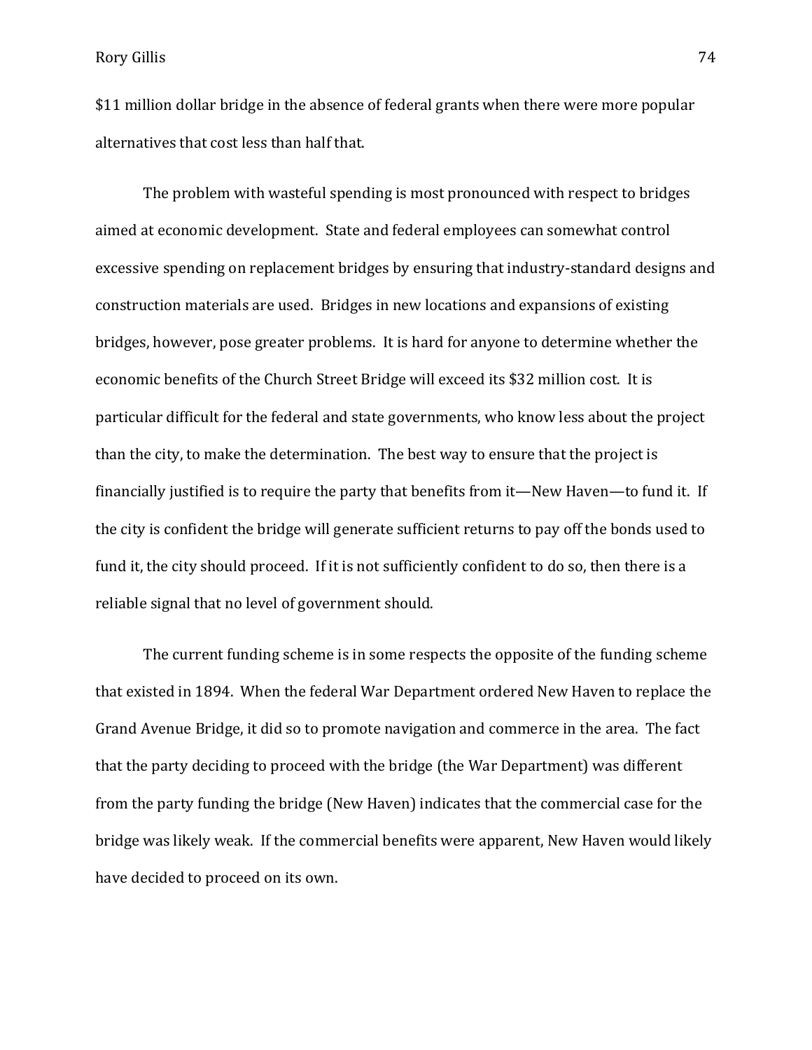$11 million dollar bridge in the absence of federal grants when there were more popular alternatives that cost less than half that.

The problem with wasteful spending is most pronounced with respect to bridges aimed at economic development. State and federal employees can somewhat control excessive spending on replacement bridges by ensuring that industry-standard designs and construction materials are used. Bridges in new locations and expansions of existing bridges, however, pose greater problems. It is hard for anyone to determine whether the economic benefits of the Church Street Bridge will exceed its $32 million cost. It is particular difficult for the federal and state governments, who know less about the project than the city, to make the determination. The best way to ensure that the project is financially justified is to require the party that benefits from it—New Haven—to fund it. If the city is confident the bridge will generate sufficient returns to pay off the bonds used to fund it, the city should proceed. If it is not sufficiently confident to do so, then there is a reliable signal that no level of government should.

The current funding scheme is in some respects the opposite of the funding scheme that existed in 1894. When the federal War Department ordered New Haven to replace the Grand Avenue Bridge, it did so to promote navigation and commerce in the area. The fact that the party deciding to proceed with the bridge (the War Department) was different from the party funding the bridge (New Haven) indicates that the commercial case for the bridge was likely weak. If the commercial benefits were apparent, New Haven would likely have decided to proceed on its own.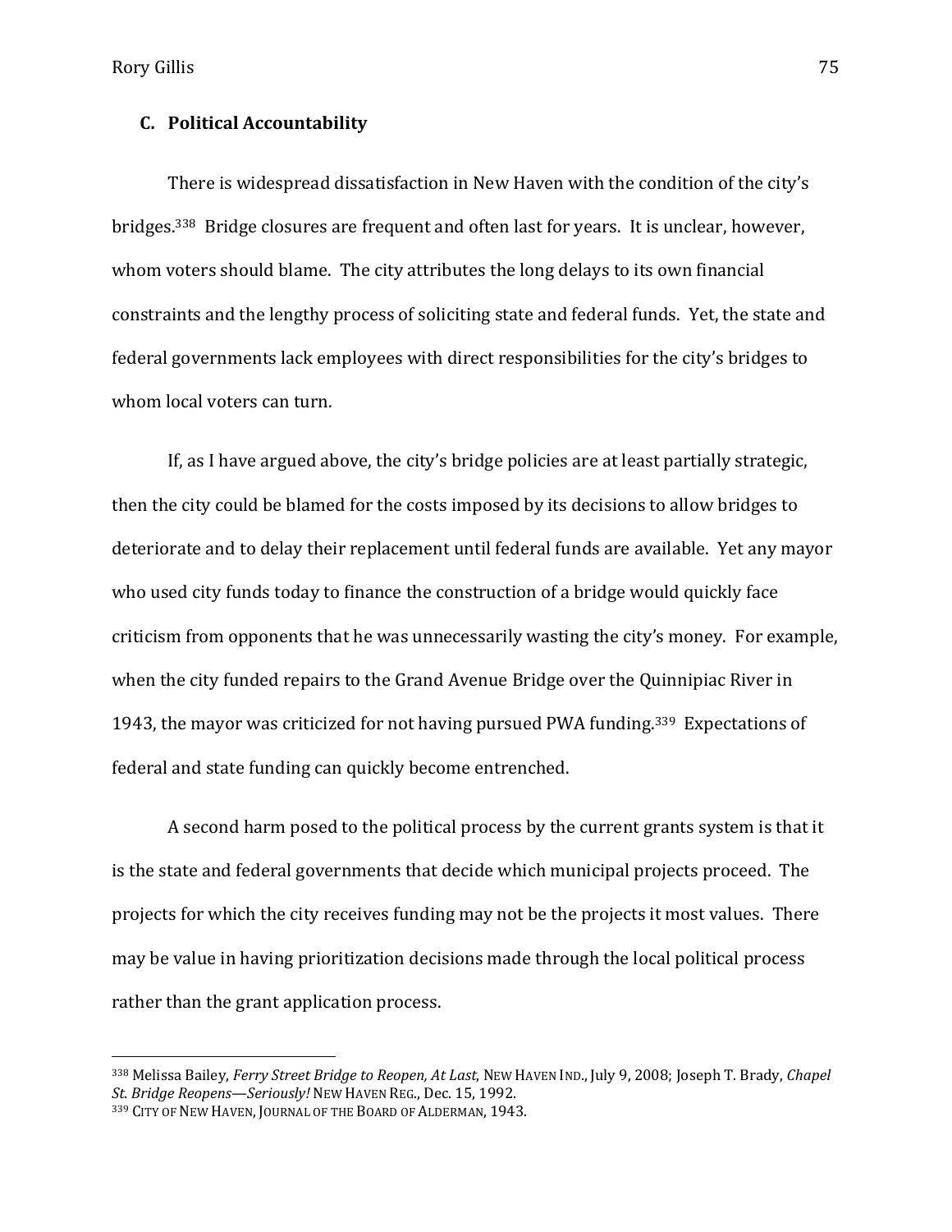### C. Political Accountability

There is widespread dissatisfaction in New Haven with the condition of the city's bridges.[338] Bridge closures are frequent and often last for years. It is unclear, however, whom voters should blame. The city attributes the long delays to its own financial constraints and the lengthy process of soliciting state and federal funds. Yet, the state and federal governments lack employees with direct responsibilities for the city's bridges to whom local voters can turn.

If, as I have argued above, the city's bridge policies are at least partially strategic, then the city could be blamed for the costs imposed by its decisions to allow bridges to deteriorate and to delay their replacement until federal funds are available. Yet any mayor who used city funds today to finance the construction of a bridge would quickly face criticism from opponents that he was unnecessarily wasting the city's money. For example, when the city funded repairs to the Grand Avenue Bridge over the Quinnipiac River in 1943, the mayor was criticized for not having pursued PWA funding.[339] Expectations of federal and state funding can quickly become entrenched.

A second harm posed to the political process by the current grants system is that it is the state and federal governments that decide which municipal projects proceed. The projects for which the city receives funding may not be the projects it most values. There may be value in having prioritization decisions made through the local political process rather than the grant application process.

---

[338] Melissa Bailey, *Ferry Street Bridge to Reopen, At Last*, NEW HAVEN IND., July 9, 2008; Joseph T. Brady, *Chapel St. Bridge Reopens—Seriously!* NEW HAVEN REG., Dec. 15, 1992.

[339] CITY OF NEW HAVEN, JOURNAL OF THE BOARD OF ALDERMAN, 1943.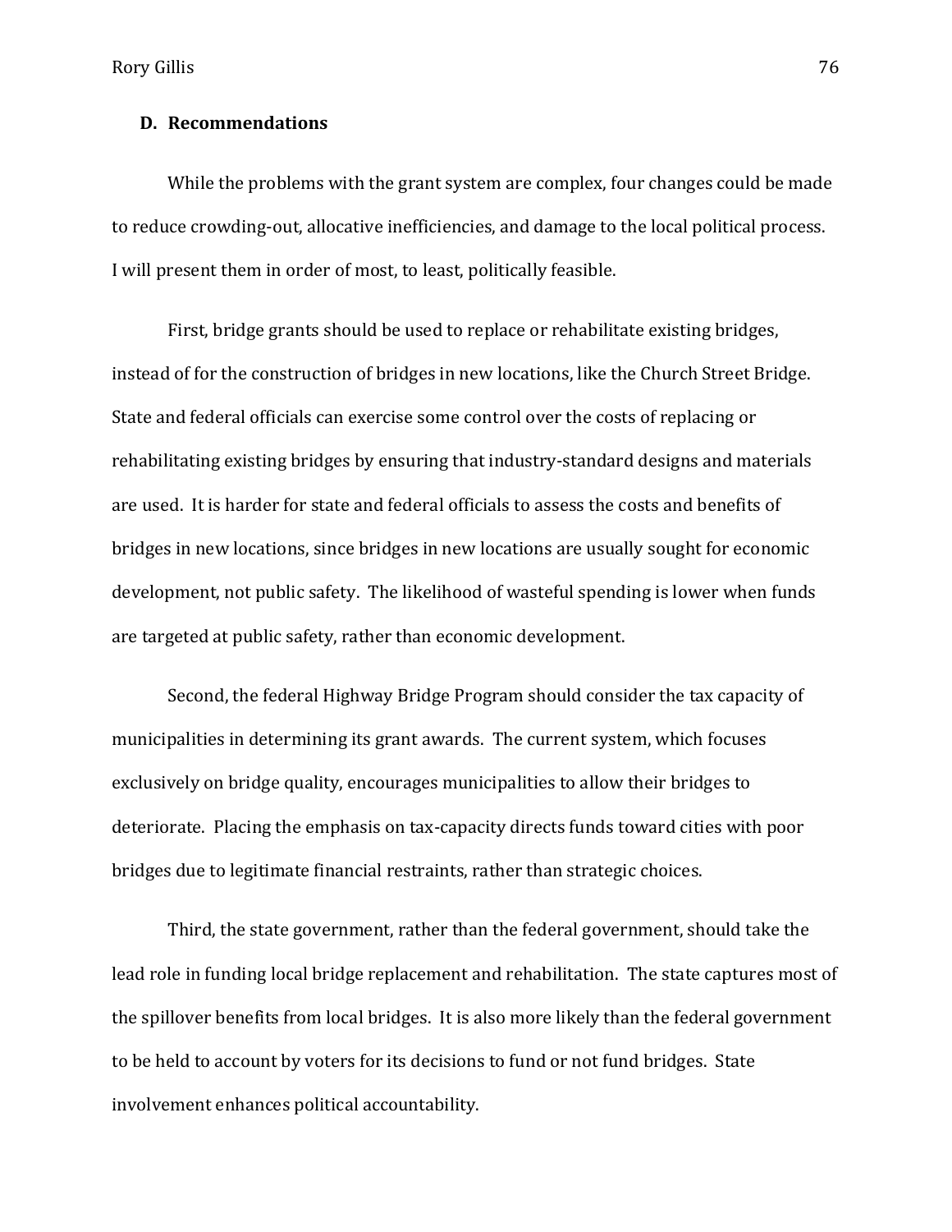### D. Recommendations

While the problems with the grant system are complex, four changes could be made to reduce crowding-out, allocative inefficiencies, and damage to the local political process. I will present them in order of most, to least, politically feasible.

First, bridge grants should be used to replace or rehabilitate existing bridges, instead of for the construction of bridges in new locations, like the Church Street Bridge. State and federal officials can exercise some control over the costs of replacing or rehabilitating existing bridges by ensuring that industry-standard designs and materials are used. It is harder for state and federal officials to assess the costs and benefits of bridges in new locations, since bridges in new locations are usually sought for economic development, not public safety. The likelihood of wasteful spending is lower when funds are targeted at public safety, rather than economic development.

Second, the federal Highway Bridge Program should consider the tax capacity of municipalities in determining its grant awards. The current system, which focuses exclusively on bridge quality, encourages municipalities to allow their bridges to deteriorate. Placing the emphasis on tax-capacity directs funds toward cities with poor bridges due to legitimate financial restraints, rather than strategic choices.

Third, the state government, rather than the federal government, should take the lead role in funding local bridge replacement and rehabilitation. The state captures most of the spillover benefits from local bridges. It is also more likely than the federal government to be held to account by voters for its decisions to fund or not fund bridges. State involvement enhances political accountability.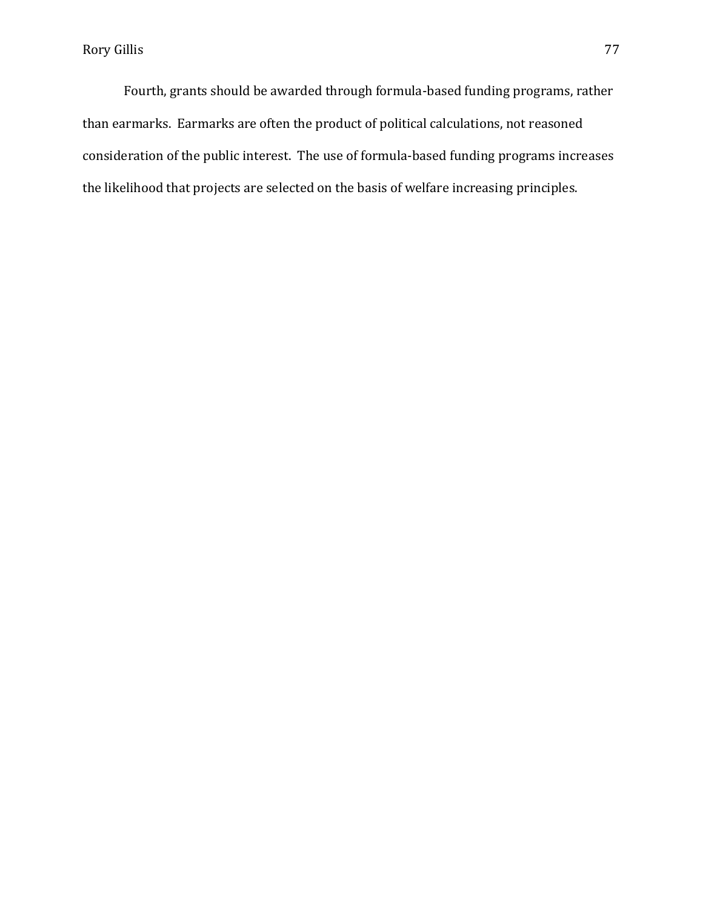Fourth, grants should be awarded through formula-based funding programs, rather than earmarks. Earmarks are often the product of political calculations, not reasoned consideration of the public interest. The use of formula-based funding programs increases the likelihood that projects are selected on the basis of welfare increasing principles.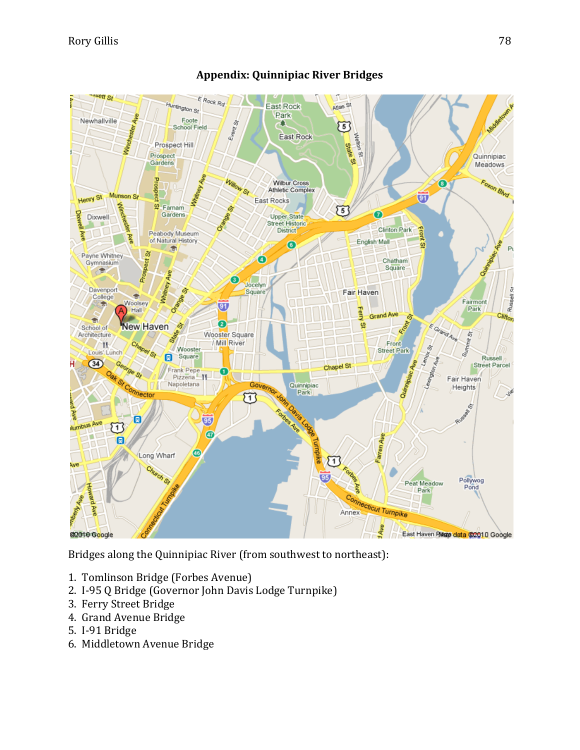## Appendix: Quinnipiac River Bridges

Bridges along the Quinnipiac River (from southwest to northeast):

1. Tomlinson Bridge (Forbes Avenue)
2. I-95 Q Bridge (Governor John Davis Lodge Turnpike)
3. Ferry Street Bridge
4. Grand Avenue Bridge
5. I-91 Bridge
6. Middletown Avenue Bridge